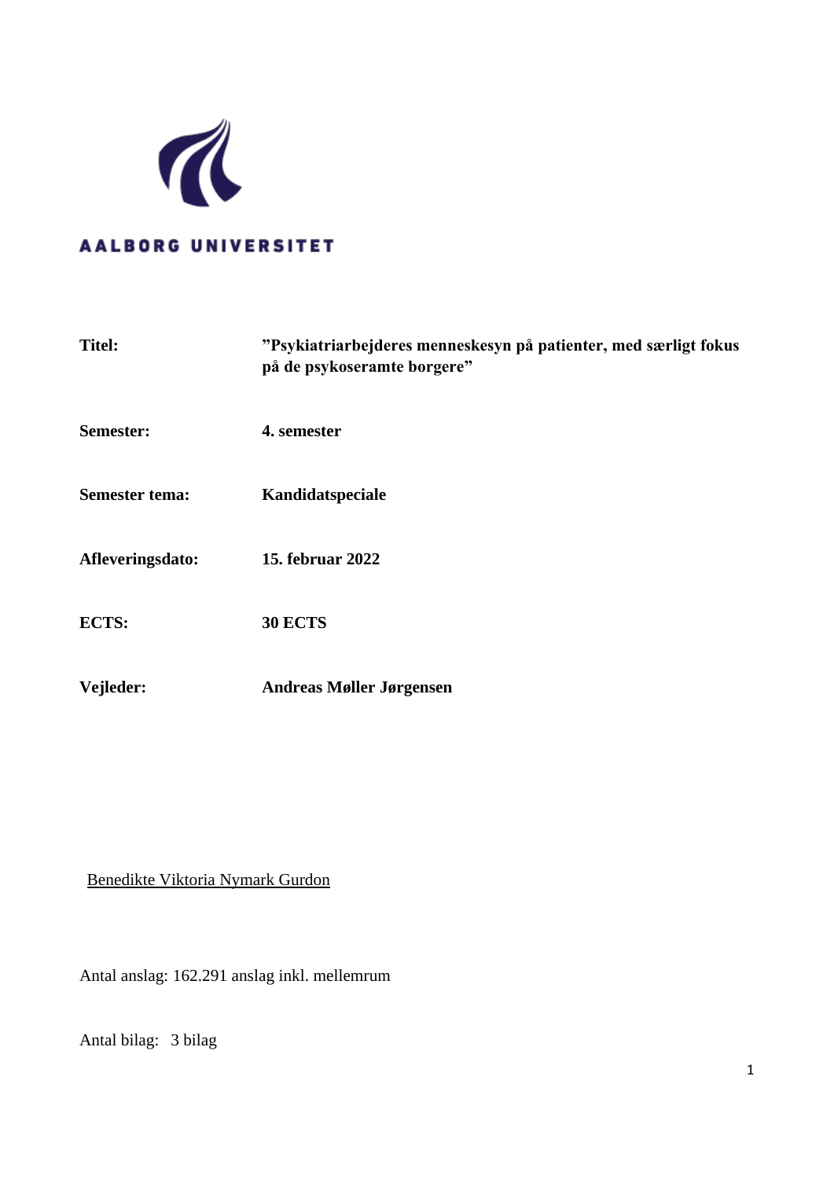AALBORG UNIVERSITET

| | |
|---|---|
| **Titel:** | **”Psykiatriarbejderes menneskesyn på patienter, med særligt fokus på de psykoseramte borgere”** |
| **Semester:** | **4. semester** |
| **Semester tema:** | **Kandidatspeciale** |
| **Afleveringsdato:** | **15. februar 2022** |
| **ECTS:** | **30 ECTS** |
| **Vejleder:** | **Andreas Møller Jørgensen** |

Benedikte Viktoria Nymark Gurdon

Antal anslag: 162.291 anslag inkl. mellemrum

Antal bilag: 3 bilag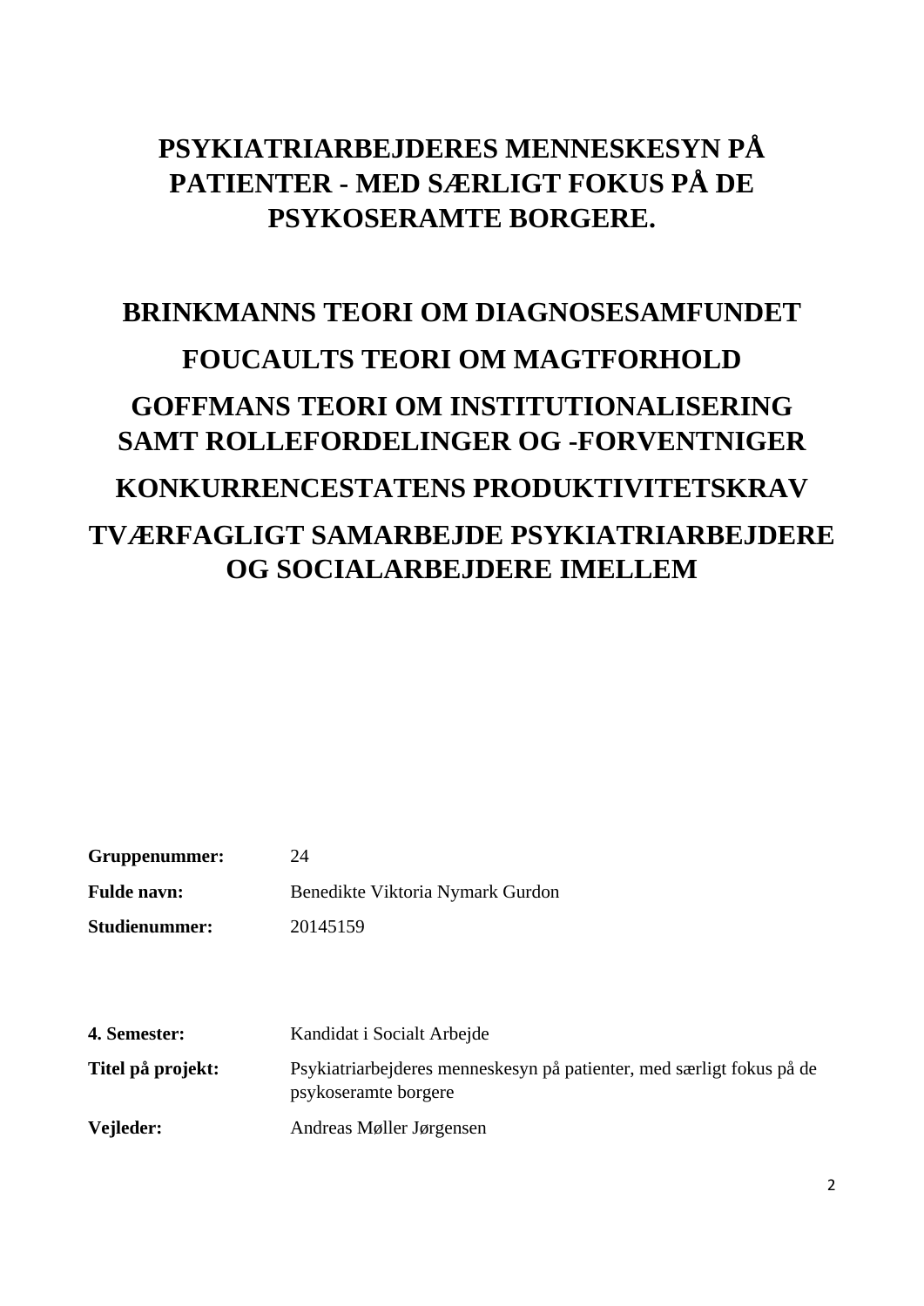# PSYKIATRIARBEJDERES MENNESKESYN PÅ PATIENTER - MED SÆRLIGT FOKUS PÅ DE PSYKOSERAMTE BORGERE.

## BRINKMANNS TEORI OM DIAGNOSESAMFUNDET

## FOUCAULTS TEORI OM MAGTFORHOLD

## GOFFMANS TEORI OM INSTITUTIONALISERING SAMT ROLLEFORDELINGER OG -FORVENTNIGER

## KONKURRENCESTATENS PRODUKTIVITETSKRAV

## TVÆRFAGLIGT SAMARBEJDE PSYKIATRIARBEJDERE OG SOCIALARBEJDERE IMELLEM

| | |
|---|---|
| **Gruppenummer:** | 24 |
| **Fulde navn:** | Benedikte Viktoria Nymark Gurdon |
| **Studienummer:** | 20145159 |

| | |
|---|---|
| **4. Semester:** | Kandidat i Socialt Arbejde |
| **Titel på projekt:** | Psykiatriarbejderes menneskesyn på patienter, med særligt fokus på de psykoseramte borgere |
| **Vejleder:** | Andreas Møller Jørgensen |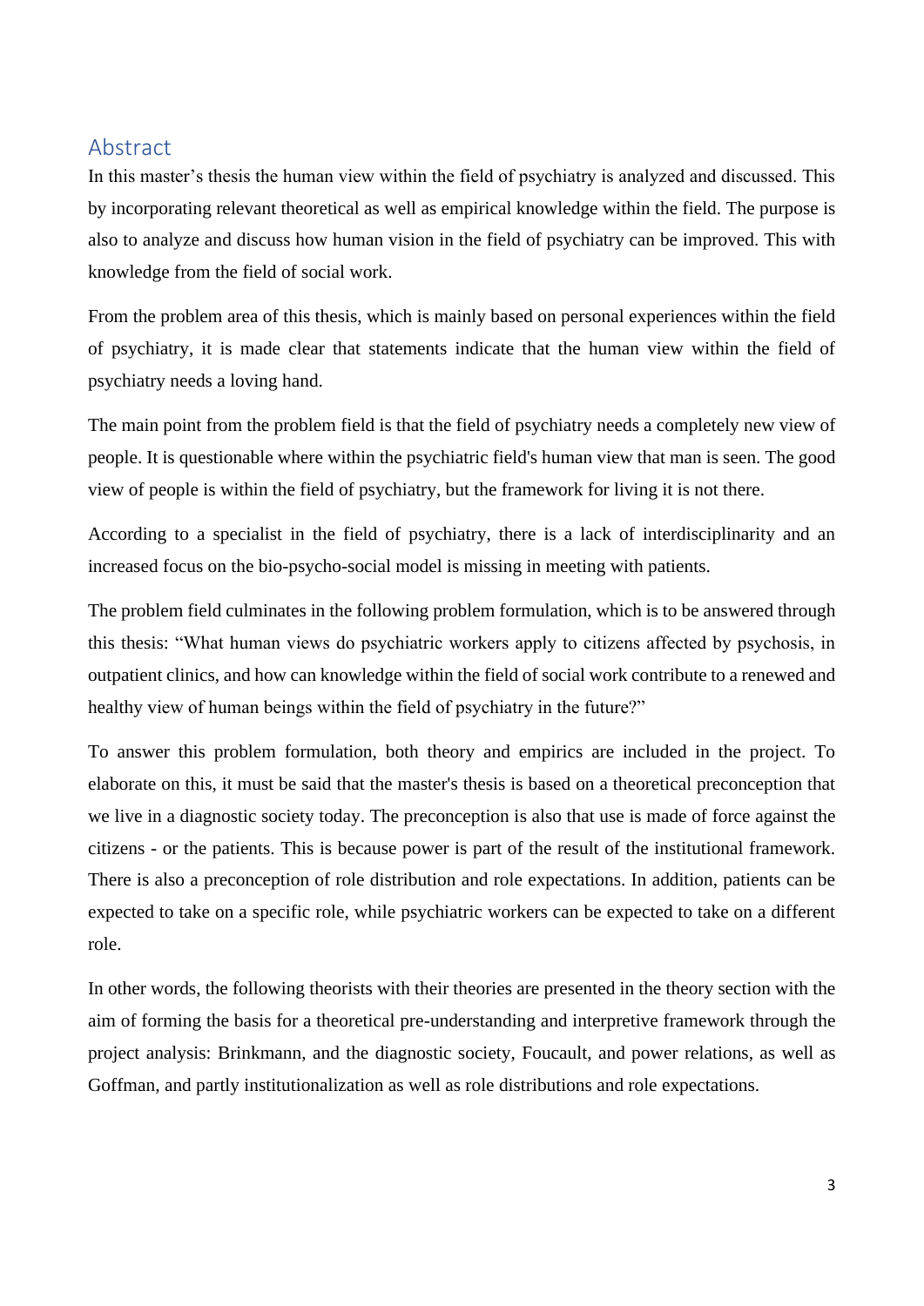## Abstract

In this master's thesis the human view within the field of psychiatry is analyzed and discussed. This by incorporating relevant theoretical as well as empirical knowledge within the field. The purpose is also to analyze and discuss how human vision in the field of psychiatry can be improved. This with knowledge from the field of social work.

From the problem area of this thesis, which is mainly based on personal experiences within the field of psychiatry, it is made clear that statements indicate that the human view within the field of psychiatry needs a loving hand.

The main point from the problem field is that the field of psychiatry needs a completely new view of people. It is questionable where within the psychiatric field's human view that man is seen. The good view of people is within the field of psychiatry, but the framework for living it is not there.

According to a specialist in the field of psychiatry, there is a lack of interdisciplinarity and an increased focus on the bio-psycho-social model is missing in meeting with patients.

The problem field culminates in the following problem formulation, which is to be answered through this thesis: "What human views do psychiatric workers apply to citizens affected by psychosis, in outpatient clinics, and how can knowledge within the field of social work contribute to a renewed and healthy view of human beings within the field of psychiatry in the future?"

To answer this problem formulation, both theory and empirics are included in the project. To elaborate on this, it must be said that the master's thesis is based on a theoretical preconception that we live in a diagnostic society today. The preconception is also that use is made of force against the citizens - or the patients. This is because power is part of the result of the institutional framework. There is also a preconception of role distribution and role expectations. In addition, patients can be expected to take on a specific role, while psychiatric workers can be expected to take on a different role.

In other words, the following theorists with their theories are presented in the theory section with the aim of forming the basis for a theoretical pre-understanding and interpretive framework through the project analysis: Brinkmann, and the diagnostic society, Foucault, and power relations, as well as Goffman, and partly institutionalization as well as role distributions and role expectations.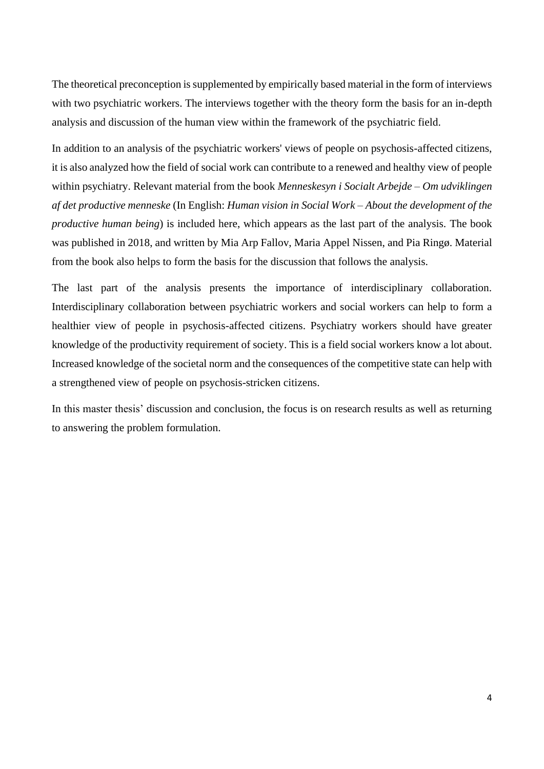The theoretical preconception is supplemented by empirically based material in the form of interviews with two psychiatric workers. The interviews together with the theory form the basis for an in-depth analysis and discussion of the human view within the framework of the psychiatric field.

In addition to an analysis of the psychiatric workers' views of people on psychosis-affected citizens, it is also analyzed how the field of social work can contribute to a renewed and healthy view of people within psychiatry. Relevant material from the book *Menneskesyn i Socialt Arbejde – Om udviklingen af det productive menneske* (In English: *Human vision in Social Work – About the development of the productive human being*) is included here, which appears as the last part of the analysis. The book was published in 2018, and written by Mia Arp Fallov, Maria Appel Nissen, and Pia Ringø. Material from the book also helps to form the basis for the discussion that follows the analysis.

The last part of the analysis presents the importance of interdisciplinary collaboration. Interdisciplinary collaboration between psychiatric workers and social workers can help to form a healthier view of people in psychosis-affected citizens. Psychiatry workers should have greater knowledge of the productivity requirement of society. This is a field social workers know a lot about. Increased knowledge of the societal norm and the consequences of the competitive state can help with a strengthened view of people on psychosis-stricken citizens.

In this master thesis' discussion and conclusion, the focus is on research results as well as returning to answering the problem formulation.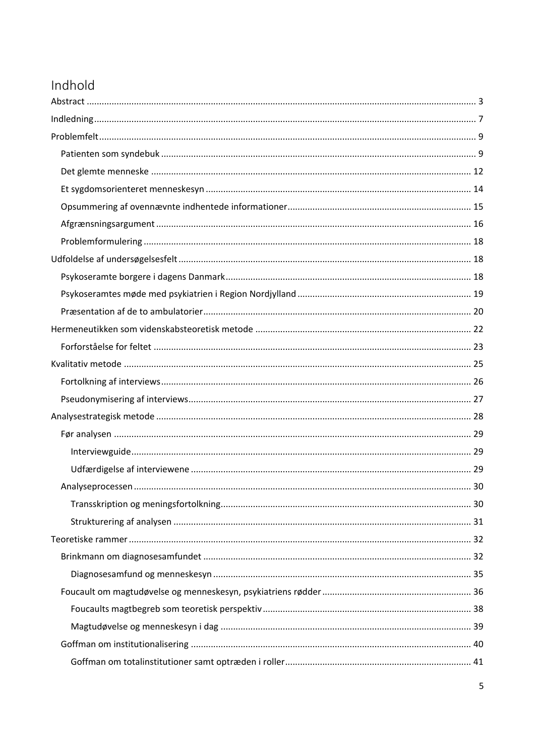# Indhold

Abstract ........................................................................................................................................ 3

Indledning ..................................................................................................................................... 7

Problemfelt .................................................................................................................................... 9

- Patienten som syndebuk ........................................................................................................... 9
- Det glemte menneske .............................................................................................................. 12
- Et sygdomsorienteret menneskesyn ........................................................................................ 14
- Opsummering af ovennævnte indhentede informationer ....................................................... 15
- Afgrænsningsargument ............................................................................................................ 16
- Problemformulering ................................................................................................................. 18

Udfoldelse af undersøgelsesfelt ................................................................................................... 18

- Psykoseramte borgere i dagens Danmark ................................................................................ 18
- Psykoseramtes møde med psykiatrien i Region Nordjylland .................................................... 19
- Præsentation af de to ambulatorier ......................................................................................... 20

Hermeneutikken som videnskabsteoretisk metode ..................................................................... 22

- Forforståelse for feltet ............................................................................................................. 23

Kvalitativ metode ......................................................................................................................... 25

- Fortolkning af interviews .......................................................................................................... 26
- Pseudonymisering af interviews ............................................................................................... 27

Analysestrategisk metode ............................................................................................................ 28

- Før analysen ............................................................................................................................. 29
  - Interviewguide ...................................................................................................................... 29
  - Udfærdigelse af interviewene ............................................................................................... 29
- Analyseprocessen ..................................................................................................................... 30
  - Transskription og meningsfortolkning .................................................................................. 30
  - Strukturering af analysen ..................................................................................................... 31

Teoretiske rammer ....................................................................................................................... 32

- Brinkmann om diagnosesamfundet ......................................................................................... 32
  - Diagnosesamfund og menneskesyn ...................................................................................... 35
- Foucault om magtudøvelse og menneskesyn, psykiatriens rødder .......................................... 36
  - Foucaults magtbegreb som teoretisk perspektiv .................................................................. 38
  - Magtudøvelse og menneskesyn i dag ................................................................................... 39
- Goffman om institutionalisering ............................................................................................... 40
  - Goffman om totalinstitutioner samt optræden i roller ......................................................... 41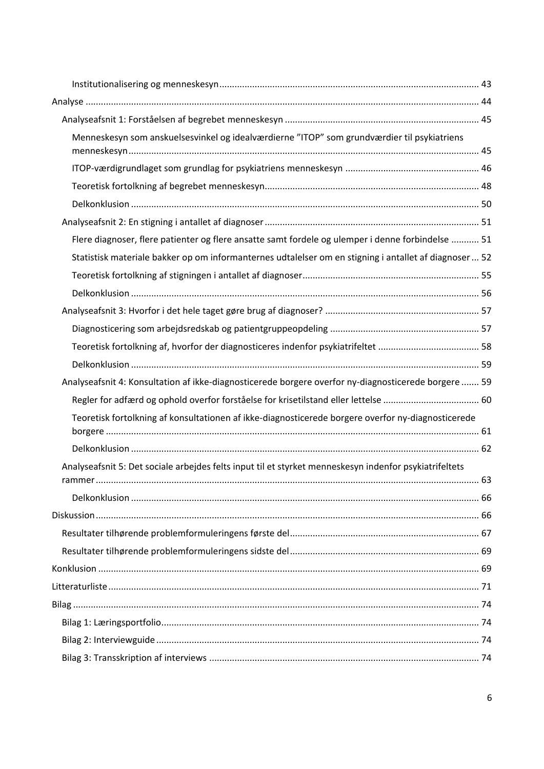- Institutionalisering og menneskesyn ..... 43
- Analyse ..... 44
  - Analyseafsnit 1: Forståelsen af begrebet menneskesyn ..... 45
    - Menneskesyn som anskuelsesvinkel og idealværdierne "ITOP" som grundværdier til psykiatriens menneskesyn ..... 45
    - ITOP-værdigrundlaget som grundlag for psykiatriens menneskesyn ..... 46
    - Teoretisk fortolkning af begrebet menneskesyn ..... 48
    - Delkonklusion ..... 50
  - Analyseafsnit 2: En stigning i antallet af diagnoser ..... 51
    - Flere diagnoser, flere patienter og flere ansatte samt fordele og ulemper i denne forbindelse ..... 51
    - Statistisk materiale bakker op om informanternes udtalelser om en stigning i antallet af diagnoser ..... 52
    - Teoretisk fortolkning af stigningen i antallet af diagnoser ..... 55
    - Delkonklusion ..... 56
  - Analyseafsnit 3: Hvorfor i det hele taget gøre brug af diagnoser? ..... 57
    - Diagnosticering som arbejdsredskab og patientgruppeopdeling ..... 57
    - Teoretisk fortolkning af, hvorfor der diagnosticeres indenfor psykiatrifeltet ..... 58
    - Delkonklusion ..... 59
  - Analyseafsnit 4: Konsultation af ikke-diagnosticerede borgere overfor ny-diagnosticerede borgere ..... 59
    - Regler for adfærd og ophold overfor forståelse for krisetilstand eller lettelse ..... 60
    - Teoretisk fortolkning af konsultationen af ikke-diagnosticerede borgere overfor ny-diagnosticerede borgere ..... 61
    - Delkonklusion ..... 62
  - Analyseafsnit 5: Det sociale arbejdes felts input til et styrket menneskesyn indenfor psykiatrifeltets rammer ..... 63
    - Delkonklusion ..... 66
- Diskussion ..... 66
  - Resultater tilhørende problemformuleringens første del ..... 67
  - Resultater tilhørende problemformuleringens sidste del ..... 69
- Konklusion ..... 69
- Litteraturliste ..... 71
- Bilag ..... 74
  - Bilag 1: Læringsportfolio ..... 74
  - Bilag 2: Interviewguide ..... 74
  - Bilag 3: Transskription af interviews ..... 74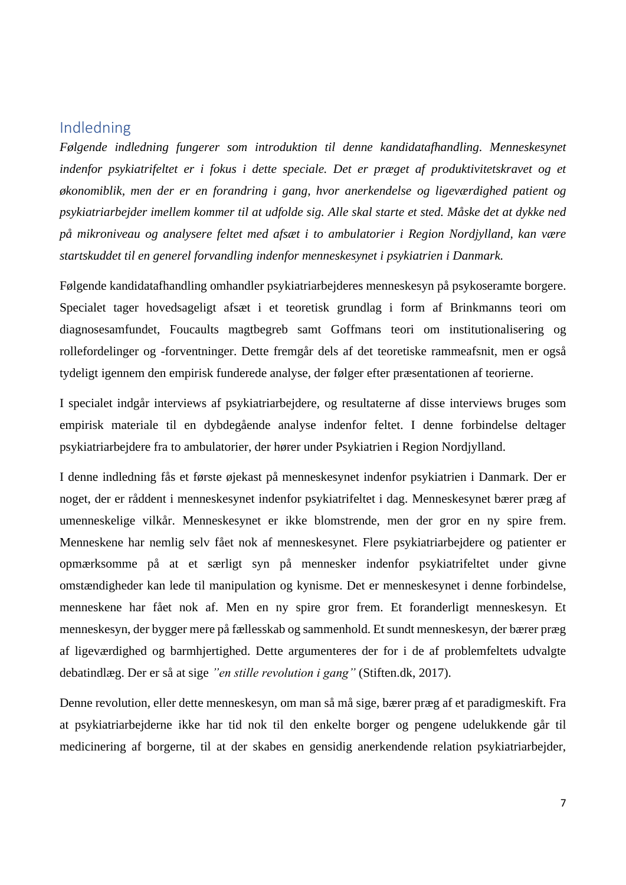# Indledning

*Følgende indledning fungerer som introduktion til denne kandidatafhandling. Menneskesynet indenfor psykiatrifeltet er i fokus i dette speciale. Det er præget af produktivitetskravet og et økonomiblik, men der er en forandring i gang, hvor anerkendelse og ligeværdighed patient og psykiatriarbejder imellem kommer til at udfolde sig. Alle skal starte et sted. Måske det at dykke ned på mikroniveau og analysere feltet med afsæt i to ambulatorier i Region Nordjylland, kan være startskuddet til en generel forvandling indenfor menneskesynet i psykiatrien i Danmark.*

Følgende kandidatafhandling omhandler psykiatriarbejderes menneskesyn på psykoseramte borgere. Specialet tager hovedsageligt afsæt i et teoretisk grundlag i form af Brinkmanns teori om diagnosesamfundet, Foucaults magtbegreb samt Goffmans teori om institutionalisering og rollefordelinger og -forventninger. Dette fremgår dels af det teoretiske rammeafsnit, men er også tydeligt igennem den empirisk funderede analyse, der følger efter præsentationen af teorierne.

I specialet indgår interviews af psykiatriarbejdere, og resultaterne af disse interviews bruges som empirisk materiale til en dybdegående analyse indenfor feltet. I denne forbindelse deltager psykiatriarbejdere fra to ambulatorier, der hører under Psykiatrien i Region Nordjylland.

I denne indledning fås et første øjekast på menneskesynet indenfor psykiatrien i Danmark. Der er noget, der er råddent i menneskesynet indenfor psykiatrifeltet i dag. Menneskesynet bærer præg af umenneskelige vilkår. Menneskesynet er ikke blomstrende, men der gror en ny spire frem. Menneskene har nemlig selv fået nok af menneskesynet. Flere psykiatriarbejdere og patienter er opmærksomme på at et særligt syn på mennesker indenfor psykiatrifeltet under givne omstændigheder kan lede til manipulation og kynisme. Det er menneskesynet i denne forbindelse, menneskene har fået nok af. Men en ny spire gror frem. Et foranderligt menneskesyn. Et menneskesyn, der bygger mere på fællesskab og sammenhold. Et sundt menneskesyn, der bærer præg af ligeværdighed og barmhjertighed. Dette argumenteres der for i de af problemfeltets udvalgte debatindlæg. Der er så at sige *"en stille revolution i gang"* (Stiften.dk, 2017).

Denne revolution, eller dette menneskesyn, om man så må sige, bærer præg af et paradigmeskift. Fra at psykiatriarbejderne ikke har tid nok til den enkelte borger og pengene udelukkende går til medicinering af borgerne, til at der skabes en gensidig anerkendende relation psykiatriarbejder,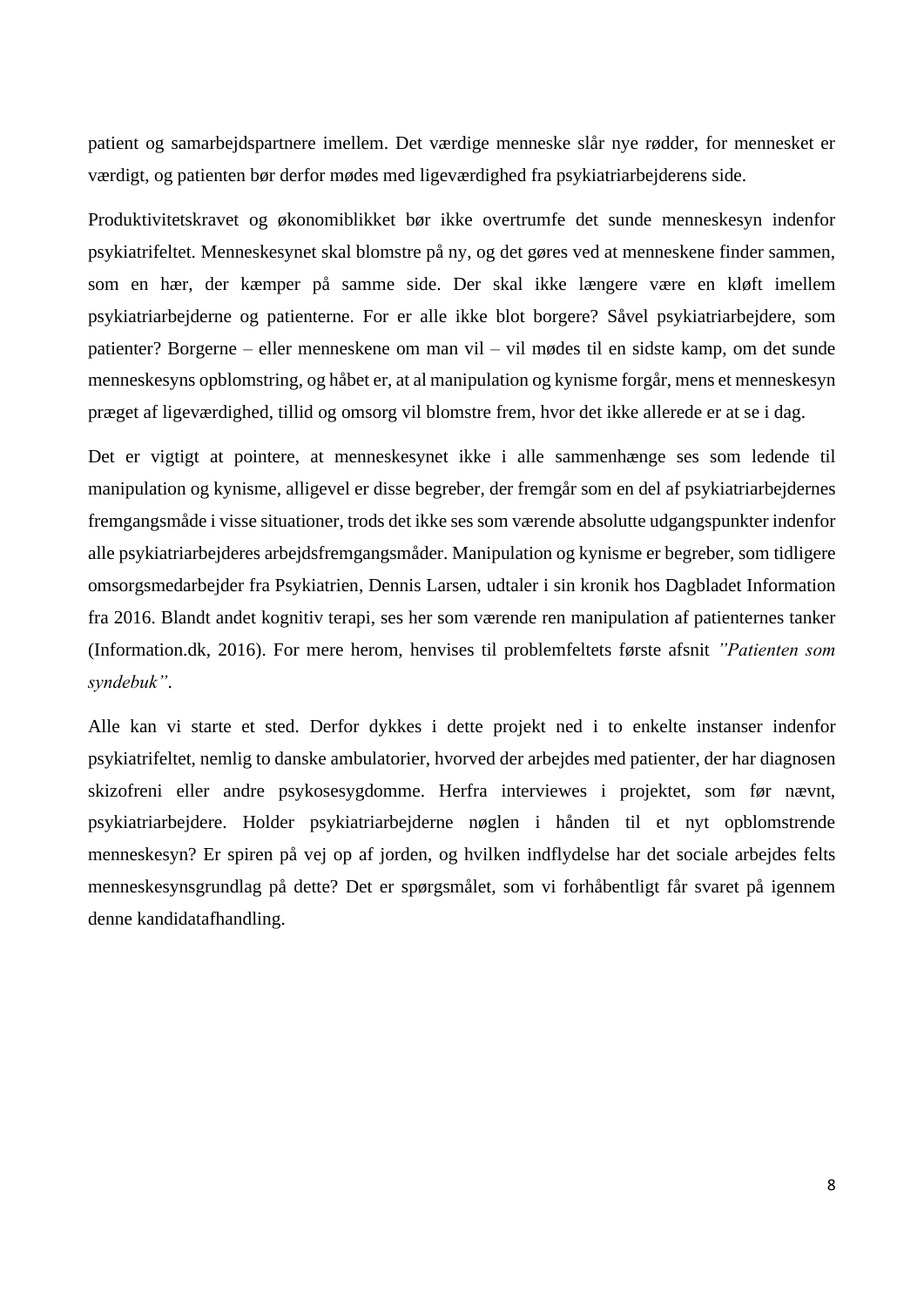patient og samarbejdspartnere imellem. Det værdige menneske slår nye rødder, for mennesket er værdigt, og patienten bør derfor mødes med ligeværdighed fra psykiatriarbejderens side.

Produktivitetskravet og økonomiblikket bør ikke overtrumfe det sunde menneskesyn indenfor psykiatrifeltet. Menneskesynet skal blomstre på ny, og det gøres ved at menneskene finder sammen, som en hær, der kæmper på samme side. Der skal ikke længere være en kløft imellem psykiatriarbejderne og patienterne. For er alle ikke blot borgere? Såvel psykiatriarbejdere, som patienter? Borgerne – eller menneskene om man vil – vil mødes til en sidste kamp, om det sunde menneskesyns opblomstring, og håbet er, at al manipulation og kynisme forgår, mens et menneskesyn præget af ligeværdighed, tillid og omsorg vil blomstre frem, hvor det ikke allerede er at se i dag.

Det er vigtigt at pointere, at menneskesynet ikke i alle sammenhænge ses som ledende til manipulation og kynisme, alligevel er disse begreber, der fremgår som en del af psykiatriarbejdernes fremgangsmåde i visse situationer, trods det ikke ses som værende absolutte udgangspunkter indenfor alle psykiatriarbejderes arbejdsfremgangsmåder. Manipulation og kynisme er begreber, som tidligere omsorgsmedarbejder fra Psykiatrien, Dennis Larsen, udtaler i sin kronik hos Dagbladet Information fra 2016. Blandt andet kognitiv terapi, ses her som værende ren manipulation af patienternes tanker (Information.dk, 2016). For mere herom, henvises til problemfeltets første afsnit *"Patienten som syndebuk"*.

Alle kan vi starte et sted. Derfor dykkes i dette projekt ned i to enkelte instanser indenfor psykiatrifeltet, nemlig to danske ambulatorier, hvorved der arbejdes med patienter, der har diagnosen skizofreni eller andre psykosesygdomme. Herfra interviewes i projektet, som før nævnt, psykiatriarbejdere. Holder psykiatriarbejderne nøglen i hånden til et nyt opblomstrende menneskesyn? Er spiren på vej op af jorden, og hvilken indflydelse har det sociale arbejdes felts menneskesynsgrundlag på dette? Det er spørgsmålet, som vi forhåbentligt får svaret på igennem denne kandidatafhandling.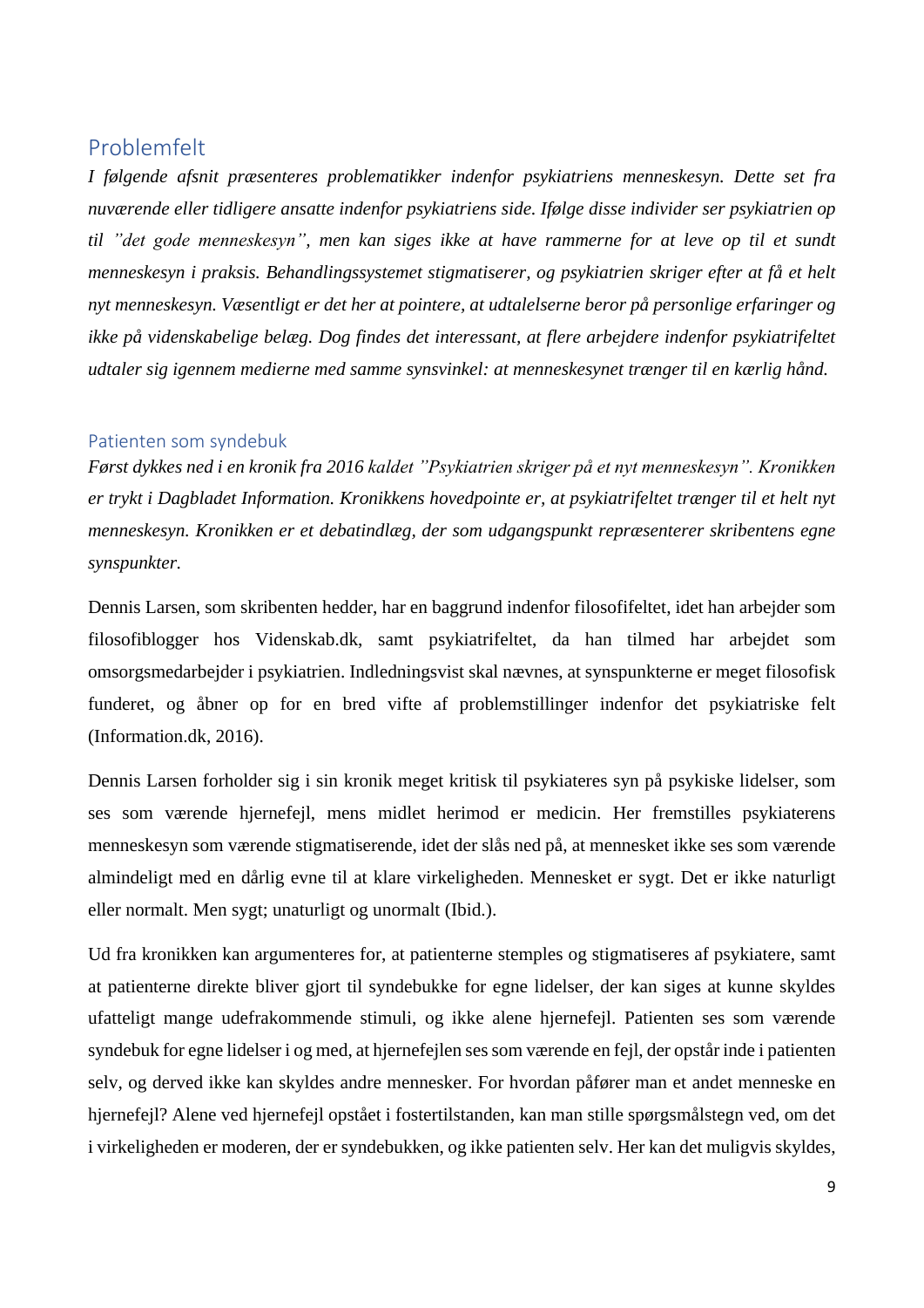# Problemfelt

*I følgende afsnit præsenteres problematikker indenfor psykiatriens menneskesyn. Dette set fra nuværende eller tidligere ansatte indenfor psykiatriens side. Ifølge disse individer ser psykiatrien op til "det gode menneskesyn", men kan siges ikke at have rammerne for at leve op til et sundt menneskesyn i praksis. Behandlingssystemet stigmatiserer, og psykiatrien skriger efter at få et helt nyt menneskesyn. Væsentligt er det her at pointere, at udtalelserne beror på personlige erfaringer og ikke på videnskabelige belæg. Dog findes det interessant, at flere arbejdere indenfor psykiatrifeltet udtaler sig igennem medierne med samme synsvinkel: at menneskesynet trænger til en kærlig hånd.*

## Patienten som syndebuk

*Først dykkes ned i en kronik fra 2016 kaldet "Psykiatrien skriger på et nyt menneskesyn". Kronikken er trykt i Dagbladet Information. Kronikkens hovedpointe er, at psykiatrifeltet trænger til et helt nyt menneskesyn. Kronikken er et debatindlæg, der som udgangspunkt repræsenterer skribentens egne synspunkter.*

Dennis Larsen, som skribenten hedder, har en baggrund indenfor filosofifeltet, idet han arbejder som filosofiblogger hos Videnskab.dk, samt psykiatrifeltet, da han tilmed har arbejdet som omsorgsmedarbejder i psykiatrien. Indledningsvist skal nævnes, at synspunkterne er meget filosofisk funderet, og åbner op for en bred vifte af problemstillinger indenfor det psykiatriske felt (Information.dk, 2016).

Dennis Larsen forholder sig i sin kronik meget kritisk til psykiateres syn på psykiske lidelser, som ses som værende hjernefejl, mens midlet herimod er medicin. Her fremstilles psykiaterens menneskesyn som værende stigmatiserende, idet der slås ned på, at mennesket ikke ses som værende almindeligt med en dårlig evne til at klare virkeligheden. Mennesket er sygt. Det er ikke naturligt eller normalt. Men sygt; unaturligt og unormalt (Ibid.).

Ud fra kronikken kan argumenteres for, at patienterne stemples og stigmatiseres af psykiatere, samt at patienterne direkte bliver gjort til syndebukke for egne lidelser, der kan siges at kunne skyldes ufatteligt mange udefrakommende stimuli, og ikke alene hjernefejl. Patienten ses som værende syndebuk for egne lidelser i og med, at hjernefejlen ses som værende en fejl, der opstår inde i patienten selv, og derved ikke kan skyldes andre mennesker. For hvordan påfører man et andet menneske en hjernefejl? Alene ved hjernefejl opstået i fostertilstanden, kan man stille spørgsmålstegn ved, om det i virkeligheden er moderen, der er syndebukken, og ikke patienten selv. Her kan det muligvis skyldes,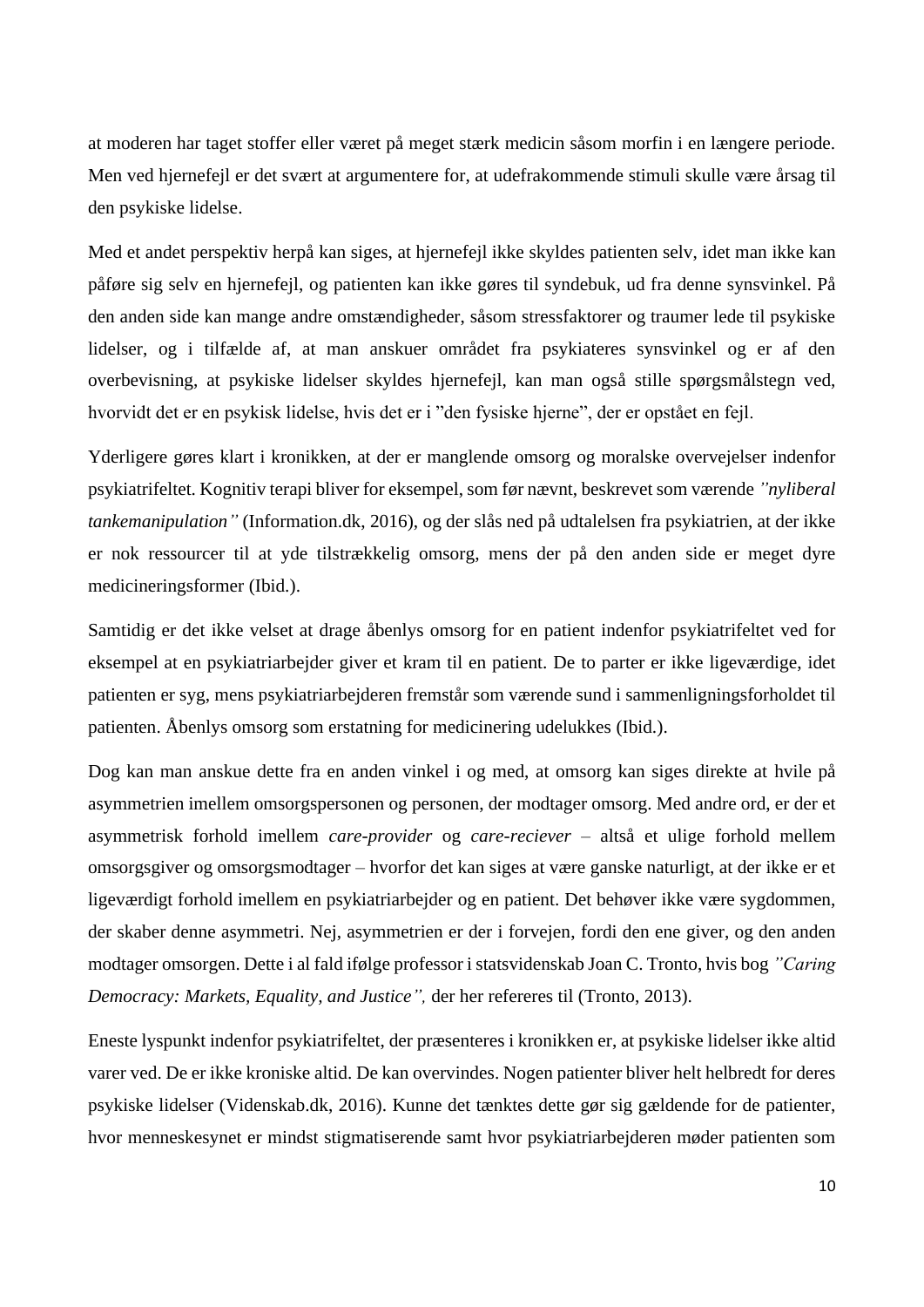at moderen har taget stoffer eller været på meget stærk medicin såsom morfin i en længere periode. Men ved hjernefejl er det svært at argumentere for, at udefrakommende stimuli skulle være årsag til den psykiske lidelse.

Med et andet perspektiv herpå kan siges, at hjernefejl ikke skyldes patienten selv, idet man ikke kan påføre sig selv en hjernefejl, og patienten kan ikke gøres til syndebuk, ud fra denne synsvinkel. På den anden side kan mange andre omstændigheder, såsom stressfaktorer og traumer lede til psykiske lidelser, og i tilfælde af, at man anskuer området fra psykiateres synsvinkel og er af den overbevisning, at psykiske lidelser skyldes hjernefejl, kan man også stille spørgsmålstegn ved, hvorvidt det er en psykisk lidelse, hvis det er i "den fysiske hjerne", der er opstået en fejl.

Yderligere gøres klart i kronikken, at der er manglende omsorg og moralske overvejelser indenfor psykiatrifeltet. Kognitiv terapi bliver for eksempel, som før nævnt, beskrevet som værende *"nyliberal tankemanipulation"* (Information.dk, 2016), og der slås ned på udtalelsen fra psykiatrien, at der ikke er nok ressourcer til at yde tilstrækkelig omsorg, mens der på den anden side er meget dyre medicineringsformer (Ibid.).

Samtidig er det ikke velset at drage åbenlys omsorg for en patient indenfor psykiatrifeltet ved for eksempel at en psykiatriarbejder giver et kram til en patient. De to parter er ikke ligeværdige, idet patienten er syg, mens psykiatriarbejderen fremstår som værende sund i sammenligningsforholdet til patienten. Åbenlys omsorg som erstatning for medicinering udelukkes (Ibid.).

Dog kan man anskue dette fra en anden vinkel i og med, at omsorg kan siges direkte at hvile på asymmetrien imellem omsorgspersonen og personen, der modtager omsorg. Med andre ord, er der et asymmetrisk forhold imellem *care-provider* og *care-reciever* – altså et ulige forhold mellem omsorgsgiver og omsorgsmodtager – hvorfor det kan siges at være ganske naturligt, at der ikke er et ligeværdigt forhold imellem en psykiatriarbejder og en patient. Det behøver ikke være sygdommen, der skaber denne asymmetri. Nej, asymmetrien er der i forvejen, fordi den ene giver, og den anden modtager omsorgen. Dette i al fald ifølge professor i statsvidenskab Joan C. Tronto, hvis bog *"Caring Democracy: Markets, Equality, and Justice",* der her refereres til (Tronto, 2013).

Eneste lyspunkt indenfor psykiatrifeltet, der præsenteres i kronikken er, at psykiske lidelser ikke altid varer ved. De er ikke kroniske altid. De kan overvindes. Nogen patienter bliver helt helbredt for deres psykiske lidelser (Videnskab.dk, 2016). Kunne det tænktes dette gør sig gældende for de patienter, hvor menneskesynet er mindst stigmatiserende samt hvor psykiatriarbejderen møder patienten som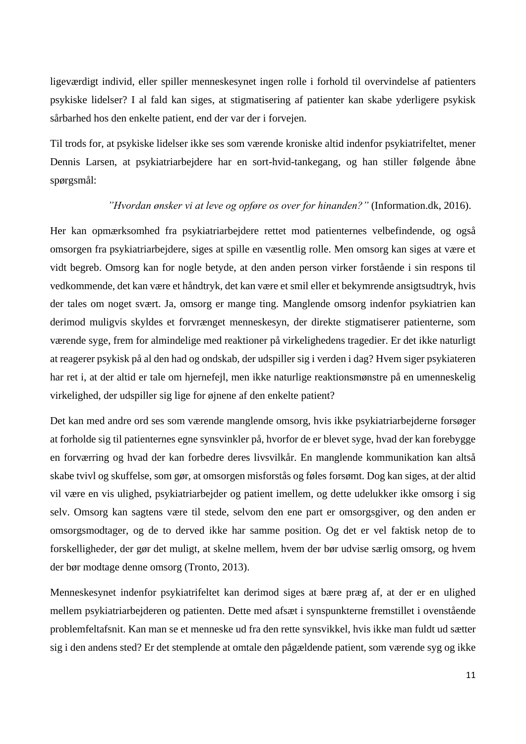ligeværdigt individ, eller spiller menneskesynet ingen rolle i forhold til overvindelse af patienters psykiske lidelser? I al fald kan siges, at stigmatisering af patienter kan skabe yderligere psykisk sårbarhed hos den enkelte patient, end der var der i forvejen.

Til trods for, at psykiske lidelser ikke ses som værende kroniske altid indenfor psykiatrifeltet, mener Dennis Larsen, at psykiatriarbejdere har en sort-hvid-tankegang, og han stiller følgende åbne spørgsmål:

> *"Hvordan ønsker vi at leve og opføre os over for hinanden?"* (Information.dk, 2016).

Her kan opmærksomhed fra psykiatriarbejdere rettet mod patienternes velbefindende, og også omsorgen fra psykiatriarbejdere, siges at spille en væsentlig rolle. Men omsorg kan siges at være et vidt begreb. Omsorg kan for nogle betyde, at den anden person virker forstående i sin respons til vedkommende, det kan være et håndtryk, det kan være et smil eller et bekymrende ansigtsudtryk, hvis der tales om noget svært. Ja, omsorg er mange ting. Manglende omsorg indenfor psykiatrien kan derimod muligvis skyldes et forvrænget menneskesyn, der direkte stigmatiserer patienterne, som værende syge, frem for almindelige med reaktioner på virkelighedens tragedier. Er det ikke naturligt at reagerer psykisk på al den had og ondskab, der udspiller sig i verden i dag? Hvem siger psykiateren har ret i, at der altid er tale om hjernefejl, men ikke naturlige reaktionsmønstre på en umenneskelig virkelighed, der udspiller sig lige for øjnene af den enkelte patient?

Det kan med andre ord ses som værende manglende omsorg, hvis ikke psykiatriarbejderne forsøger at forholde sig til patienternes egne synsvinkler på, hvorfor de er blevet syge, hvad der kan forebygge en forværring og hvad der kan forbedre deres livsvilkår. En manglende kommunikation kan altså skabe tvivl og skuffelse, som gør, at omsorgen misforstås og føles forsømt. Dog kan siges, at der altid vil være en vis ulighed, psykiatriarbejder og patient imellem, og dette udelukker ikke omsorg i sig selv. Omsorg kan sagtens være til stede, selvom den ene part er omsorgsgiver, og den anden er omsorgsmodtager, og de to derved ikke har samme position. Og det er vel faktisk netop de to forskelligheder, der gør det muligt, at skelne mellem, hvem der bør udvise særlig omsorg, og hvem der bør modtage denne omsorg (Tronto, 2013).

Menneskesynet indenfor psykiatrifeltet kan derimod siges at bære præg af, at der er en ulighed mellem psykiatriarbejderen og patienten. Dette med afsæt i synspunkterne fremstillet i ovenstående problemfeltafsnit. Kan man se et menneske ud fra den rette synsvikkel, hvis ikke man fuldt ud sætter sig i den andens sted? Er det stemplende at omtale den pågældende patient, som værende syg og ikke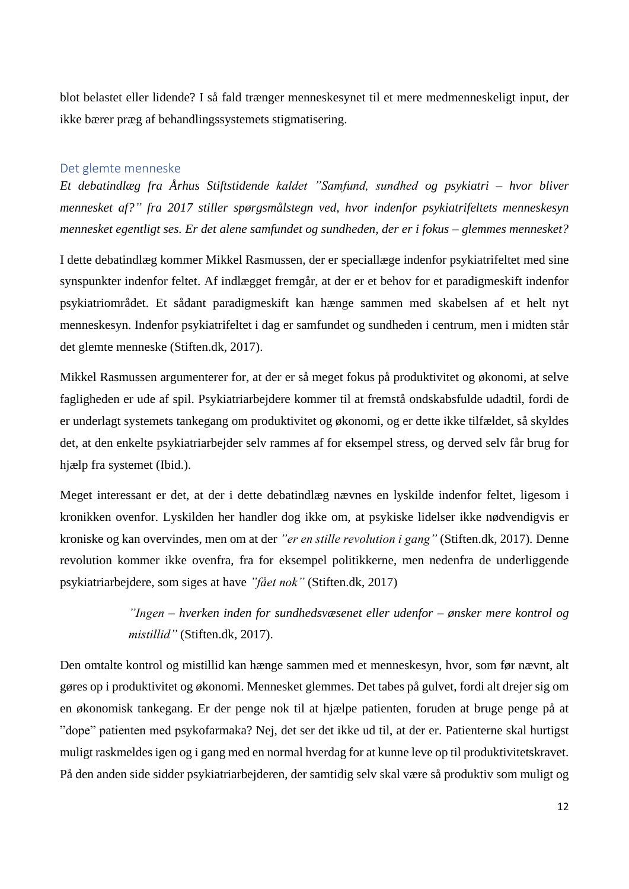blot belastet eller lidende? I så fald trænger menneskesynet til et mere medmenneskeligt input, der ikke bærer præg af behandlingssystemets stigmatisering.

## Det glemte menneske

*Et debatindlæg fra Århus Stiftstidende kaldet "Samfund, sundhed og psykiatri – hvor bliver mennesket af?" fra 2017 stiller spørgsmålstegn ved, hvor indenfor psykiatrifeltets menneskesyn mennesket egentligt ses. Er det alene samfundet og sundheden, der er i fokus – glemmes mennesket?*

I dette debatindlæg kommer Mikkel Rasmussen, der er speciallæge indenfor psykiatrifeltet med sine synspunkter indenfor feltet. Af indlægget fremgår, at der er et behov for et paradigmeskift indenfor psykiatriområdet. Et sådant paradigmeskift kan hænge sammen med skabelsen af et helt nyt menneskesyn. Indenfor psykiatrifeltet i dag er samfundet og sundheden i centrum, men i midten står det glemte menneske (Stiften.dk, 2017).

Mikkel Rasmussen argumenterer for, at der er så meget fokus på produktivitet og økonomi, at selve fagligheden er ude af spil. Psykiatriarbejdere kommer til at fremstå ondskabsfulde udadtil, fordi de er underlagt systemets tankegang om produktivitet og økonomi, og er dette ikke tilfældet, så skyldes det, at den enkelte psykiatriarbejder selv rammes af for eksempel stress, og derved selv får brug for hjælp fra systemet (Ibid.).

Meget interessant er det, at der i dette debatindlæg nævnes en lyskilde indenfor feltet, ligesom i kronikken ovenfor. Lyskilden her handler dog ikke om, at psykiske lidelser ikke nødvendigvis er kroniske og kan overvindes, men om at der *"er en stille revolution i gang"* (Stiften.dk, 2017). Denne revolution kommer ikke ovenfra, fra for eksempel politikkerne, men nedenfra de underliggende psykiatriarbejdere, som siges at have *"fået nok"* (Stiften.dk, 2017)

> *"Ingen – hverken inden for sundhedsvæsenet eller udenfor – ønsker mere kontrol og mistillid"* (Stiften.dk, 2017).

Den omtalte kontrol og mistillid kan hænge sammen med et menneskesyn, hvor, som før nævnt, alt gøres op i produktivitet og økonomi. Mennesket glemmes. Det tabes på gulvet, fordi alt drejer sig om en økonomisk tankegang. Er der penge nok til at hjælpe patienten, foruden at bruge penge på at "dope" patienten med psykofarmaka? Nej, det ser det ikke ud til, at der er. Patienterne skal hurtigst muligt raskmeldes igen og i gang med en normal hverdag for at kunne leve op til produktivitetskravet. På den anden side sidder psykiatriarbejderen, der samtidig selv skal være så produktiv som muligt og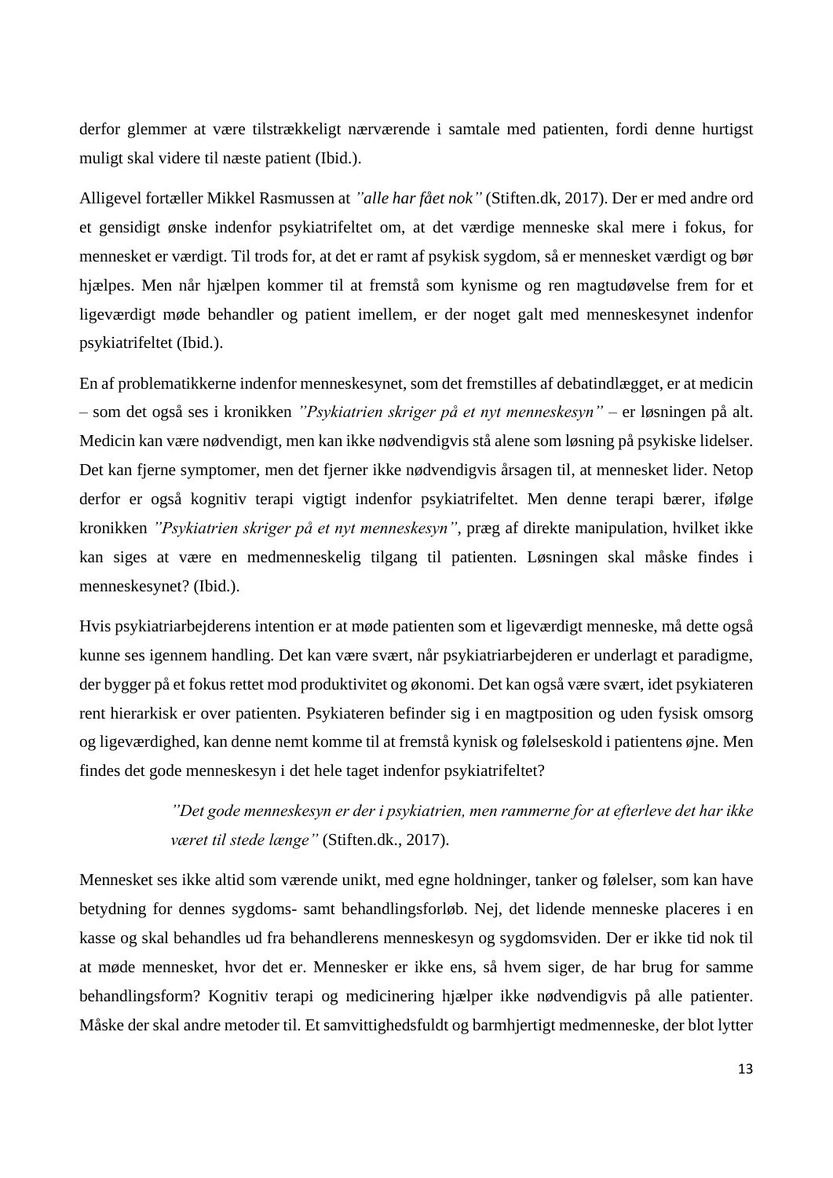derfor glemmer at være tilstrækkeligt nærværende i samtale med patienten, fordi denne hurtigst muligt skal videre til næste patient (Ibid.).

Alligevel fortæller Mikkel Rasmussen at *"alle har fået nok"* (Stiften.dk, 2017). Der er med andre ord et gensidigt ønske indenfor psykiatrifeltet om, at det værdige menneske skal mere i fokus, for mennesket er værdigt. Til trods for, at det er ramt af psykisk sygdom, så er mennesket værdigt og bør hjælpes. Men når hjælpen kommer til at fremstå som kynisme og ren magtudøvelse frem for et ligeværdigt møde behandler og patient imellem, er der noget galt med menneskesynet indenfor psykiatrifeltet (Ibid.).

En af problematikkerne indenfor menneskesynet, som det fremstilles af debatindlægget, er at medicin – som det også ses i kronikken *"Psykiatrien skriger på et nyt menneskesyn"* – er løsningen på alt. Medicin kan være nødvendigt, men kan ikke nødvendigvis stå alene som løsning på psykiske lidelser. Det kan fjerne symptomer, men det fjerner ikke nødvendigvis årsagen til, at mennesket lider. Netop derfor er også kognitiv terapi vigtigt indenfor psykiatrifeltet. Men denne terapi bærer, ifølge kronikken *"Psykiatrien skriger på et nyt menneskesyn"*, præg af direkte manipulation, hvilket ikke kan siges at være en medmenneskelig tilgang til patienten. Løsningen skal måske findes i menneskesynet? (Ibid.).

Hvis psykiatriarbejderens intention er at møde patienten som et ligeværdigt menneske, må dette også kunne ses igennem handling. Det kan være svært, når psykiatriarbejderen er underlagt et paradigme, der bygger på et fokus rettet mod produktivitet og økonomi. Det kan også være svært, idet psykiateren rent hierarkisk er over patienten. Psykiateren befinder sig i en magtposition og uden fysisk omsorg og ligeværdighed, kan denne nemt komme til at fremstå kynisk og følelseskold i patientens øjne. Men findes det gode menneskesyn i det hele taget indenfor psykiatrifeltet?

> *"Det gode menneskesyn er der i psykiatrien, men rammerne for at efterleve det har ikke været til stede længe"* (Stiften.dk., 2017).

Mennesket ses ikke altid som værende unikt, med egne holdninger, tanker og følelser, som kan have betydning for dennes sygdoms- samt behandlingsforløb. Nej, det lidende menneske placeres i en kasse og skal behandles ud fra behandlerens menneskesyn og sygdomsviden. Der er ikke tid nok til at møde mennesket, hvor det er. Mennesker er ikke ens, så hvem siger, de har brug for samme behandlingsform? Kognitiv terapi og medicinering hjælper ikke nødvendigvis på alle patienter. Måske der skal andre metoder til. Et samvittighedsfuldt og barmhjertigt medmenneske, der blot lytter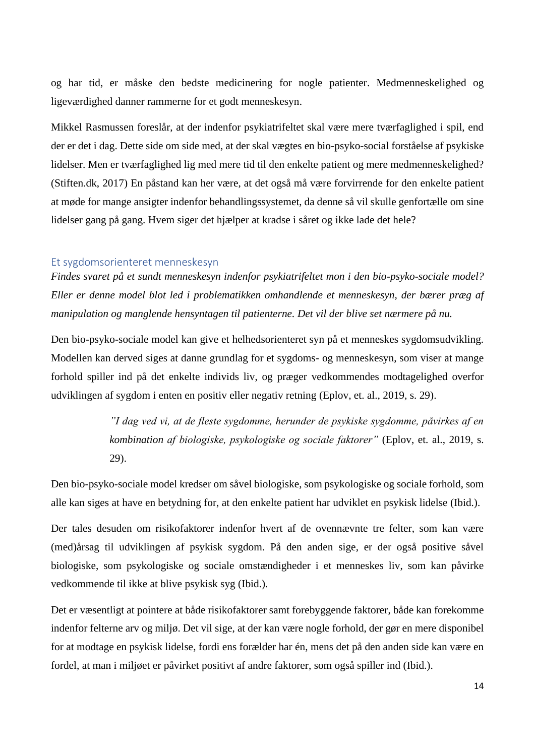og har tid, er måske den bedste medicinering for nogle patienter. Medmenneskelighed og ligeværdighed danner rammerne for et godt menneskesyn.

Mikkel Rasmussen foreslår, at der indenfor psykiatrifeltet skal være mere tværfaglighed i spil, end der er det i dag. Dette side om side med, at der skal vægtes en bio-psyko-social forståelse af psykiske lidelser. Men er tværfaglighed lig med mere tid til den enkelte patient og mere medmenneskelighed? (Stiften.dk, 2017) En påstand kan her være, at det også må være forvirrende for den enkelte patient at møde for mange ansigter indenfor behandlingssystemet, da denne så vil skulle genfortælle om sine lidelser gang på gang. Hvem siger det hjælper at kradse i såret og ikke lade det hele?

## Et sygdomsorienteret menneskesyn

*Findes svaret på et sundt menneskesyn indenfor psykiatrifeltet mon i den bio-psyko-sociale model? Eller er denne model blot led i problematikken omhandlende et menneskesyn, der bærer præg af manipulation og manglende hensyntagen til patienterne. Det vil der blive set nærmere på nu.*

Den bio-psyko-sociale model kan give et helhedsorienteret syn på et menneskes sygdomsudvikling. Modellen kan derved siges at danne grundlag for et sygdoms- og menneskesyn, som viser at mange forhold spiller ind på det enkelte individs liv, og præger vedkommendes modtagelighed overfor udviklingen af sygdom i enten en positiv eller negativ retning (Eplov, et. al., 2019, s. 29).

> *"I dag ved vi, at de fleste sygdomme, herunder de psykiske sygdomme, påvirkes af en kombination af biologiske, psykologiske og sociale faktorer"* (Eplov, et. al., 2019, s. 29).

Den bio-psyko-sociale model kredser om såvel biologiske, som psykologiske og sociale forhold, som alle kan siges at have en betydning for, at den enkelte patient har udviklet en psykisk lidelse (Ibid.).

Der tales desuden om risikofaktorer indenfor hvert af de ovennævnte tre felter, som kan være (med)årsag til udviklingen af psykisk sygdom. På den anden sige, er der også positive såvel biologiske, som psykologiske og sociale omstændigheder i et menneskes liv, som kan påvirke vedkommende til ikke at blive psykisk syg (Ibid.).

Det er væsentligt at pointere at både risikofaktorer samt forebyggende faktorer, både kan forekomme indenfor felterne arv og miljø. Det vil sige, at der kan være nogle forhold, der gør en mere disponibel for at modtage en psykisk lidelse, fordi ens forælder har én, mens det på den anden side kan være en fordel, at man i miljøet er påvirket positivt af andre faktorer, som også spiller ind (Ibid.).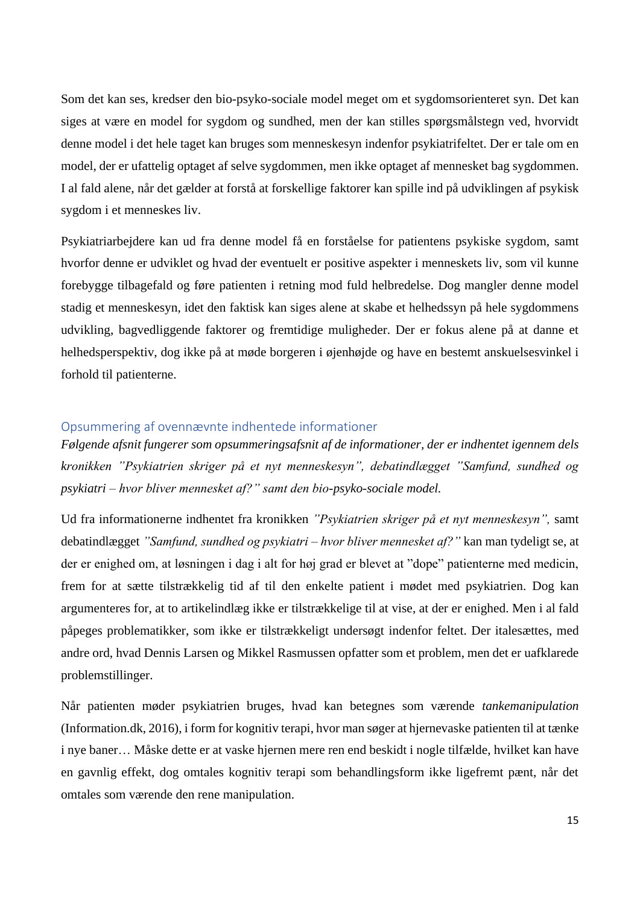Som det kan ses, kredser den bio-psyko-sociale model meget om et sygdomsorienteret syn. Det kan siges at være en model for sygdom og sundhed, men der kan stilles spørgsmålstegn ved, hvorvidt denne model i det hele taget kan bruges som menneskesyn indenfor psykiatrifeltet. Der er tale om en model, der er ufattelig optaget af selve sygdommen, men ikke optaget af mennesket bag sygdommen. I al fald alene, når det gælder at forstå at forskellige faktorer kan spille ind på udviklingen af psykisk sygdom i et menneskes liv.

Psykiatriarbejdere kan ud fra denne model få en forståelse for patientens psykiske sygdom, samt hvorfor denne er udviklet og hvad der eventuelt er positive aspekter i menneskets liv, som vil kunne forebygge tilbagefald og føre patienten i retning mod fuld helbredelse. Dog mangler denne model stadig et menneskesyn, idet den faktisk kan siges alene at skabe et helhedssyn på hele sygdommens udvikling, bagvedliggende faktorer og fremtidige muligheder. Der er fokus alene på at danne et helhedsperspektiv, dog ikke på at møde borgeren i øjenhøjde og have en bestemt anskuelsesvinkel i forhold til patienterne.

## Opsummering af ovennævnte indhentede informationer

***Følgende afsnit fungerer som opsummeringsafsnit af de informationer, der er indhentet igennem dels kronikken "Psykiatrien skriger på et nyt menneskesyn", debatindlægget "Samfund, sundhed og psykiatri – hvor bliver mennesket af?" samt den bio-psyko-sociale model.***

Ud fra informationerne indhentet fra kronikken *"Psykiatrien skriger på et nyt menneskesyn",* samt debatindlægget *"Samfund, sundhed og psykiatri – hvor bliver mennesket af?"* kan man tydeligt se, at der er enighed om, at løsningen i dag i alt for høj grad er blevet at "dope" patienterne med medicin, frem for at sætte tilstrækkelig tid af til den enkelte patient i mødet med psykiatrien. Dog kan argumenteres for, at to artikelindlæg ikke er tilstrækkelige til at vise, at der er enighed. Men i al fald påpeges problematikker, som ikke er tilstrækkeligt undersøgt indenfor feltet. Der italesættes, med andre ord, hvad Dennis Larsen og Mikkel Rasmussen opfatter som et problem, men det er uafklarede problemstillinger.

Når patienten møder psykiatrien bruges, hvad kan betegnes som værende *tankemanipulation* (Information.dk, 2016), i form for kognitiv terapi, hvor man søger at hjernevaske patienten til at tænke i nye baner… Måske dette er at vaske hjernen mere ren end beskidt i nogle tilfælde, hvilket kan have en gavnlig effekt, dog omtales kognitiv terapi som behandlingsform ikke ligefremt pænt, når det omtales som værende den rene manipulation.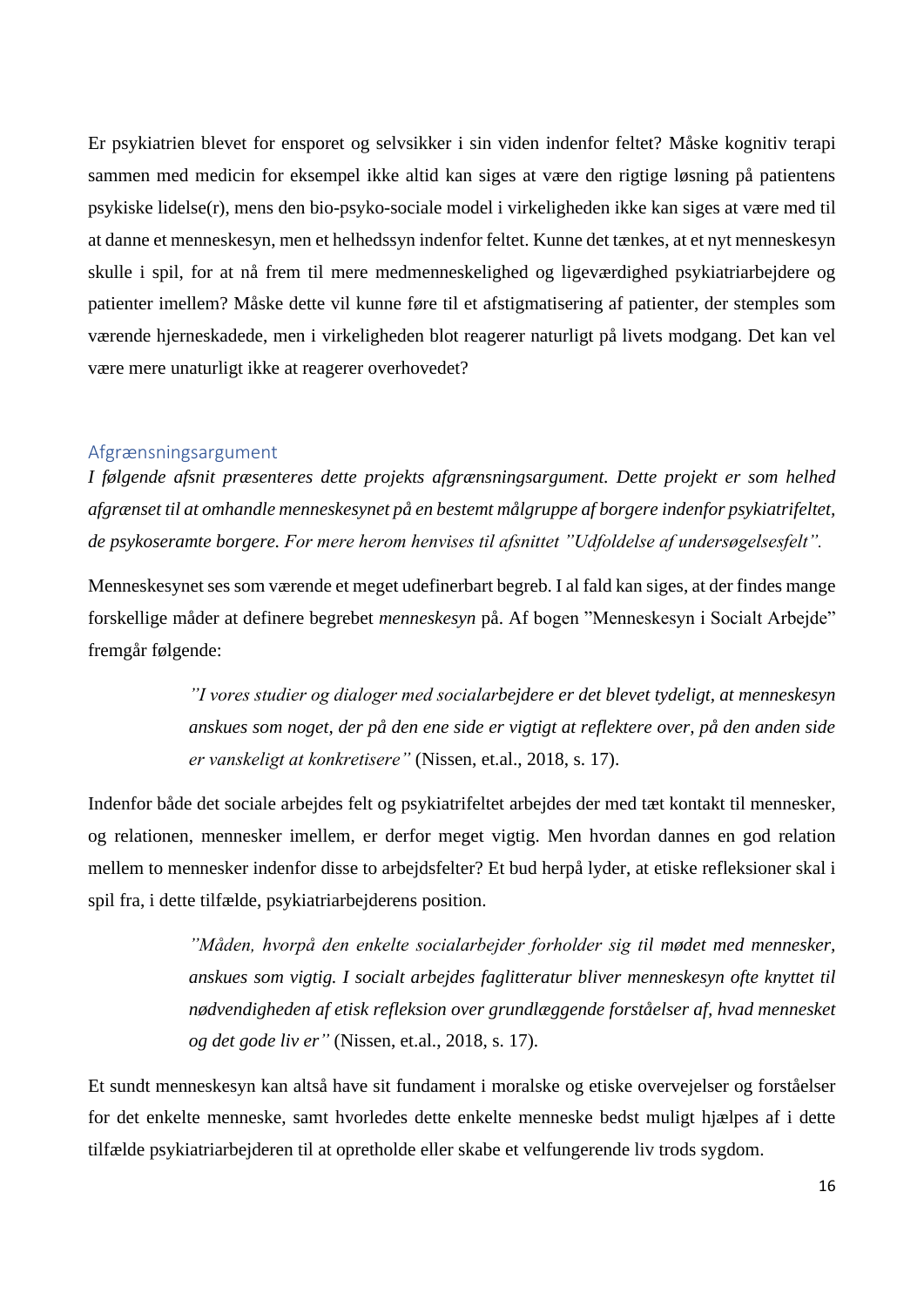Er psykiatrien blevet for ensporet og selvsikker i sin viden indenfor feltet? Måske kognitiv terapi sammen med medicin for eksempel ikke altid kan siges at være den rigtige løsning på patientens psykiske lidelse(r), mens den bio-psyko-sociale model i virkeligheden ikke kan siges at være med til at danne et menneskesyn, men et helhedssyn indenfor feltet. Kunne det tænkes, at et nyt menneskesyn skulle i spil, for at nå frem til mere medmenneskelighed og ligeværdighed psykiatriarbejdere og patienter imellem? Måske dette vil kunne føre til et afstigmatisering af patienter, der stemples som værende hjerneskadede, men i virkeligheden blot reagerer naturligt på livets modgang. Det kan vel være mere unaturligt ikke at reagerer overhovedet?

## Afgrænsningsargument

*I følgende afsnit præsenteres dette projekts afgrænsningsargument. Dette projekt er som helhed afgrænset til at omhandle menneskesynet på en bestemt målgruppe af borgere indenfor psykiatrifeltet, de psykoseramte borgere. For mere herom henvises til afsnittet "Udfoldelse af undersøgelsesfelt".*

Menneskesynet ses som værende et meget udefinerbart begreb. I al fald kan siges, at der findes mange forskellige måder at definere begrebet *menneskesyn* på. Af bogen "Menneskesyn i Socialt Arbejde" fremgår følgende:

> *"I vores studier og dialoger med socialarbejdere er det blevet tydeligt, at menneskesyn anskues som noget, der på den ene side er vigtigt at reflektere over, på den anden side er vanskeligt at konkretisere"* (Nissen, et.al., 2018, s. 17).

Indenfor både det sociale arbejdes felt og psykiatrifeltet arbejdes der med tæt kontakt til mennesker, og relationen, mennesker imellem, er derfor meget vigtig. Men hvordan dannes en god relation mellem to mennesker indenfor disse to arbejdsfelter? Et bud herpå lyder, at etiske refleksioner skal i spil fra, i dette tilfælde, psykiatriarbejderens position.

> *"Måden, hvorpå den enkelte socialarbejder forholder sig til mødet med mennesker, anskues som vigtig. I socialt arbejdes faglitteratur bliver menneskesyn ofte knyttet til nødvendigheden af etisk refleksion over grundlæggende forståelser af, hvad mennesket og det gode liv er"* (Nissen, et.al., 2018, s. 17).

Et sundt menneskesyn kan altså have sit fundament i moralske og etiske overvejelser og forståelser for det enkelte menneske, samt hvorledes dette enkelte menneske bedst muligt hjælpes af i dette tilfælde psykiatriarbejderen til at opretholde eller skabe et velfungerende liv trods sygdom.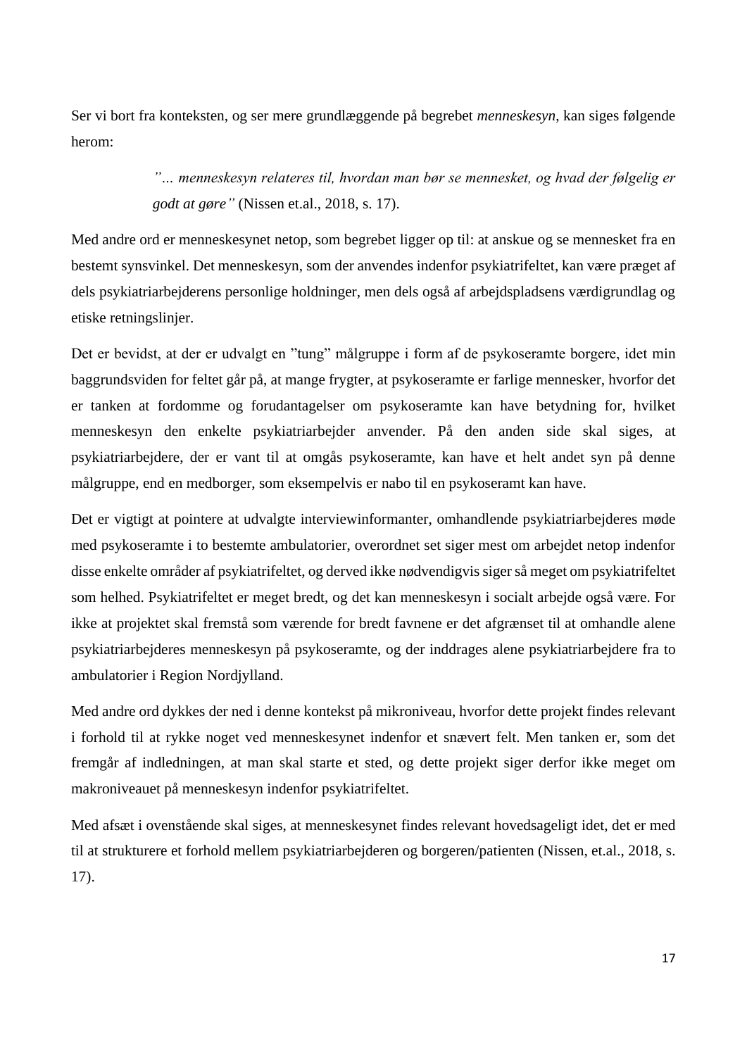Ser vi bort fra konteksten, og ser mere grundlæggende på begrebet *menneskesyn*, kan siges følgende herom:

> *"… menneskesyn relateres til, hvordan man bør se mennesket, og hvad der følgelig er godt at gøre"* (Nissen et.al., 2018, s. 17).

Med andre ord er menneskesynet netop, som begrebet ligger op til: at anskue og se mennesket fra en bestemt synsvinkel. Det menneskesyn, som der anvendes indenfor psykiatrifeltet, kan være præget af dels psykiatriarbejderens personlige holdninger, men dels også af arbejdspladsens værdigrundlag og etiske retningslinjer.

Det er bevidst, at der er udvalgt en "tung" målgruppe i form af de psykoseramte borgere, idet min baggrundsviden for feltet går på, at mange frygter, at psykoseramte er farlige mennesker, hvorfor det er tanken at fordomme og forudantagelser om psykoseramte kan have betydning for, hvilket menneskesyn den enkelte psykiatriarbejder anvender. På den anden side skal siges, at psykiatriarbejdere, der er vant til at omgås psykoseramte, kan have et helt andet syn på denne målgruppe, end en medborger, som eksempelvis er nabo til en psykoseramt kan have.

Det er vigtigt at pointere at udvalgte interviewinformanter, omhandlende psykiatriarbejderes møde med psykoseramte i to bestemte ambulatorier, overordnet set siger mest om arbejdet netop indenfor disse enkelte områder af psykiatrifeltet, og derved ikke nødvendigvis siger så meget om psykiatrifeltet som helhed. Psykiatrifeltet er meget bredt, og det kan menneskesyn i socialt arbejde også være. For ikke at projektet skal fremstå som værende for bredt favnene er det afgrænset til at omhandle alene psykiatriarbejderes menneskesyn på psykoseramte, og der inddrages alene psykiatriarbejdere fra to ambulatorier i Region Nordjylland.

Med andre ord dykkes der ned i denne kontekst på mikroniveau, hvorfor dette projekt findes relevant i forhold til at rykke noget ved menneskesynet indenfor et snævert felt. Men tanken er, som det fremgår af indledningen, at man skal starte et sted, og dette projekt siger derfor ikke meget om makroniveauet på menneskesyn indenfor psykiatrifeltet.

Med afsæt i ovenstående skal siges, at menneskesynet findes relevant hovedsageligt idet, det er med til at strukturere et forhold mellem psykiatriarbejderen og borgeren/patienten (Nissen, et.al., 2018, s. 17).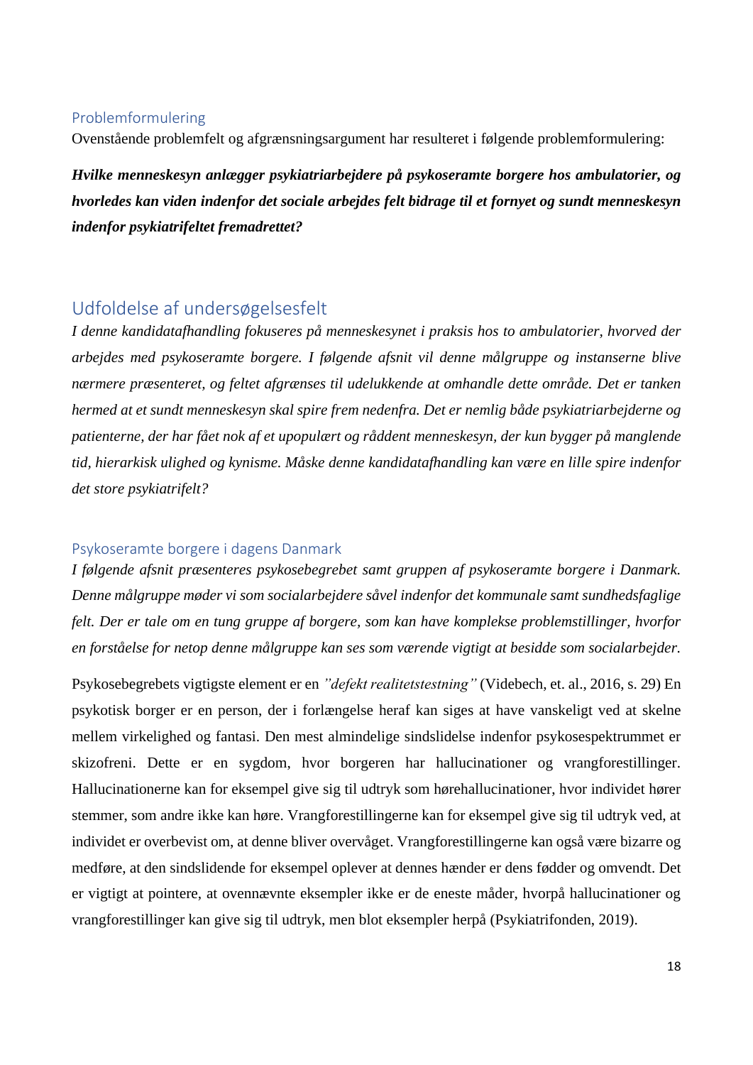## Problemformulering

Ovenstående problemfelt og afgrænsningsargument har resulteret i følgende problemformulering:

***Hvilke menneskesyn anlægger psykiatriarbejdere på psykoseramte borgere hos ambulatorier, og hvorledes kan viden indenfor det sociale arbejdes felt bidrage til et fornyet og sundt menneskesyn indenfor psykiatrifeltet fremadrettet?***

# Udfoldelse af undersøgelsesfelt

*I denne kandidatafhandling fokuseres på menneskesynet i praksis hos to ambulatorier, hvorved der arbejdes med psykoseramte borgere. I følgende afsnit vil denne målgruppe og instanserne blive nærmere præsenteret, og feltet afgrænses til udelukkende at omhandle dette område. Det er tanken hermed at et sundt menneskesyn skal spire frem nedenfra. Det er nemlig både psykiatriarbejderne og patienterne, der har fået nok af et upopulært og råddent menneskesyn, der kun bygger på manglende tid, hierarkisk ulighed og kynisme. Måske denne kandidatafhandling kan være en lille spire indenfor det store psykiatrifelt?*

## Psykoseramte borgere i dagens Danmark

*I følgende afsnit præsenteres psykosebegrebet samt gruppen af psykoseramte borgere i Danmark. Denne målgruppe møder vi som socialarbejdere såvel indenfor det kommunale samt sundhedsfaglige felt. Der er tale om en tung gruppe af borgere, som kan have komplekse problemstillinger, hvorfor en forståelse for netop denne målgruppe kan ses som værende vigtigt at besidde som socialarbejder.*

Psykosebegrebets vigtigste element er en *"defekt realitetstestning"* (Videbech, et. al., 2016, s. 29) En psykotisk borger er en person, der i forlængelse heraf kan siges at have vanskeligt ved at skelne mellem virkelighed og fantasi. Den mest almindelige sindslidelse indenfor psykosespektrummet er skizofreni. Dette er en sygdom, hvor borgeren har hallucinationer og vrangforestillinger. Hallucinationerne kan for eksempel give sig til udtryk som hørehallucinationer, hvor individet hører stemmer, som andre ikke kan høre. Vrangforestillingerne kan for eksempel give sig til udtryk ved, at individet er overbevist om, at denne bliver overvåget. Vrangforestillingerne kan også være bizarre og medføre, at den sindslidende for eksempel oplever at dennes hænder er dens fødder og omvendt. Det er vigtigt at pointere, at ovennævnte eksempler ikke er de eneste måder, hvorpå hallucinationer og vrangforestillinger kan give sig til udtryk, men blot eksempler herpå (Psykiatrifonden, 2019).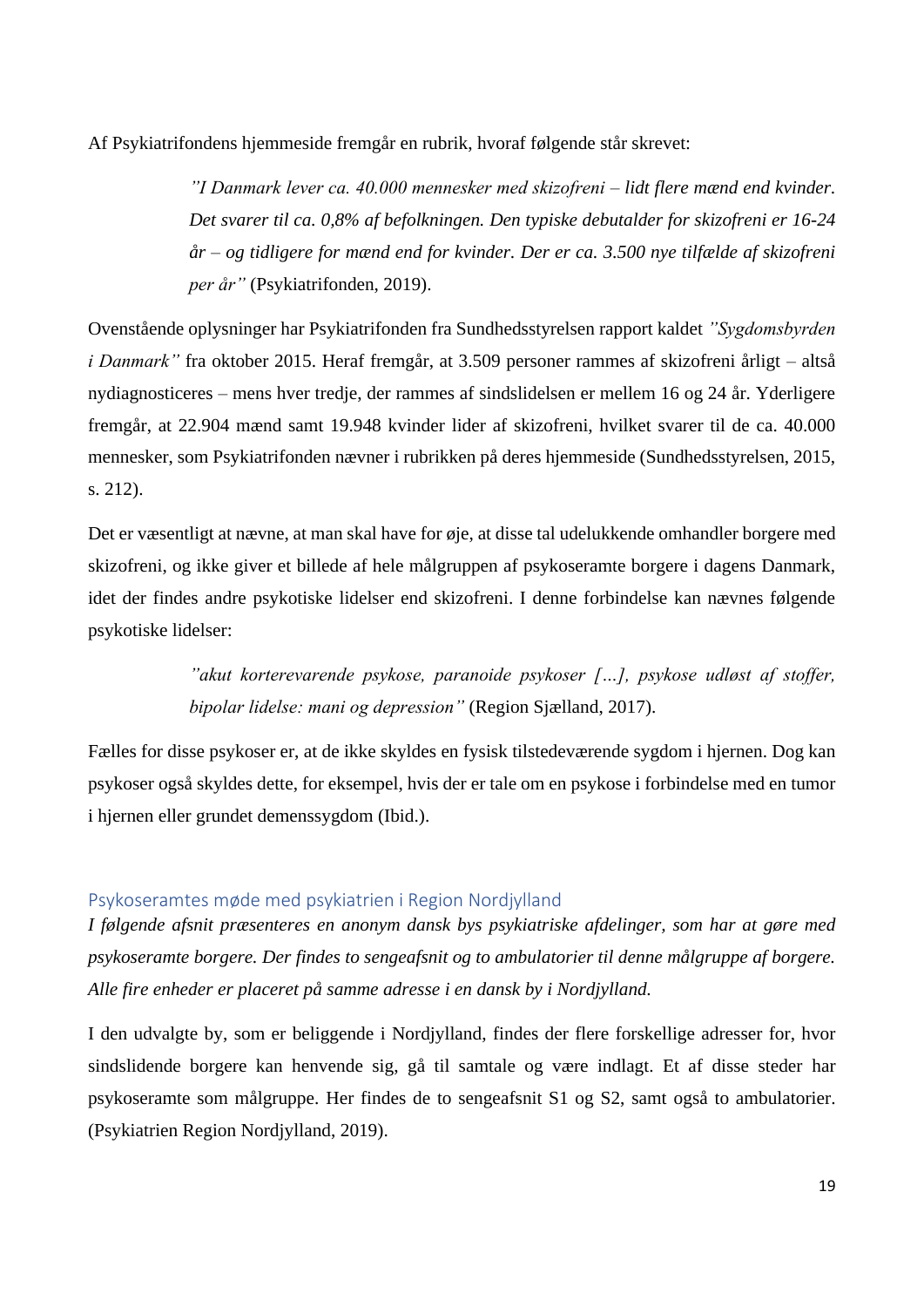Af Psykiatrifondens hjemmeside fremgår en rubrik, hvoraf følgende står skrevet:

> *"I Danmark lever ca. 40.000 mennesker med skizofreni – lidt flere mænd end kvinder. Det svarer til ca. 0,8% af befolkningen. Den typiske debutalder for skizofreni er 16-24 år – og tidligere for mænd end for kvinder. Der er ca. 3.500 nye tilfælde af skizofreni per år"* (Psykiatrifonden, 2019).

Ovenstående oplysninger har Psykiatrifonden fra Sundhedsstyrelsen rapport kaldet *"Sygdomsbyrden i Danmark"* fra oktober 2015. Heraf fremgår, at 3.509 personer rammes af skizofreni årligt – altså nydiagnosticeres – mens hver tredje, der rammes af sindslidelsen er mellem 16 og 24 år. Yderligere fremgår, at 22.904 mænd samt 19.948 kvinder lider af skizofreni, hvilket svarer til de ca. 40.000 mennesker, som Psykiatrifonden nævner i rubrikken på deres hjemmeside (Sundhedsstyrelsen, 2015, s. 212).

Det er væsentligt at nævne, at man skal have for øje, at disse tal udelukkende omhandler borgere med skizofreni, og ikke giver et billede af hele målgruppen af psykoseramte borgere i dagens Danmark, idet der findes andre psykotiske lidelser end skizofreni. I denne forbindelse kan nævnes følgende psykotiske lidelser:

> *"akut korterevarende psykose, paranoide psykoser […], psykose udløst af stoffer, bipolar lidelse: mani og depression"* (Region Sjælland, 2017).

Fælles for disse psykoser er, at de ikke skyldes en fysisk tilstedeværende sygdom i hjernen. Dog kan psykoser også skyldes dette, for eksempel, hvis der er tale om en psykose i forbindelse med en tumor i hjernen eller grundet demenssygdom (Ibid.).

## Psykoseramtes møde med psykiatrien i Region Nordjylland

*I følgende afsnit præsenteres en anonym dansk bys psykiatriske afdelinger, som har at gøre med psykoseramte borgere. Der findes to sengeafsnit og to ambulatorier til denne målgruppe af borgere. Alle fire enheder er placeret på samme adresse i en dansk by i Nordjylland.*

I den udvalgte by, som er beliggende i Nordjylland, findes der flere forskellige adresser for, hvor sindslidende borgere kan henvende sig, gå til samtale og være indlagt. Et af disse steder har psykoseramte som målgruppe. Her findes de to sengeafsnit S1 og S2, samt også to ambulatorier. (Psykiatrien Region Nordjylland, 2019).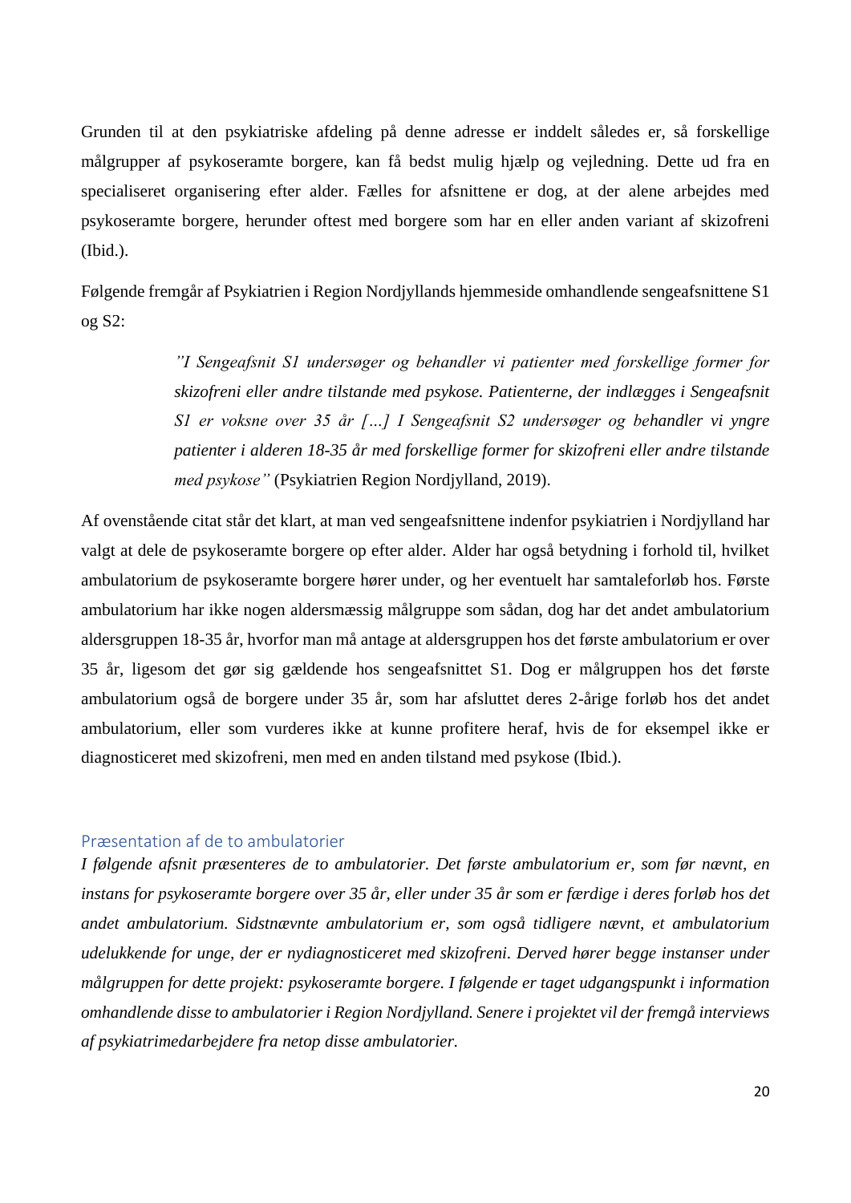Grunden til at den psykiatriske afdeling på denne adresse er inddelt således er, så forskellige målgrupper af psykoseramte borgere, kan få bedst mulig hjælp og vejledning. Dette ud fra en specialiseret organisering efter alder. Fælles for afsnittene er dog, at der alene arbejdes med psykoseramte borgere, herunder oftest med borgere som har en eller anden variant af skizofreni (Ibid.).

Følgende fremgår af Psykiatrien i Region Nordjyllands hjemmeside omhandlende sengeafsnittene S1 og S2:

> *"I Sengeafsnit S1 undersøger og behandler vi patienter med forskellige former for skizofreni eller andre tilstande med psykose. Patienterne, der indlægges i Sengeafsnit S1 er voksne over 35 år […] I Sengeafsnit S2 undersøger og behandler vi yngre patienter i alderen 18-35 år med forskellige former for skizofreni eller andre tilstande med psykose"* (Psykiatrien Region Nordjylland, 2019).

Af ovenstående citat står det klart, at man ved sengeafsnittene indenfor psykiatrien i Nordjylland har valgt at dele de psykoseramte borgere op efter alder. Alder har også betydning i forhold til, hvilket ambulatorium de psykoseramte borgere hører under, og her eventuelt har samtaleforløb hos. Første ambulatorium har ikke nogen aldersmæssig målgruppe som sådan, dog har det andet ambulatorium aldersgruppen 18-35 år, hvorfor man må antage at aldersgruppen hos det første ambulatorium er over 35 år, ligesom det gør sig gældende hos sengeafsnittet S1. Dog er målgruppen hos det første ambulatorium også de borgere under 35 år, som har afsluttet deres 2-årige forløb hos det andet ambulatorium, eller som vurderes ikke at kunne profitere heraf, hvis de for eksempel ikke er diagnosticeret med skizofreni, men med en anden tilstand med psykose (Ibid.).

## Præsentation af de to ambulatorier

*I følgende afsnit præsenteres de to ambulatorier. Det første ambulatorium er, som før nævnt, en instans for psykoseramte borgere over 35 år, eller under 35 år som er færdige i deres forløb hos det andet ambulatorium. Sidstnævnte ambulatorium er, som også tidligere nævnt, et ambulatorium udelukkende for unge, der er nydiagnosticeret med skizofreni. Derved hører begge instanser under målgruppen for dette projekt: psykoseramte borgere. I følgende er taget udgangspunkt i information omhandlende disse to ambulatorier i Region Nordjylland. Senere i projektet vil der fremgå interviews af psykiatrimedarbejdere fra netop disse ambulatorier.*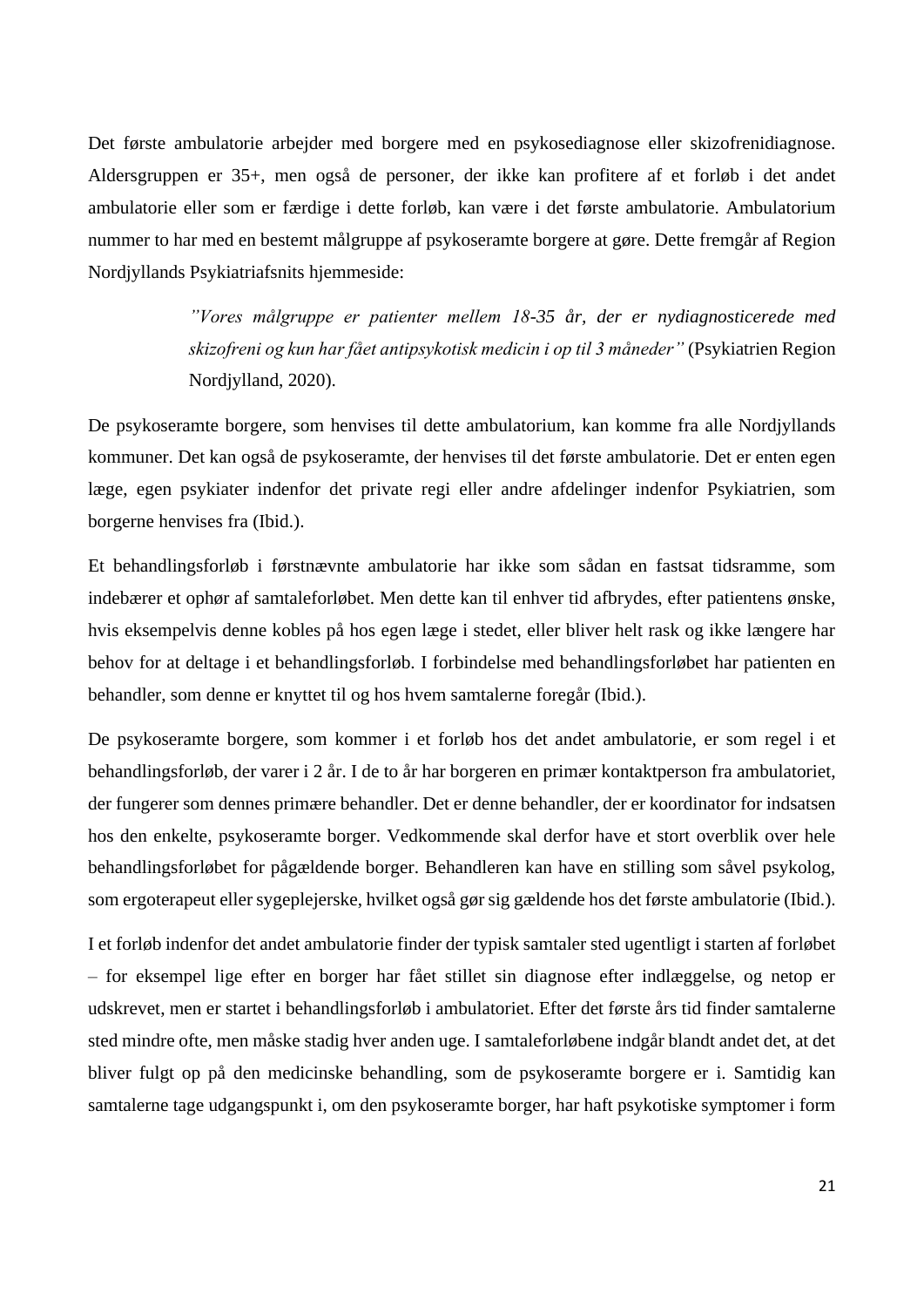Det første ambulatorie arbejder med borgere med en psykosediagnose eller skizofrenidiagnose. Aldersgruppen er 35+, men også de personer, der ikke kan profitere af et forløb i det andet ambulatorie eller som er færdige i dette forløb, kan være i det første ambulatorie. Ambulatorium nummer to har med en bestemt målgruppe af psykoseramte borgere at gøre. Dette fremgår af Region Nordjyllands Psykiatriafsnits hjemmeside:

> *"Vores målgruppe er patienter mellem 18-35 år, der er nydiagnosticerede med skizofreni og kun har fået antipsykotisk medicin i op til 3 måneder"* (Psykiatrien Region Nordjylland, 2020).

De psykoseramte borgere, som henvises til dette ambulatorium, kan komme fra alle Nordjyllands kommuner. Det kan også de psykoseramte, der henvises til det første ambulatorie. Det er enten egen læge, egen psykiater indenfor det private regi eller andre afdelinger indenfor Psykiatrien, som borgerne henvises fra (Ibid.).

Et behandlingsforløb i førstnævnte ambulatorie har ikke som sådan en fastsat tidsramme, som indebærer et ophør af samtaleforløbet. Men dette kan til enhver tid afbrydes, efter patientens ønske, hvis eksempelvis denne kobles på hos egen læge i stedet, eller bliver helt rask og ikke længere har behov for at deltage i et behandlingsforløb. I forbindelse med behandlingsforløbet har patienten en behandler, som denne er knyttet til og hos hvem samtalerne foregår (Ibid.).

De psykoseramte borgere, som kommer i et forløb hos det andet ambulatorie, er som regel i et behandlingsforløb, der varer i 2 år. I de to år har borgeren en primær kontaktperson fra ambulatoriet, der fungerer som dennes primære behandler. Det er denne behandler, der er koordinator for indsatsen hos den enkelte, psykoseramte borger. Vedkommende skal derfor have et stort overblik over hele behandlingsforløbet for pågældende borger. Behandleren kan have en stilling som såvel psykolog, som ergoterapeut eller sygeplejerske, hvilket også gør sig gældende hos det første ambulatorie (Ibid.).

I et forløb indenfor det andet ambulatorie finder der typisk samtaler sted ugentligt i starten af forløbet – for eksempel lige efter en borger har fået stillet sin diagnose efter indlæggelse, og netop er udskrevet, men er startet i behandlingsforløb i ambulatoriet. Efter det første års tid finder samtalerne sted mindre ofte, men måske stadig hver anden uge. I samtaleforløbene indgår blandt andet det, at det bliver fulgt op på den medicinske behandling, som de psykoseramte borgere er i. Samtidig kan samtalerne tage udgangspunkt i, om den psykoseramte borger, har haft psykotiske symptomer i form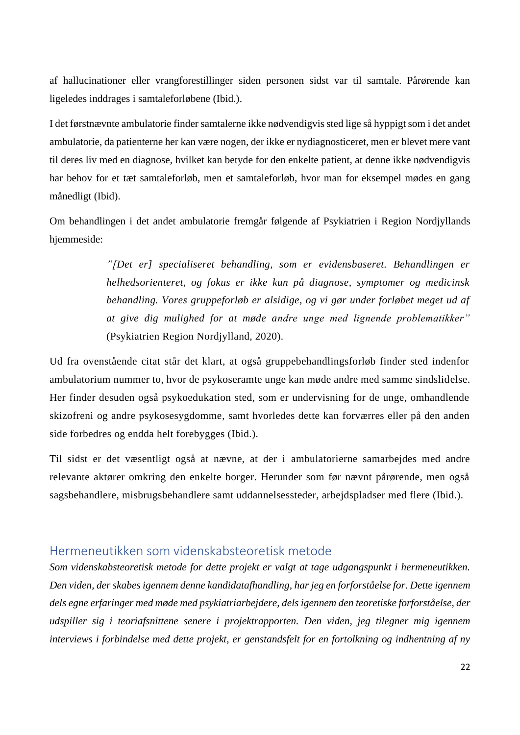af hallucinationer eller vrangforestillinger siden personen sidst var til samtale. Pårørende kan ligeledes inddrages i samtaleforløbene (Ibid.).

I det førstnævnte ambulatorie finder samtalerne ikke nødvendigvis sted lige så hyppigt som i det andet ambulatorie, da patienterne her kan være nogen, der ikke er nydiagnosticeret, men er blevet mere vant til deres liv med en diagnose, hvilket kan betyde for den enkelte patient, at denne ikke nødvendigvis har behov for et tæt samtaleforløb, men et samtaleforløb, hvor man for eksempel mødes en gang månedligt (Ibid).

Om behandlingen i det andet ambulatorie fremgår følgende af Psykiatrien i Region Nordjyllands hjemmeside:

> *"[Det er] specialiseret behandling, som er evidensbaseret. Behandlingen er helhedsorienteret, og fokus er ikke kun på diagnose, symptomer og medicinsk behandling. Vores gruppeforløb er alsidige, og vi gør under forløbet meget ud af at give dig mulighed for at møde andre unge med lignende problematikker"* (Psykiatrien Region Nordjylland, 2020).

Ud fra ovenstående citat står det klart, at også gruppebehandlingsforløb finder sted indenfor ambulatorium nummer to, hvor de psykoseramte unge kan møde andre med samme sindslidelse. Her finder desuden også psykoedukation sted, som er undervisning for de unge, omhandlende skizofreni og andre psykosesygdomme, samt hvorledes dette kan forværres eller på den anden side forbedres og endda helt forebygges (Ibid.).

Til sidst er det væsentligt også at nævne, at der i ambulatorierne samarbejdes med andre relevante aktører omkring den enkelte borger. Herunder som før nævnt pårørende, men også sagsbehandlere, misbrugsbehandlere samt uddannelsessteder, arbejdspladser med flere (Ibid.).

## Hermeneutikken som videnskabsteoretisk metode

*Som videnskabsteoretisk metode for dette projekt er valgt at tage udgangspunkt i hermeneutikken. Den viden, der skabes igennem denne kandidatafhandling, har jeg en forforståelse for. Dette igennem dels egne erfaringer med møde med psykiatriarbejdere, dels igennem den teoretiske forforståelse, der udspiller sig i teoriafsnittene senere i projektrapporten. Den viden, jeg tilegner mig igennem interviews i forbindelse med dette projekt, er genstandsfelt for en fortolkning og indhentning af ny*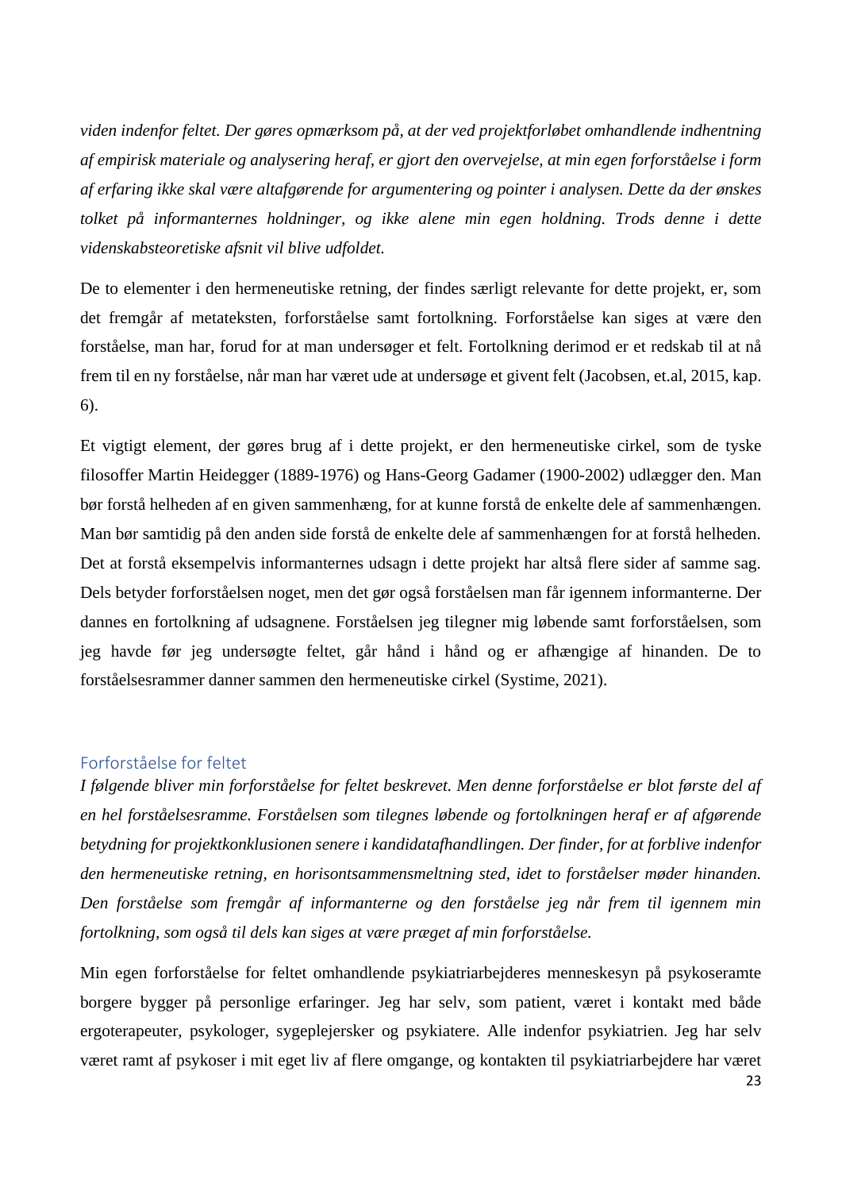*viden indenfor feltet. Der gøres opmærksom på, at der ved projektforløbet omhandlende indhentning af empirisk materiale og analysering heraf, er gjort den overvejelse, at min egen forforståelse i form af erfaring ikke skal være altafgørende for argumentering og pointer i analysen. Dette da der ønskes tolket på informanternes holdninger, og ikke alene min egen holdning. Trods denne i dette videnskabsteoretiske afsnit vil blive udfoldet.*

De to elementer i den hermeneutiske retning, der findes særligt relevante for dette projekt, er, som det fremgår af metateksten, forforståelse samt fortolkning. Forforståelse kan siges at være den forståelse, man har, forud for at man undersøger et felt. Fortolkning derimod er et redskab til at nå frem til en ny forståelse, når man har været ude at undersøge et givent felt (Jacobsen, et.al, 2015, kap. 6).

Et vigtigt element, der gøres brug af i dette projekt, er den hermeneutiske cirkel, som de tyske filosoffer Martin Heidegger (1889-1976) og Hans-Georg Gadamer (1900-2002) udlægger den. Man bør forstå helheden af en given sammenhæng, for at kunne forstå de enkelte dele af sammenhængen. Man bør samtidig på den anden side forstå de enkelte dele af sammenhængen for at forstå helheden. Det at forstå eksempelvis informanternes udsagn i dette projekt har altså flere sider af samme sag. Dels betyder forforståelsen noget, men det gør også forståelsen man får igennem informanterne. Der dannes en fortolkning af udsagnene. Forståelsen jeg tilegner mig løbende samt forforståelsen, som jeg havde før jeg undersøgte feltet, går hånd i hånd og er afhængige af hinanden. De to forståelsesrammer danner sammen den hermeneutiske cirkel (Systime, 2021).

## Forforståelse for feltet

*I følgende bliver min forforståelse for feltet beskrevet. Men denne forforståelse er blot første del af en hel forståelsesramme. Forståelsen som tilegnes løbende og fortolkningen heraf er af afgørende betydning for projektkonklusionen senere i kandidatafhandlingen. Der finder, for at forblive indenfor den hermeneutiske retning, en horisontsammensmeltning sted, idet to forståelser møder hinanden. Den forståelse som fremgår af informanterne og den forståelse jeg når frem til igennem min fortolkning, som også til dels kan siges at være præget af min forforståelse.*

Min egen forforståelse for feltet omhandlende psykiatriarbejderes menneskesyn på psykoseramte borgere bygger på personlige erfaringer. Jeg har selv, som patient, været i kontakt med både ergoterapeuter, psykologer, sygeplejersker og psykiatere. Alle indenfor psykiatrien. Jeg har selv været ramt af psykoser i mit eget liv af flere omgange, og kontakten til psykiatriarbejdere har været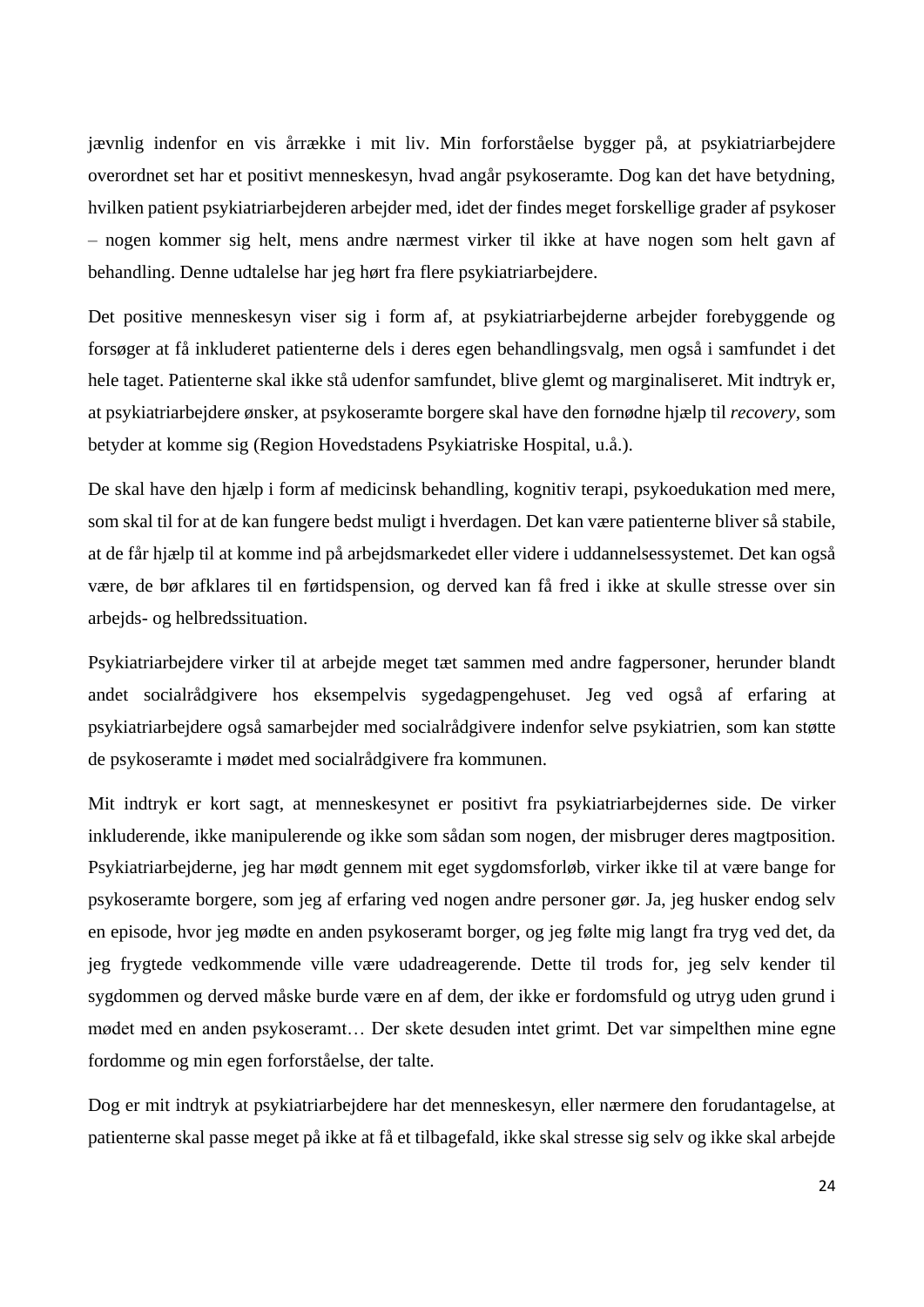jævnlig indenfor en vis årrække i mit liv. Min forforståelse bygger på, at psykiatriarbejdere overordnet set har et positivt menneskesyn, hvad angår psykoseramte. Dog kan det have betydning, hvilken patient psykiatriarbejderen arbejder med, idet der findes meget forskellige grader af psykoser – nogen kommer sig helt, mens andre nærmest virker til ikke at have nogen som helt gavn af behandling. Denne udtalelse har jeg hørt fra flere psykiatriarbejdere.

Det positive menneskesyn viser sig i form af, at psykiatriarbejderne arbejder forebyggende og forsøger at få inkluderet patienterne dels i deres egen behandlingsvalg, men også i samfundet i det hele taget. Patienterne skal ikke stå udenfor samfundet, blive glemt og marginaliseret. Mit indtryk er, at psykiatriarbejdere ønsker, at psykoseramte borgere skal have den fornødne hjælp til *recovery*, som betyder at komme sig (Region Hovedstadens Psykiatriske Hospital, u.å.).

De skal have den hjælp i form af medicinsk behandling, kognitiv terapi, psykoedukation med mere, som skal til for at de kan fungere bedst muligt i hverdagen. Det kan være patienterne bliver så stabile, at de får hjælp til at komme ind på arbejdsmarkedet eller videre i uddannelsessystemet. Det kan også være, de bør afklares til en førtidspension, og derved kan få fred i ikke at skulle stresse over sin arbejds- og helbredssituation.

Psykiatriarbejdere virker til at arbejde meget tæt sammen med andre fagpersoner, herunder blandt andet socialrådgivere hos eksempelvis sygedagpengehuset. Jeg ved også af erfaring at psykiatriarbejdere også samarbejder med socialrådgivere indenfor selve psykiatrien, som kan støtte de psykoseramte i mødet med socialrådgivere fra kommunen.

Mit indtryk er kort sagt, at menneskesynet er positivt fra psykiatriarbejdernes side. De virker inkluderende, ikke manipulerende og ikke som sådan som nogen, der misbruger deres magtposition. Psykiatriarbejderne, jeg har mødt gennem mit eget sygdomsforløb, virker ikke til at være bange for psykoseramte borgere, som jeg af erfaring ved nogen andre personer gør. Ja, jeg husker endog selv en episode, hvor jeg mødte en anden psykoseramt borger, og jeg følte mig langt fra tryg ved det, da jeg frygtede vedkommende ville være udadreagerende. Dette til trods for, jeg selv kender til sygdommen og derved måske burde være en af dem, der ikke er fordomsfuld og utryg uden grund i mødet med en anden psykoseramt… Der skete desuden intet grimt. Det var simpelthen mine egne fordomme og min egen forforståelse, der talte.

Dog er mit indtryk at psykiatriarbejdere har det menneskesyn, eller nærmere den forudantagelse, at patienterne skal passe meget på ikke at få et tilbagefald, ikke skal stresse sig selv og ikke skal arbejde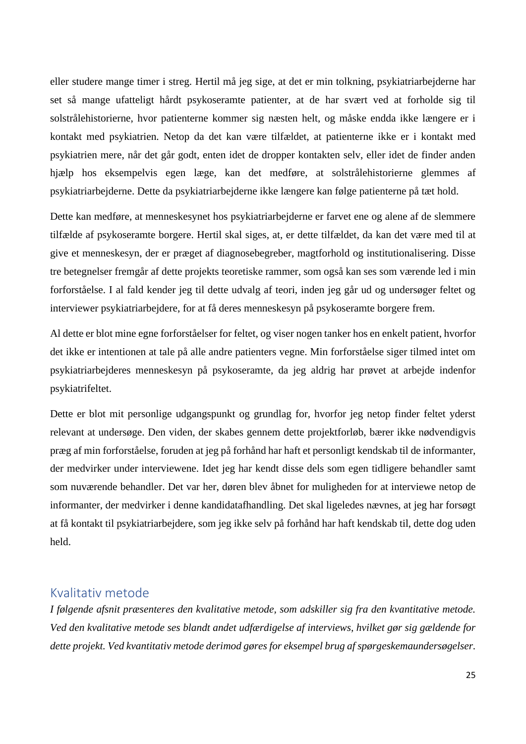eller studere mange timer i streg. Hertil må jeg sige, at det er min tolkning, psykiatriarbejderne har set så mange ufatteligt hårdt psykoseramte patienter, at de har svært ved at forholde sig til solstrålehistorierne, hvor patienterne kommer sig næsten helt, og måske endda ikke længere er i kontakt med psykiatrien. Netop da det kan være tilfældet, at patienterne ikke er i kontakt med psykiatrien mere, når det går godt, enten idet de dropper kontakten selv, eller idet de finder anden hjælp hos eksempelvis egen læge, kan det medføre, at solstrålehistorierne glemmes af psykiatriarbejderne. Dette da psykiatriarbejderne ikke længere kan følge patienterne på tæt hold.

Dette kan medføre, at menneskesynet hos psykiatriarbejderne er farvet ene og alene af de slemmere tilfælde af psykoseramte borgere. Hertil skal siges, at, er dette tilfældet, da kan det være med til at give et menneskesyn, der er præget af diagnosebegreber, magtforhold og institutionalisering. Disse tre betegnelser fremgår af dette projekts teoretiske rammer, som også kan ses som værende led i min forforståelse. I al fald kender jeg til dette udvalg af teori, inden jeg går ud og undersøger feltet og interviewer psykiatriarbejdere, for at få deres menneskesyn på psykoseramte borgere frem.

Al dette er blot mine egne forforståelser for feltet, og viser nogen tanker hos en enkelt patient, hvorfor det ikke er intentionen at tale på alle andre patienters vegne. Min forforståelse siger tilmed intet om psykiatriarbejderes menneskesyn på psykoseramte, da jeg aldrig har prøvet at arbejde indenfor psykiatrifeltet.

Dette er blot mit personlige udgangspunkt og grundlag for, hvorfor jeg netop finder feltet yderst relevant at undersøge. Den viden, der skabes gennem dette projektforløb, bærer ikke nødvendigvis præg af min forforståelse, foruden at jeg på forhånd har haft et personligt kendskab til de informanter, der medvirker under interviewene. Idet jeg har kendt disse dels som egen tidligere behandler samt som nuværende behandler. Det var her, døren blev åbnet for muligheden for at interviewe netop de informanter, der medvirker i denne kandidatafhandling. Det skal ligeledes nævnes, at jeg har forsøgt at få kontakt til psykiatriarbejdere, som jeg ikke selv på forhånd har haft kendskab til, dette dog uden held.

## Kvalitativ metode

*I følgende afsnit præsenteres den kvalitative metode, som adskiller sig fra den kvantitative metode. Ved den kvalitative metode ses blandt andet udfærdigelse af interviews, hvilket gør sig gældende for dette projekt. Ved kvantitativ metode derimod gøres for eksempel brug af spørgeskemaundersøgelser.*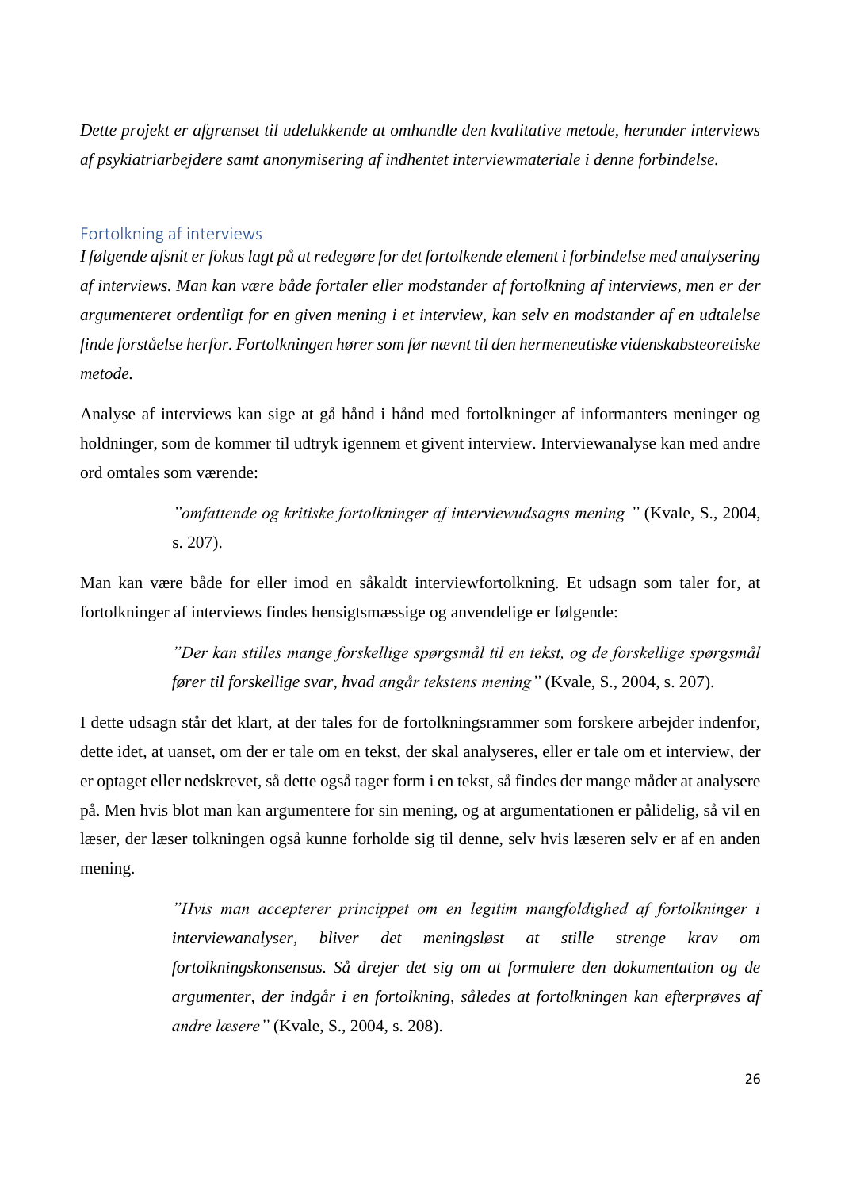*Dette projekt er afgrænset til udelukkende at omhandle den kvalitative metode, herunder interviews af psykiatriarbejdere samt anonymisering af indhentet interviewmateriale i denne forbindelse.*

## Fortolkning af interviews

*I følgende afsnit er fokus lagt på at redegøre for det fortolkende element i forbindelse med analysering af interviews. Man kan være både fortaler eller modstander af fortolkning af interviews, men er der argumenteret ordentligt for en given mening i et interview, kan selv en modstander af en udtalelse finde forståelse herfor. Fortolkningen hører som før nævnt til den hermeneutiske videnskabsteoretiske metode.*

Analyse af interviews kan sige at gå hånd i hånd med fortolkninger af informanters meninger og holdninger, som de kommer til udtryk igennem et givent interview. Interviewanalyse kan med andre ord omtales som værende:

> *"omfattende og kritiske fortolkninger af interviewudsagns mening "* (Kvale, S., 2004, s. 207).

Man kan være både for eller imod en såkaldt interviewfortolkning. Et udsagn som taler for, at fortolkninger af interviews findes hensigtsmæssige og anvendelige er følgende:

> *"Der kan stilles mange forskellige spørgsmål til en tekst, og de forskellige spørgsmål fører til forskellige svar, hvad angår tekstens mening"* (Kvale, S., 2004, s. 207).

I dette udsagn står det klart, at der tales for de fortolkningsrammer som forskere arbejder indenfor, dette idet, at uanset, om der er tale om en tekst, der skal analyseres, eller er tale om et interview, der er optaget eller nedskrevet, så dette også tager form i en tekst, så findes der mange måder at analysere på. Men hvis blot man kan argumentere for sin mening, og at argumentationen er pålidelig, så vil en læser, der læser tolkningen også kunne forholde sig til denne, selv hvis læseren selv er af en anden mening.

> *"Hvis man accepterer princippet om en legitim mangfoldighed af fortolkninger i interviewanalyser, bliver det meningsløst at stille strenge krav om fortolkningskonsensus. Så drejer det sig om at formulere den dokumentation og de argumenter, der indgår i en fortolkning, således at fortolkningen kan efterprøves af andre læsere"* (Kvale, S., 2004, s. 208).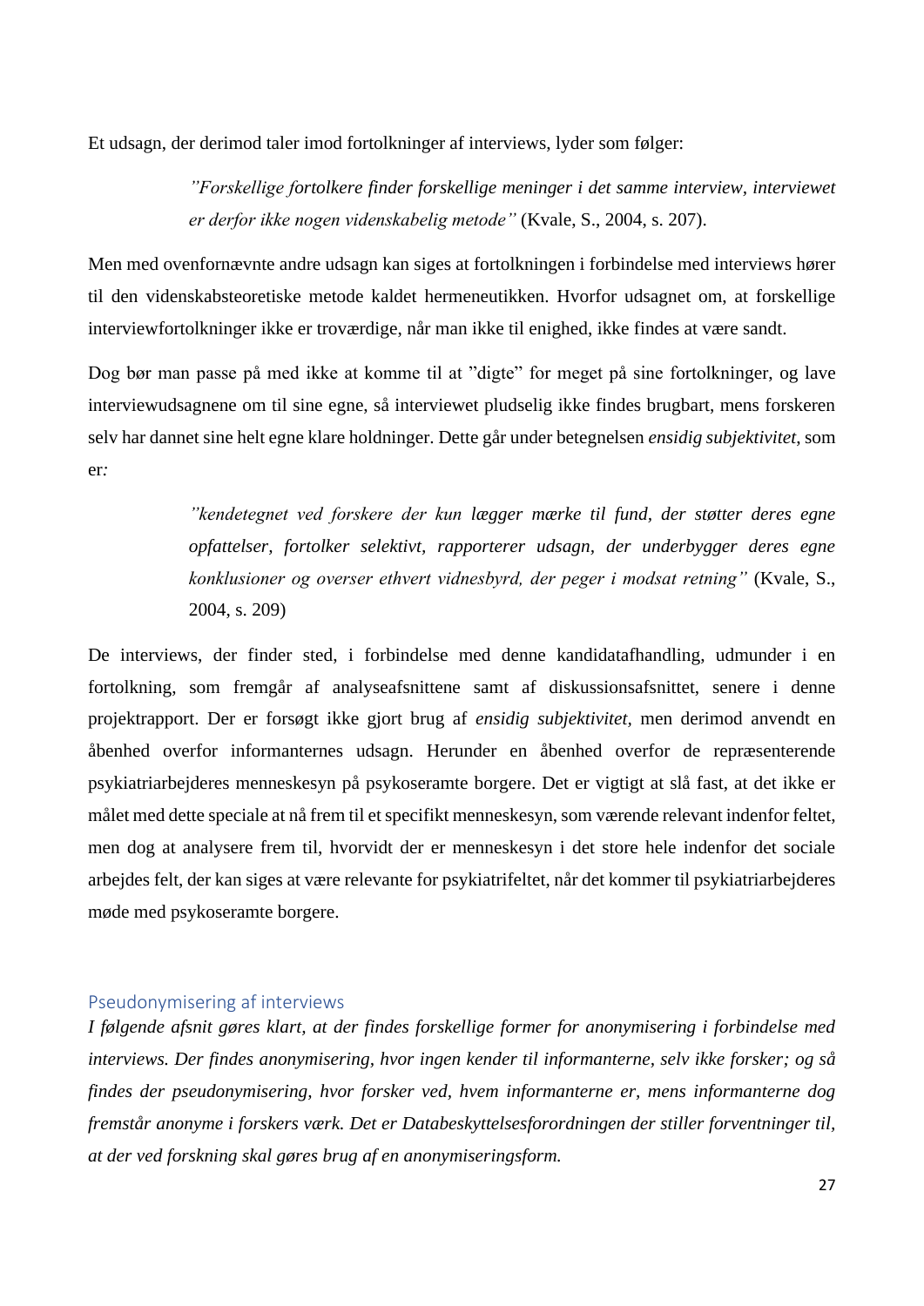Et udsagn, der derimod taler imod fortolkninger af interviews, lyder som følger:

> *"Forskellige fortolkere finder forskellige meninger i det samme interview, interviewet er derfor ikke nogen videnskabelig metode"* (Kvale, S., 2004, s. 207).

Men med ovenfornævnte andre udsagn kan siges at fortolkningen i forbindelse med interviews hører til den videnskabsteoretiske metode kaldet hermeneutikken. Hvorfor udsagnet om, at forskellige interviewfortolkninger ikke er troværdige, når man ikke til enighed, ikke findes at være sandt.

Dog bør man passe på med ikke at komme til at "digte" for meget på sine fortolkninger, og lave interviewudsagnene om til sine egne, så interviewet pludselig ikke findes brugbart, mens forskeren selv har dannet sine helt egne klare holdninger. Dette går under betegnelsen *ensidig subjektivitet*, som er*:*

> *"kendetegnet ved forskere der kun lægger mærke til fund, der støtter deres egne opfattelser, fortolker selektivt, rapporterer udsagn, der underbygger deres egne konklusioner og overser ethvert vidnesbyrd, der peger i modsat retning"* (Kvale, S., 2004, s. 209)

De interviews, der finder sted, i forbindelse med denne kandidatafhandling, udmunder i en fortolkning, som fremgår af analyseafsnittene samt af diskussionsafsnittet, senere i denne projektrapport. Der er forsøgt ikke gjort brug af *ensidig subjektivitet,* men derimod anvendt en åbenhed overfor informanternes udsagn. Herunder en åbenhed overfor de repræsenterende psykiatriarbejderes menneskesyn på psykoseramte borgere. Det er vigtigt at slå fast, at det ikke er målet med dette speciale at nå frem til et specifikt menneskesyn, som værende relevant indenfor feltet, men dog at analysere frem til, hvorvidt der er menneskesyn i det store hele indenfor det sociale arbejdes felt, der kan siges at være relevante for psykiatrifeltet, når det kommer til psykiatriarbejderes møde med psykoseramte borgere.

## Pseudonymisering af interviews

*I følgende afsnit gøres klart, at der findes forskellige former for anonymisering i forbindelse med interviews. Der findes anonymisering, hvor ingen kender til informanterne, selv ikke forsker; og så findes der pseudonymisering, hvor forsker ved, hvem informanterne er, mens informanterne dog fremstår anonyme i forskers værk. Det er Databeskyttelsesforordningen der stiller forventninger til, at der ved forskning skal gøres brug af en anonymiseringsform.*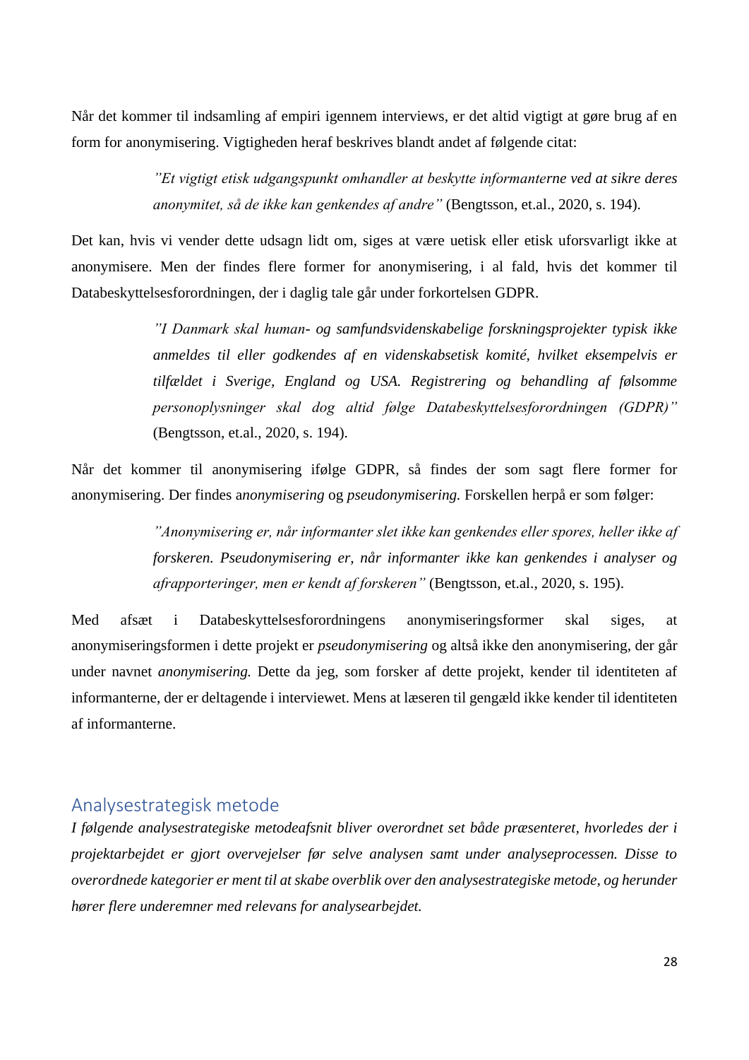Når det kommer til indsamling af empiri igennem interviews, er det altid vigtigt at gøre brug af en form for anonymisering. Vigtigheden heraf beskrives blandt andet af følgende citat:

> *"Et vigtigt etisk udgangspunkt omhandler at beskytte informanterne ved at sikre deres anonymitet, så de ikke kan genkendes af andre"* (Bengtsson, et.al., 2020, s. 194).

Det kan, hvis vi vender dette udsagn lidt om, siges at være uetisk eller etisk uforsvarligt ikke at anonymisere. Men der findes flere former for anonymisering, i al fald, hvis det kommer til Databeskyttelsesforordningen, der i daglig tale går under forkortelsen GDPR.

> *"I Danmark skal human- og samfundsvidenskabelige forskningsprojekter typisk ikke anmeldes til eller godkendes af en videnskabsetisk komité, hvilket eksempelvis er tilfældet i Sverige, England og USA. Registrering og behandling af følsomme personoplysninger skal dog altid følge Databeskyttelsesforordningen (GDPR)"* (Bengtsson, et.al., 2020, s. 194).

Når det kommer til anonymisering ifølge GDPR, så findes der som sagt flere former for anonymisering. Der findes a*nonymisering* og *pseudonymisering.* Forskellen herpå er som følger:

> *"Anonymisering er, når informanter slet ikke kan genkendes eller spores, heller ikke af forskeren. Pseudonymisering er, når informanter ikke kan genkendes i analyser og afrapporteringer, men er kendt af forskeren"* (Bengtsson, et.al., 2020, s. 195).

Med afsæt i Databeskyttelsesforordningens anonymiseringsformer skal siges, at anonymiseringsformen i dette projekt er *pseudonymisering* og altså ikke den anonymisering, der går under navnet *anonymisering.* Dette da jeg, som forsker af dette projekt, kender til identiteten af informanterne, der er deltagende i interviewet. Mens at læseren til gengæld ikke kender til identiteten af informanterne.

## Analysestrategisk metode

*I følgende analysestrategiske metodeafsnit bliver overordnet set både præsenteret, hvorledes der i projektarbejdet er gjort overvejelser før selve analysen samt under analyseprocessen. Disse to overordnede kategorier er ment til at skabe overblik over den analysestrategiske metode, og herunder hører flere underemner med relevans for analysearbejdet.*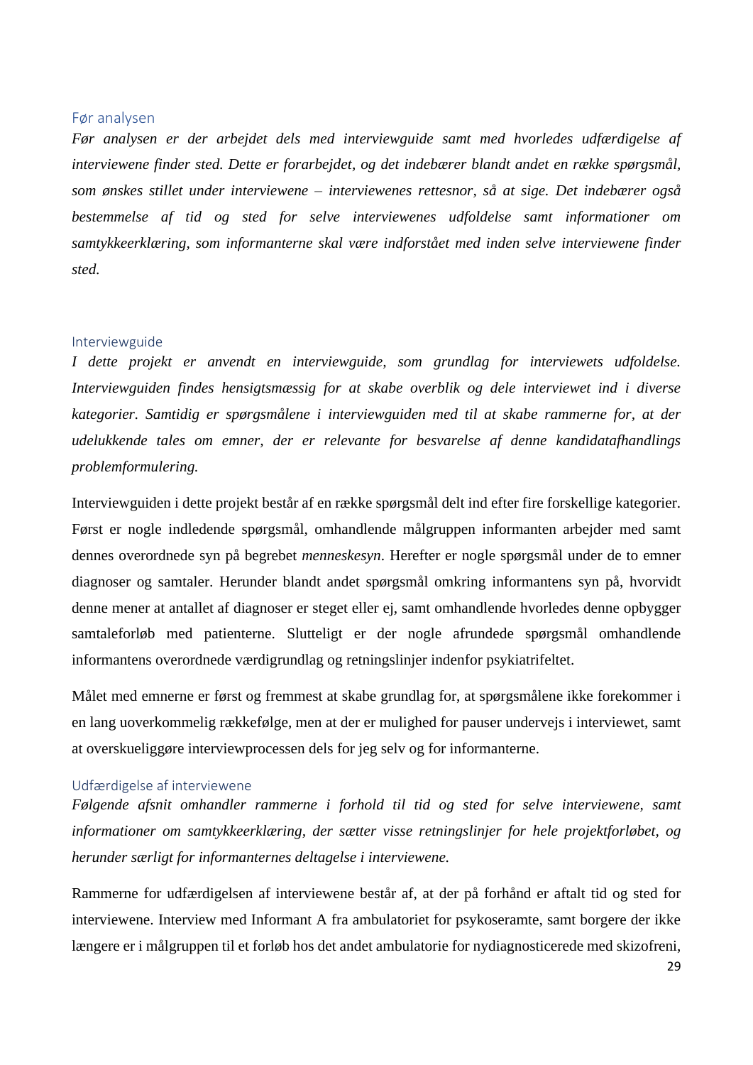## Før analysen

*Før analysen er der arbejdet dels med interviewguide samt med hvorledes udfærdigelse af interviewene finder sted. Dette er forarbejdet, og det indebærer blandt andet en række spørgsmål, som ønskes stillet under interviewene – interviewenes rettesnor, så at sige. Det indebærer også bestemmelse af tid og sted for selve interviewenes udfoldelse samt informationer om samtykkeerklæring, som informanterne skal være indforstået med inden selve interviewene finder sted.*

### Interviewguide

*I dette projekt er anvendt en interviewguide, som grundlag for interviewets udfoldelse. Interviewguiden findes hensigtsmæssig for at skabe overblik og dele interviewet ind i diverse kategorier. Samtidig er spørgsmålene i interviewguiden med til at skabe rammerne for, at der udelukkende tales om emner, der er relevante for besvarelse af denne kandidatafhandlings problemformulering.*

Interviewguiden i dette projekt består af en række spørgsmål delt ind efter fire forskellige kategorier. Først er nogle indledende spørgsmål, omhandlende målgruppen informanten arbejder med samt dennes overordnede syn på begrebet *menneskesyn*. Herefter er nogle spørgsmål under de to emner diagnoser og samtaler. Herunder blandt andet spørgsmål omkring informantens syn på, hvorvidt denne mener at antallet af diagnoser er steget eller ej, samt omhandlende hvorledes denne opbygger samtaleforløb med patienterne. Slutteligt er der nogle afrundede spørgsmål omhandlende informantens overordnede værdigrundlag og retningslinjer indenfor psykiatrifeltet.

Målet med emnerne er først og fremmest at skabe grundlag for, at spørgsmålene ikke forekommer i en lang uoverkommelig rækkefølge, men at der er mulighed for pauser undervejs i interviewet, samt at overskueliggøre interviewprocessen dels for jeg selv og for informanterne.

### Udfærdigelse af interviewene

*Følgende afsnit omhandler rammerne i forhold til tid og sted for selve interviewene, samt informationer om samtykkeerklæring, der sætter visse retningslinjer for hele projektforløbet, og herunder særligt for informanternes deltagelse i interviewene.*

Rammerne for udfærdigelsen af interviewene består af, at der på forhånd er aftalt tid og sted for interviewene. Interview med Informant A fra ambulatoriet for psykoseramte, samt borgere der ikke længere er i målgruppen til et forløb hos det andet ambulatorie for nydiagnosticerede med skizofreni,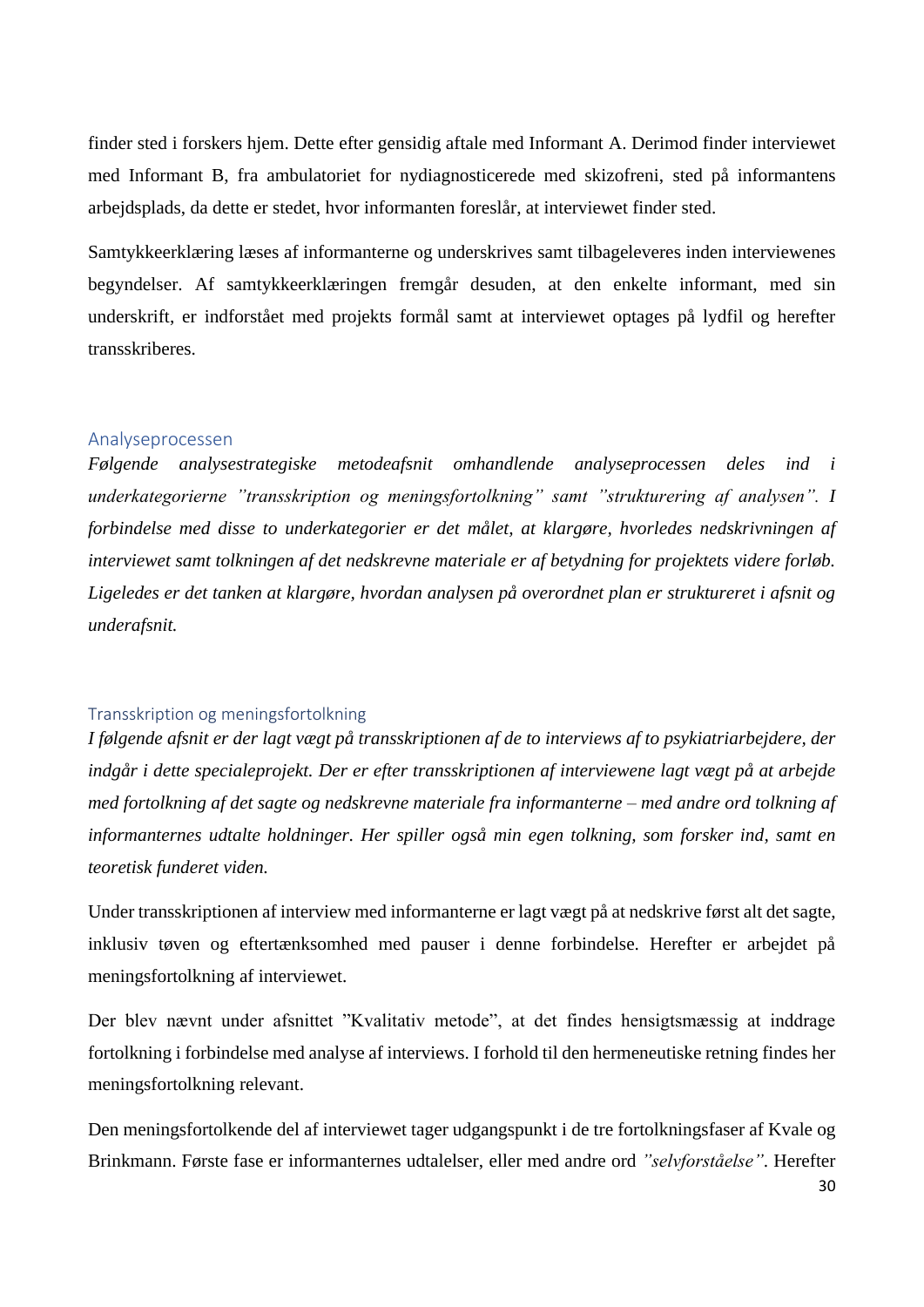finder sted i forskers hjem. Dette efter gensidig aftale med Informant A. Derimod finder interviewet med Informant B, fra ambulatoriet for nydiagnosticerede med skizofreni, sted på informantens arbejdsplads, da dette er stedet, hvor informanten foreslår, at interviewet finder sted.

Samtykkeerklæring læses af informanterne og underskrives samt tilbageleveres inden interviewenes begyndelser. Af samtykkeerklæringen fremgår desuden, at den enkelte informant, med sin underskrift, er indforstået med projekts formål samt at interviewet optages på lydfil og herefter transskriberes.

## Analyseprocessen

*Følgende analysestrategiske metodeafsnit omhandlende analyseprocessen deles ind i underkategorierne "transskription og meningsfortolkning" samt "strukturering af analysen". I forbindelse med disse to underkategorier er det målet, at klargøre, hvorledes nedskrivningen af interviewet samt tolkningen af det nedskrevne materiale er af betydning for projektets videre forløb. Ligeledes er det tanken at klargøre, hvordan analysen på overordnet plan er struktureret i afsnit og underafsnit.*

### Transskription og meningsfortolkning

*I følgende afsnit er der lagt vægt på transskriptionen af de to interviews af to psykiatriarbejdere, der indgår i dette specialeprojekt. Der er efter transskriptionen af interviewene lagt vægt på at arbejde med fortolkning af det sagte og nedskrevne materiale fra informanterne – med andre ord tolkning af informanternes udtalte holdninger. Her spiller også min egen tolkning, som forsker ind, samt en teoretisk funderet viden.*

Under transskriptionen af interview med informanterne er lagt vægt på at nedskrive først alt det sagte, inklusiv tøven og eftertænksomhed med pauser i denne forbindelse. Herefter er arbejdet på meningsfortolkning af interviewet.

Der blev nævnt under afsnittet "Kvalitativ metode", at det findes hensigtsmæssig at inddrage fortolkning i forbindelse med analyse af interviews. I forhold til den hermeneutiske retning findes her meningsfortolkning relevant.

Den meningsfortolkende del af interviewet tager udgangspunkt i de tre fortolkningsfaser af Kvale og Brinkmann. Første fase er informanternes udtalelser, eller med andre ord *"selvforståelse"*. Herefter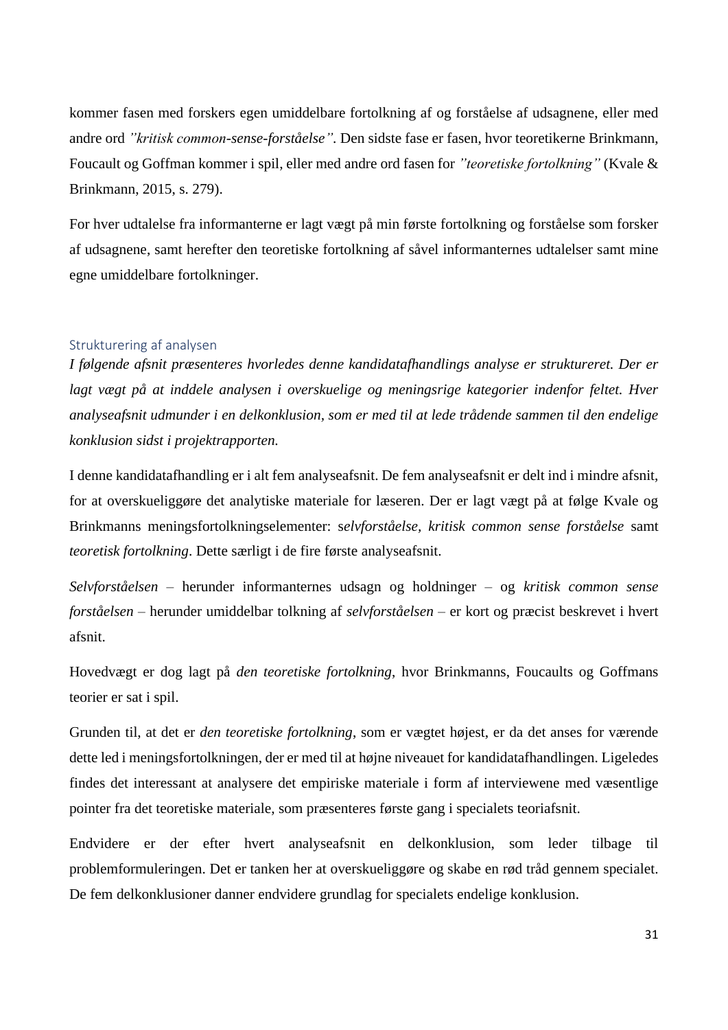kommer fasen med forskers egen umiddelbare fortolkning af og forståelse af udsagnene, eller med andre ord *"kritisk common-sense-forståelse"*. Den sidste fase er fasen, hvor teoretikerne Brinkmann, Foucault og Goffman kommer i spil, eller med andre ord fasen for *"teoretiske fortolkning"* (Kvale & Brinkmann, 2015, s. 279).

For hver udtalelse fra informanterne er lagt vægt på min første fortolkning og forståelse som forsker af udsagnene, samt herefter den teoretiske fortolkning af såvel informanternes udtalelser samt mine egne umiddelbare fortolkninger.

## Strukturering af analysen

*I følgende afsnit præsenteres hvorledes denne kandidatafhandlings analyse er struktureret. Der er lagt vægt på at inddele analysen i overskuelige og meningsrige kategorier indenfor feltet. Hver analyseafsnit udmunder i en delkonklusion, som er med til at lede trådende sammen til den endelige konklusion sidst i projektrapporten.*

I denne kandidatafhandling er i alt fem analyseafsnit. De fem analyseafsnit er delt ind i mindre afsnit, for at overskueliggøre det analytiske materiale for læseren. Der er lagt vægt på at følge Kvale og Brinkmanns meningsfortolkningselementer: s*elvforståelse, kritisk common sense forståelse* samt *teoretisk fortolkning*. Dette særligt i de fire første analyseafsnit.

*Selvforståelsen* – herunder informanternes udsagn og holdninger – og *kritisk common sense forståelsen* – herunder umiddelbar tolkning af *selvforståelsen* – er kort og præcist beskrevet i hvert afsnit.

Hovedvægt er dog lagt på *den teoretiske fortolkning*, hvor Brinkmanns, Foucaults og Goffmans teorier er sat i spil.

Grunden til, at det er *den teoretiske fortolkning*, som er vægtet højest, er da det anses for værende dette led i meningsfortolkningen, der er med til at højne niveauet for kandidatafhandlingen. Ligeledes findes det interessant at analysere det empiriske materiale i form af interviewene med væsentlige pointer fra det teoretiske materiale, som præsenteres første gang i specialets teoriafsnit.

Endvidere er der efter hvert analyseafsnit en delkonklusion, som leder tilbage til problemformuleringen. Det er tanken her at overskueliggøre og skabe en rød tråd gennem specialet. De fem delkonklusioner danner endvidere grundlag for specialets endelige konklusion.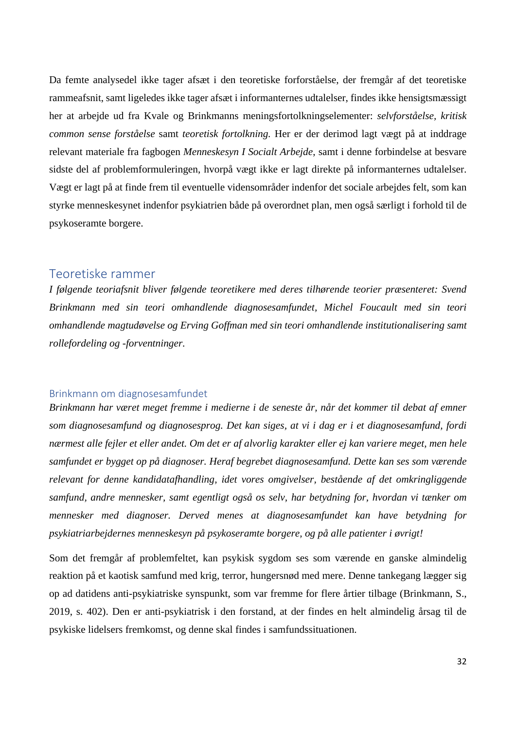Da femte analysedel ikke tager afsæt i den teoretiske forforståelse, der fremgår af det teoretiske rammeafsnit, samt ligeledes ikke tager afsæt i informanternes udtalelser, findes ikke hensigtsmæssigt her at arbejde ud fra Kvale og Brinkmanns meningsfortolkningselementer: *selvforståelse*, *kritisk common sense forståelse* samt *teoretisk fortolkning.* Her er der derimod lagt vægt på at inddrage relevant materiale fra fagbogen *Menneskesyn I Socialt Arbejde*, samt i denne forbindelse at besvare sidste del af problemformuleringen, hvorpå vægt ikke er lagt direkte på informanternes udtalelser. Vægt er lagt på at finde frem til eventuelle vidensområder indenfor det sociale arbejdes felt, som kan styrke menneskesynet indenfor psykiatrien både på overordnet plan, men også særligt i forhold til de psykoseramte borgere.

## Teoretiske rammer

*I følgende teoriafsnit bliver følgende teoretikere med deres tilhørende teorier præsenteret: Svend Brinkmann med sin teori omhandlende diagnosesamfundet, Michel Foucault med sin teori omhandlende magtudøvelse og Erving Goffman med sin teori omhandlende institutionalisering samt rollefordeling og -forventninger.*

### Brinkmann om diagnosesamfundet

*Brinkmann har været meget fremme i medierne i de seneste år, når det kommer til debat af emner som diagnosesamfund og diagnosesprog. Det kan siges, at vi i dag er i et diagnosesamfund, fordi nærmest alle fejler et eller andet. Om det er af alvorlig karakter eller ej kan variere meget, men hele samfundet er bygget op på diagnoser. Heraf begrebet diagnosesamfund. Dette kan ses som værende relevant for denne kandidatafhandling, idet vores omgivelser, bestående af det omkringliggende samfund, andre mennesker, samt egentligt også os selv, har betydning for, hvordan vi tænker om mennesker med diagnoser. Derved menes at diagnosesamfundet kan have betydning for psykiatriarbejdernes menneskesyn på psykoseramte borgere, og på alle patienter i øvrigt!*

Som det fremgår af problemfeltet, kan psykisk sygdom ses som værende en ganske almindelig reaktion på et kaotisk samfund med krig, terror, hungersnød med mere. Denne tankegang lægger sig op ad datidens anti-psykiatriske synspunkt, som var fremme for flere årtier tilbage (Brinkmann, S., 2019, s. 402). Den er anti-psykiatrisk i den forstand, at der findes en helt almindelig årsag til de psykiske lidelsers fremkomst, og denne skal findes i samfundssituationen.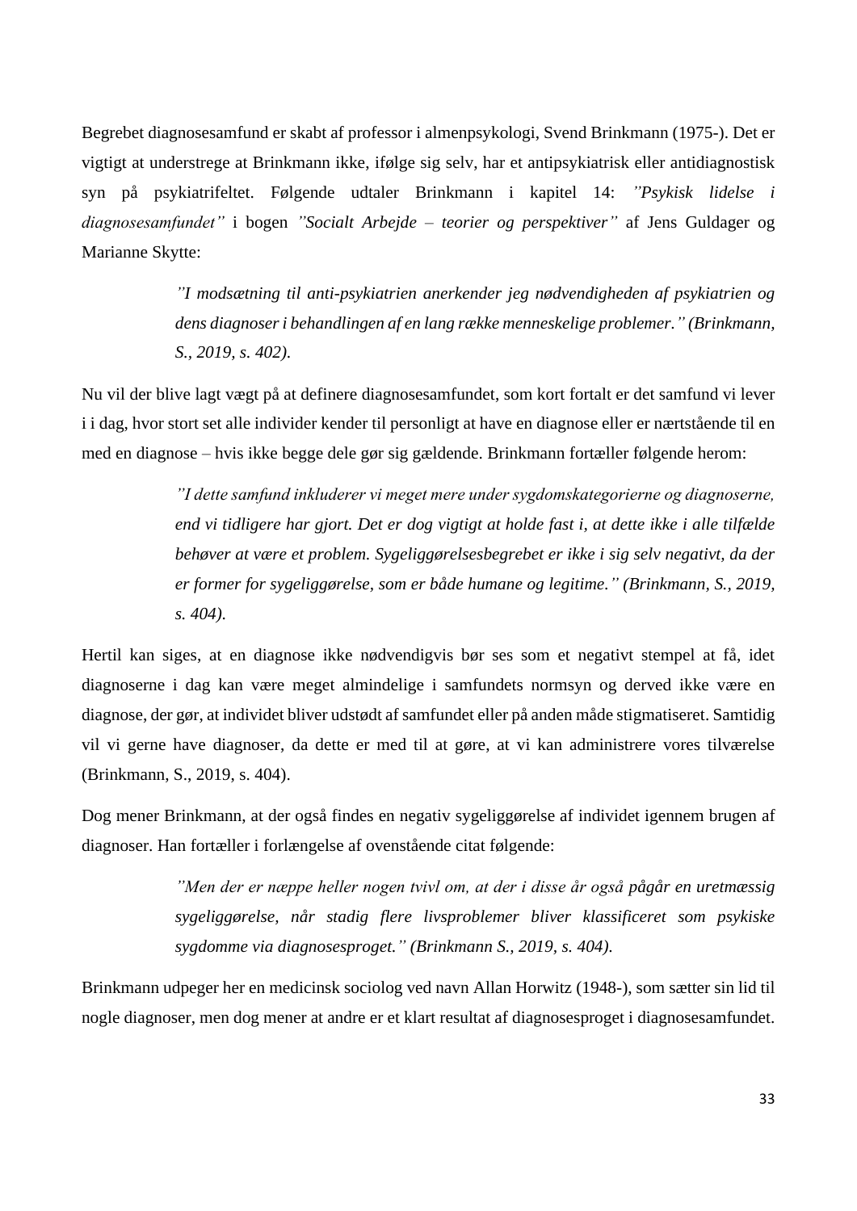Begrebet diagnosesamfund er skabt af professor i almenpsykologi, Svend Brinkmann (1975-). Det er vigtigt at understrege at Brinkmann ikke, ifølge sig selv, har et antipsykiatrisk eller antidiagnostisk syn på psykiatrifeltet. Følgende udtaler Brinkmann i kapitel 14: *"Psykisk lidelse i diagnosesamfundet"* i bogen *"Socialt Arbejde – teorier og perspektiver"* af Jens Guldager og Marianne Skytte:

> *"I modsætning til anti-psykiatrien anerkender jeg nødvendigheden af psykiatrien og dens diagnoser i behandlingen af en lang række menneskelige problemer." (Brinkmann, S., 2019, s. 402).*

Nu vil der blive lagt vægt på at definere diagnosesamfundet, som kort fortalt er det samfund vi lever i i dag, hvor stort set alle individer kender til personligt at have en diagnose eller er nærtstående til en med en diagnose – hvis ikke begge dele gør sig gældende. Brinkmann fortæller følgende herom:

> *"I dette samfund inkluderer vi meget mere under sygdomskategorierne og diagnoserne, end vi tidligere har gjort. Det er dog vigtigt at holde fast i, at dette ikke i alle tilfælde behøver at være et problem. Sygeliggørelsesbegrebet er ikke i sig selv negativt, da der er former for sygeliggørelse, som er både humane og legitime." (Brinkmann, S., 2019, s. 404).*

Hertil kan siges, at en diagnose ikke nødvendigvis bør ses som et negativt stempel at få, idet diagnoserne i dag kan være meget almindelige i samfundets normsyn og derved ikke være en diagnose, der gør, at individet bliver udstødt af samfundet eller på anden måde stigmatiseret. Samtidig vil vi gerne have diagnoser, da dette er med til at gøre, at vi kan administrere vores tilværelse (Brinkmann, S., 2019, s. 404).

Dog mener Brinkmann, at der også findes en negativ sygeliggørelse af individet igennem brugen af diagnoser. Han fortæller i forlængelse af ovenstående citat følgende:

> *"Men der er næppe heller nogen tvivl om, at der i disse år også pågår en uretmæssig sygeliggørelse, når stadig flere livsproblemer bliver klassificeret som psykiske sygdomme via diagnosesproget." (Brinkmann S., 2019, s. 404).*

Brinkmann udpeger her en medicinsk sociolog ved navn Allan Horwitz (1948-), som sætter sin lid til nogle diagnoser, men dog mener at andre er et klart resultat af diagnosesproget i diagnosesamfundet.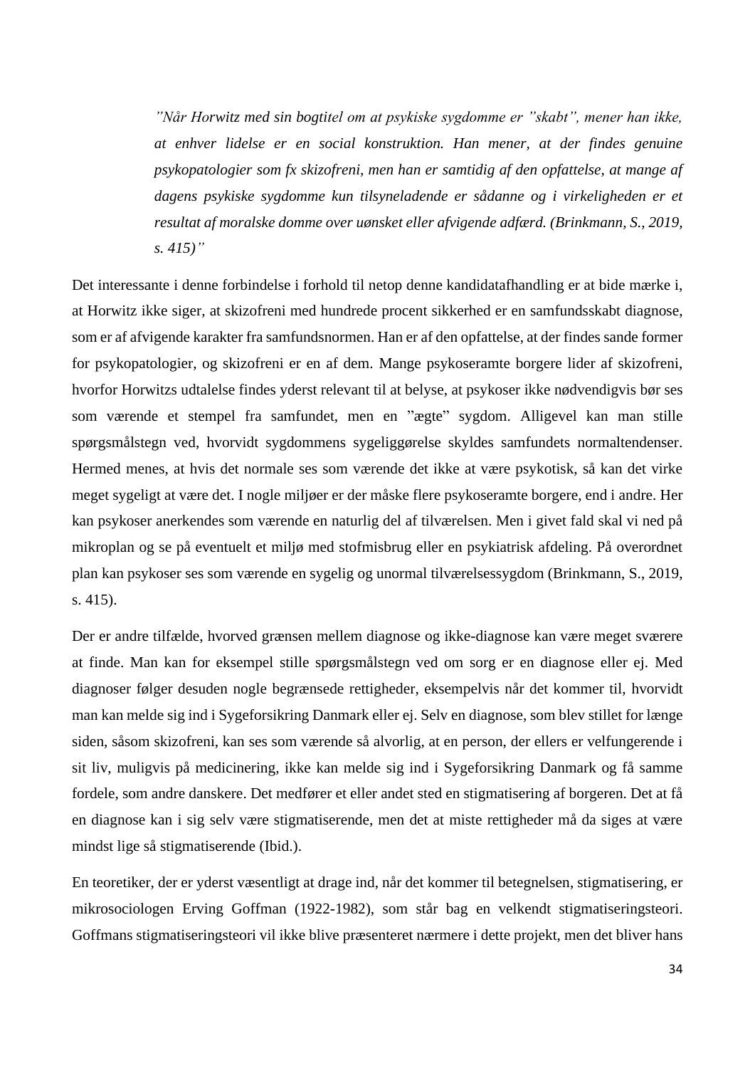> *"Når Horwitz med sin bogtitel om at psykiske sygdomme er "skabt", mener han ikke, at enhver lidelse er en social konstruktion. Han mener, at der findes genuine psykopatologier som fx skizofreni, men han er samtidig af den opfattelse, at mange af dagens psykiske sygdomme kun tilsyneladende er sådanne og i virkeligheden er et resultat af moralske domme over uønsket eller afvigende adfærd. (Brinkmann, S., 2019, s. 415)"*

Det interessante i denne forbindelse i forhold til netop denne kandidatafhandling er at bide mærke i, at Horwitz ikke siger, at skizofreni med hundrede procent sikkerhed er en samfundsskabt diagnose, som er af afvigende karakter fra samfundsnormen. Han er af den opfattelse, at der findes sande former for psykopatologier, og skizofreni er en af dem. Mange psykoseramte borgere lider af skizofreni, hvorfor Horwitzs udtalelse findes yderst relevant til at belyse, at psykoser ikke nødvendigvis bør ses som værende et stempel fra samfundet, men en "ægte" sygdom. Alligevel kan man stille spørgsmålstegn ved, hvorvidt sygdommens sygeliggørelse skyldes samfundets normaltendenser. Hermed menes, at hvis det normale ses som værende det ikke at være psykotisk, så kan det virke meget sygeligt at være det. I nogle miljøer er der måske flere psykoseramte borgere, end i andre. Her kan psykoser anerkendes som værende en naturlig del af tilværelsen. Men i givet fald skal vi ned på mikroplan og se på eventuelt et miljø med stofmisbrug eller en psykiatrisk afdeling. På overordnet plan kan psykoser ses som værende en sygelig og unormal tilværelsessygdom (Brinkmann, S., 2019, s. 415).

Der er andre tilfælde, hvorved grænsen mellem diagnose og ikke-diagnose kan være meget sværere at finde. Man kan for eksempel stille spørgsmålstegn ved om sorg er en diagnose eller ej. Med diagnoser følger desuden nogle begrænsede rettigheder, eksempelvis når det kommer til, hvorvidt man kan melde sig ind i Sygeforsikring Danmark eller ej. Selv en diagnose, som blev stillet for længe siden, såsom skizofreni, kan ses som værende så alvorlig, at en person, der ellers er velfungerende i sit liv, muligvis på medicinering, ikke kan melde sig ind i Sygeforsikring Danmark og få samme fordele, som andre danskere. Det medfører et eller andet sted en stigmatisering af borgeren. Det at få en diagnose kan i sig selv være stigmatiserende, men det at miste rettigheder må da siges at være mindst lige så stigmatiserende (Ibid.).

En teoretiker, der er yderst væsentligt at drage ind, når det kommer til betegnelsen, stigmatisering, er mikrosociologen Erving Goffman (1922-1982), som står bag en velkendt stigmatiseringsteori. Goffmans stigmatiseringsteori vil ikke blive præsenteret nærmere i dette projekt, men det bliver hans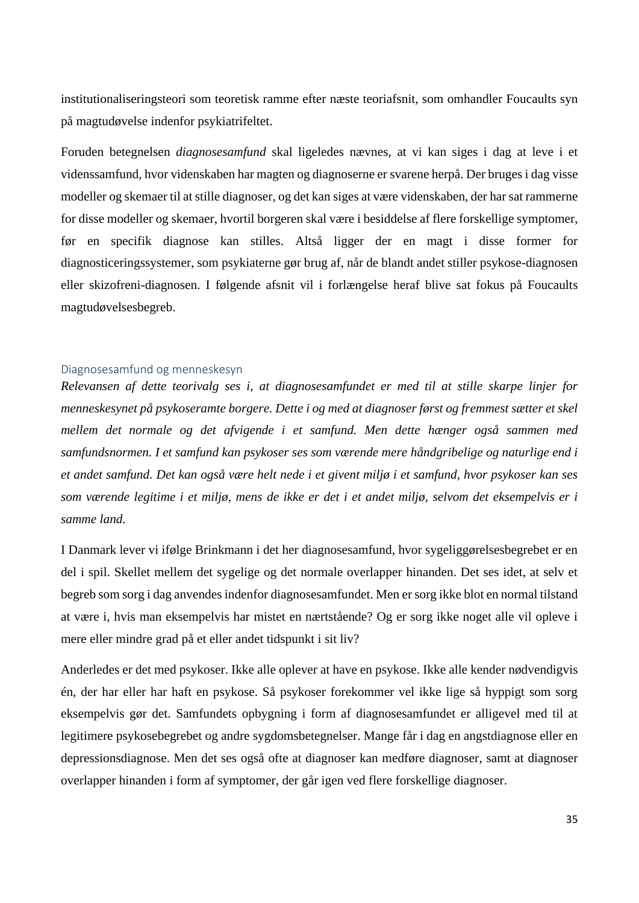institutionaliseringsteori som teoretisk ramme efter næste teoriafsnit, som omhandler Foucaults syn på magtudøvelse indenfor psykiatrifeltet.

Foruden betegnelsen *diagnosesamfund* skal ligeledes nævnes, at vi kan siges i dag at leve i et videnssamfund, hvor videnskaben har magten og diagnoserne er svarene herpå. Der bruges i dag visse modeller og skemaer til at stille diagnoser, og det kan siges at være videnskaben, der har sat rammerne for disse modeller og skemaer, hvortil borgeren skal være i besiddelse af flere forskellige symptomer, før en specifik diagnose kan stilles. Altså ligger der en magt i disse former for diagnosticeringssystemer, som psykiaterne gør brug af, når de blandt andet stiller psykose-diagnosen eller skizofreni-diagnosen. I følgende afsnit vil i forlængelse heraf blive sat fokus på Foucaults magtudøvelsesbegreb.

### Diagnosesamfund og menneskesyn

*Relevansen af dette teorivalg ses i, at diagnosesamfundet er med til at stille skarpe linjer for menneskesynet på psykoseramte borgere. Dette i og med at diagnoser først og fremmest sætter et skel mellem det normale og det afvigende i et samfund. Men dette hænger også sammen med samfundsnormen. I et samfund kan psykoser ses som værende mere håndgribelige og naturlige end i et andet samfund. Det kan også være helt nede i et givent miljø i et samfund, hvor psykoser kan ses som værende legitime i et miljø, mens de ikke er det i et andet miljø, selvom det eksempelvis er i samme land.*

I Danmark lever vi ifølge Brinkmann i det her diagnosesamfund, hvor sygeliggørelsesbegrebet er en del i spil. Skellet mellem det sygelige og det normale overlapper hinanden. Det ses idet, at selv et begreb som sorg i dag anvendes indenfor diagnosesamfundet. Men er sorg ikke blot en normal tilstand at være i, hvis man eksempelvis har mistet en nærtstående? Og er sorg ikke noget alle vil opleve i mere eller mindre grad på et eller andet tidspunkt i sit liv?

Anderledes er det med psykoser. Ikke alle oplever at have en psykose. Ikke alle kender nødvendigvis én, der har eller har haft en psykose. Så psykoser forekommer vel ikke lige så hyppigt som sorg eksempelvis gør det. Samfundets opbygning i form af diagnosesamfundet er alligevel med til at legitimere psykosebegrebet og andre sygdomsbetegnelser. Mange får i dag en angstdiagnose eller en depressionsdiagnose. Men det ses også ofte at diagnoser kan medføre diagnoser, samt at diagnoser overlapper hinanden i form af symptomer, der går igen ved flere forskellige diagnoser.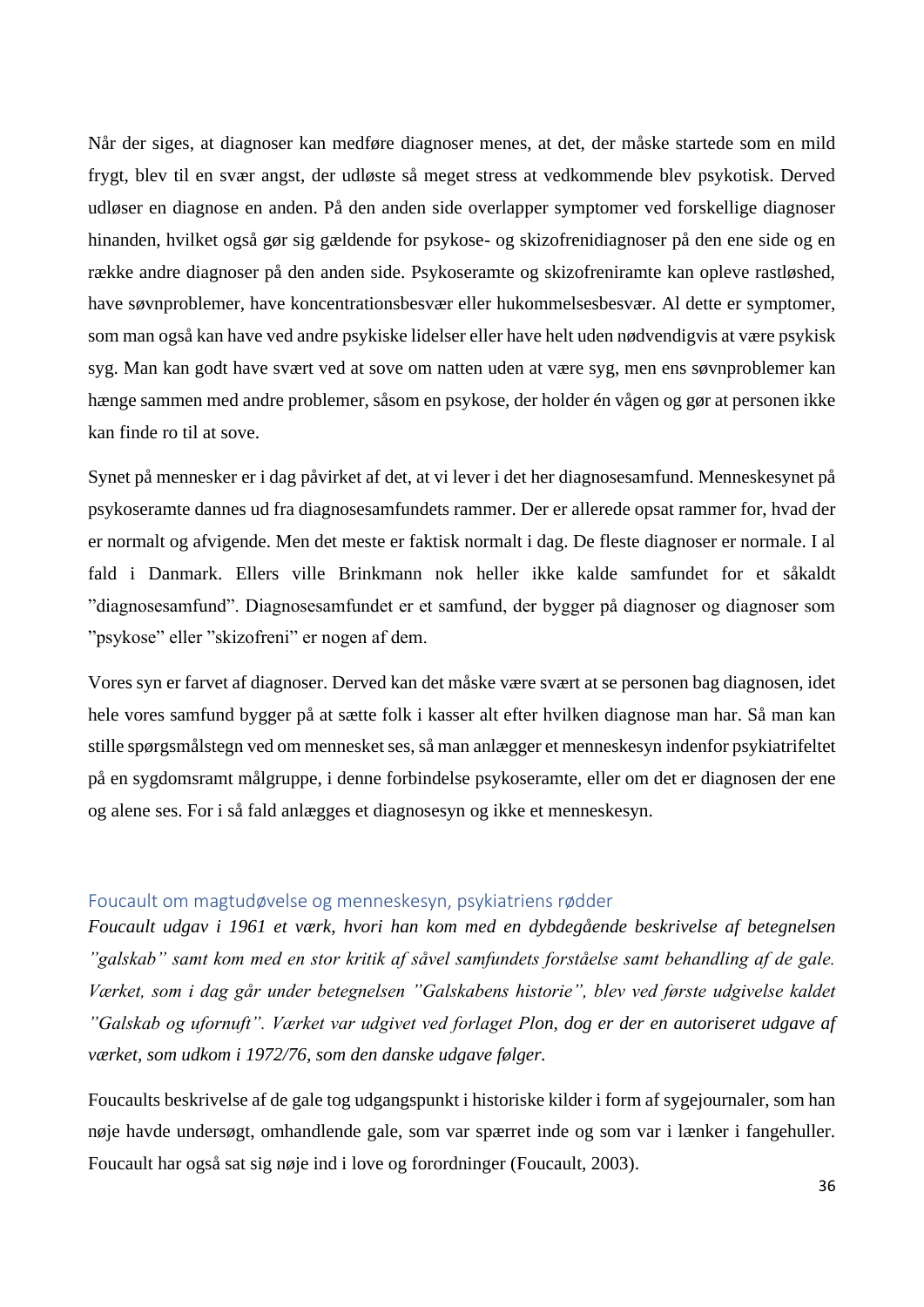Når der siges, at diagnoser kan medføre diagnoser menes, at det, der måske startede som en mild frygt, blev til en svær angst, der udløste så meget stress at vedkommende blev psykotisk. Derved udløser en diagnose en anden. På den anden side overlapper symptomer ved forskellige diagnoser hinanden, hvilket også gør sig gældende for psykose- og skizofrenidiagnoser på den ene side og en række andre diagnoser på den anden side. Psykoseramte og skizofreniramte kan opleve rastløshed, have søvnproblemer, have koncentrationsbesvær eller hukommelsesbesvær. Al dette er symptomer, som man også kan have ved andre psykiske lidelser eller have helt uden nødvendigvis at være psykisk syg. Man kan godt have svært ved at sove om natten uden at være syg, men ens søvnproblemer kan hænge sammen med andre problemer, såsom en psykose, der holder én vågen og gør at personen ikke kan finde ro til at sove.

Synet på mennesker er i dag påvirket af det, at vi lever i det her diagnosesamfund. Menneskesynet på psykoseramte dannes ud fra diagnosesamfundets rammer. Der er allerede opsat rammer for, hvad der er normalt og afvigende. Men det meste er faktisk normalt i dag. De fleste diagnoser er normale. I al fald i Danmark. Ellers ville Brinkmann nok heller ikke kalde samfundet for et såkaldt ”diagnosesamfund”. Diagnosesamfundet er et samfund, der bygger på diagnoser og diagnoser som ”psykose” eller ”skizofreni” er nogen af dem.

Vores syn er farvet af diagnoser. Derved kan det måske være svært at se personen bag diagnosen, idet hele vores samfund bygger på at sætte folk i kasser alt efter hvilken diagnose man har. Så man kan stille spørgsmålstegn ved om mennesket ses, så man anlægger et menneskesyn indenfor psykiatrifeltet på en sygdomsramt målgruppe, i denne forbindelse psykoseramte, eller om det er diagnosen der ene og alene ses. For i så fald anlægges et diagnosesyn og ikke et menneskesyn.

## Foucault om magtudøvelse og menneskesyn, psykiatriens rødder

*Foucault udgav i 1961 et værk, hvori han kom med en dybdegående beskrivelse af betegnelsen ”galskab” samt kom med en stor kritik af såvel samfundets forståelse samt behandling af de gale. Værket, som i dag går under betegnelsen ”Galskabens historie”, blev ved første udgivelse kaldet ”Galskab og ufornuft”. Værket var udgivet ved forlaget Plon, dog er der en autoriseret udgave af værket, som udkom i 1972/76, som den danske udgave følger.*

Foucaults beskrivelse af de gale tog udgangspunkt i historiske kilder i form af sygejournaler, som han nøje havde undersøgt, omhandlende gale, som var spærret inde og som var i lænker i fangehuller. Foucault har også sat sig nøje ind i love og forordninger (Foucault, 2003).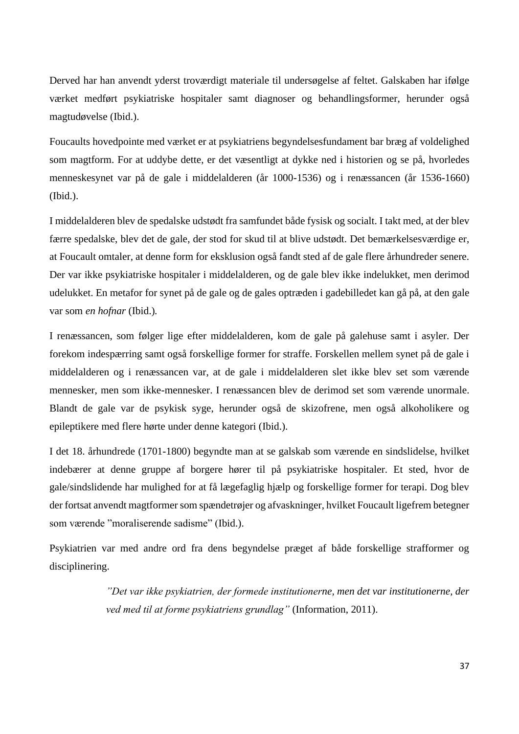Derved har han anvendt yderst troværdigt materiale til undersøgelse af feltet. Galskaben har ifølge værket medført psykiatriske hospitaler samt diagnoser og behandlingsformer, herunder også magtudøvelse (Ibid.).

Foucaults hovedpointe med værket er at psykiatriens begyndelsesfundament bar bræg af voldelighed som magtform. For at uddybe dette, er det væsentligt at dykke ned i historien og se på, hvorledes menneskesynet var på de gale i middelalderen (år 1000-1536) og i renæssancen (år 1536-1660) (Ibid.).

I middelalderen blev de spedalske udstødt fra samfundet både fysisk og socialt. I takt med, at der blev færre spedalske, blev det de gale, der stod for skud til at blive udstødt. Det bemærkelsesværdige er, at Foucault omtaler, at denne form for eksklusion også fandt sted af de gale flere århundreder senere. Der var ikke psykiatriske hospitaler i middelalderen, og de gale blev ikke indelukket, men derimod udelukket. En metafor for synet på de gale og de gales optræden i gadebilledet kan gå på, at den gale var som *en hofnar* (Ibid.).

I renæssancen, som følger lige efter middelalderen, kom de gale på galehuse samt i asyler. Der forekom indespærring samt også forskellige former for straffe. Forskellen mellem synet på de gale i middelalderen og i renæssancen var, at de gale i middelalderen slet ikke blev set som værende mennesker, men som ikke-mennesker. I renæssancen blev de derimod set som værende unormale. Blandt de gale var de psykisk syge, herunder også de skizofrene, men også alkoholikere og epileptikere med flere hørte under denne kategori (Ibid.).

I det 18. århundrede (1701-1800) begyndte man at se galskab som værende en sindslidelse, hvilket indebærer at denne gruppe af borgere hører til på psykiatriske hospitaler. Et sted, hvor de gale/sindslidende har mulighed for at få lægefaglig hjælp og forskellige former for terapi. Dog blev der fortsat anvendt magtformer som spændetrøjer og afvaskninger, hvilket Foucault ligefrem betegner som værende "moraliserende sadisme" (Ibid.).

Psykiatrien var med andre ord fra dens begyndelse præget af både forskellige strafformer og disciplinering.

> *"Det var ikke psykiatrien, der formede institutionerne, men det var institutionerne, der ved med til at forme psykiatriens grundlag"* (Information, 2011).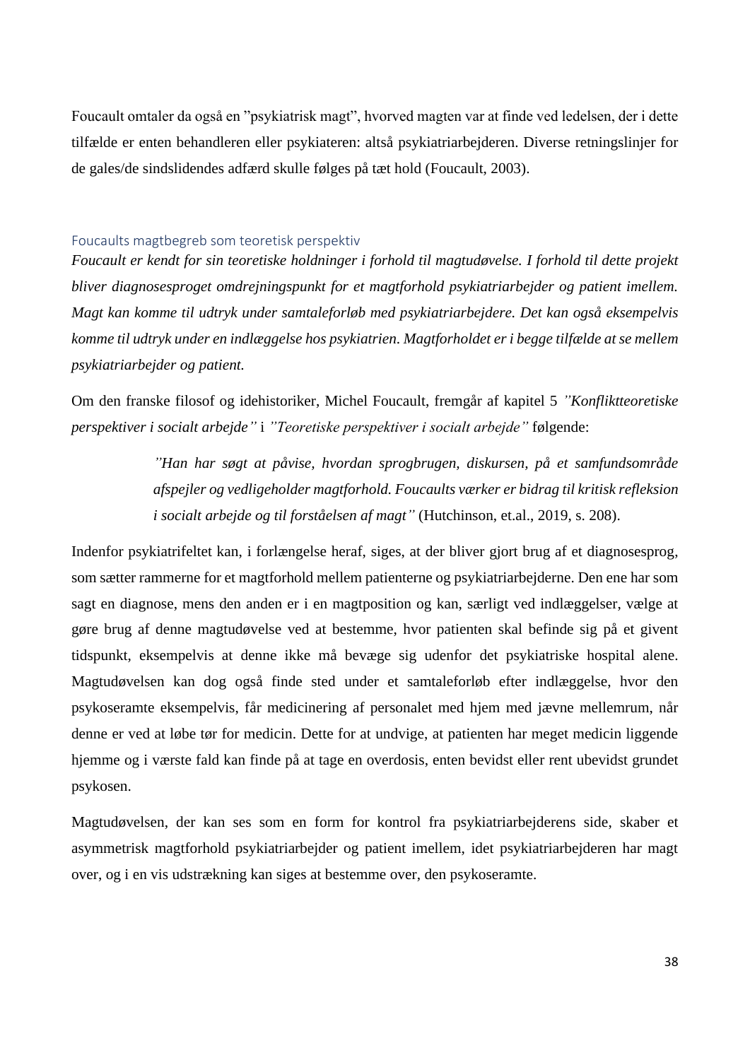Foucault omtaler da også en ”psykiatrisk magt”, hvorved magten var at finde ved ledelsen, der i dette tilfælde er enten behandleren eller psykiateren: altså psykiatriarbejderen. Diverse retningslinjer for de gales/de sindslidendes adfærd skulle følges på tæt hold (Foucault, 2003).

### Foucaults magtbegreb som teoretisk perspektiv

*Foucault er kendt for sin teoretiske holdninger i forhold til magtudøvelse. I forhold til dette projekt bliver diagnosesproget omdrejningspunkt for et magtforhold psykiatriarbejder og patient imellem. Magt kan komme til udtryk under samtaleforløb med psykiatriarbejdere. Det kan også eksempelvis komme til udtryk under en indlæggelse hos psykiatrien. Magtforholdet er i begge tilfælde at se mellem psykiatriarbejder og patient.*

Om den franske filosof og idehistoriker, Michel Foucault, fremgår af kapitel 5 *”Konfliktteoretiske perspektiver i socialt arbejde”* i *”Teoretiske perspektiver i socialt arbejde”* følgende:

> *”Han har søgt at påvise, hvordan sprogbrugen, diskursen, på et samfundsområde afspejler og vedligeholder magtforhold. Foucaults værker er bidrag til kritisk refleksion i socialt arbejde og til forståelsen af magt”* (Hutchinson, et.al., 2019, s. 208).

Indenfor psykiatrifeltet kan, i forlængelse heraf, siges, at der bliver gjort brug af et diagnosesprog, som sætter rammerne for et magtforhold mellem patienterne og psykiatriarbejderne. Den ene har som sagt en diagnose, mens den anden er i en magtposition og kan, særligt ved indlæggelser, vælge at gøre brug af denne magtudøvelse ved at bestemme, hvor patienten skal befinde sig på et givent tidspunkt, eksempelvis at denne ikke må bevæge sig udenfor det psykiatriske hospital alene. Magtudøvelsen kan dog også finde sted under et samtaleforløb efter indlæggelse, hvor den psykoseramte eksempelvis, får medicinering af personalet med hjem med jævne mellemrum, når denne er ved at løbe tør for medicin. Dette for at undvige, at patienten har meget medicin liggende hjemme og i værste fald kan finde på at tage en overdosis, enten bevidst eller rent ubevidst grundet psykosen.

Magtudøvelsen, der kan ses som en form for kontrol fra psykiatriarbejderens side, skaber et asymmetrisk magtforhold psykiatriarbejder og patient imellem, idet psykiatriarbejderen har magt over, og i en vis udstrækning kan siges at bestemme over, den psykoseramte.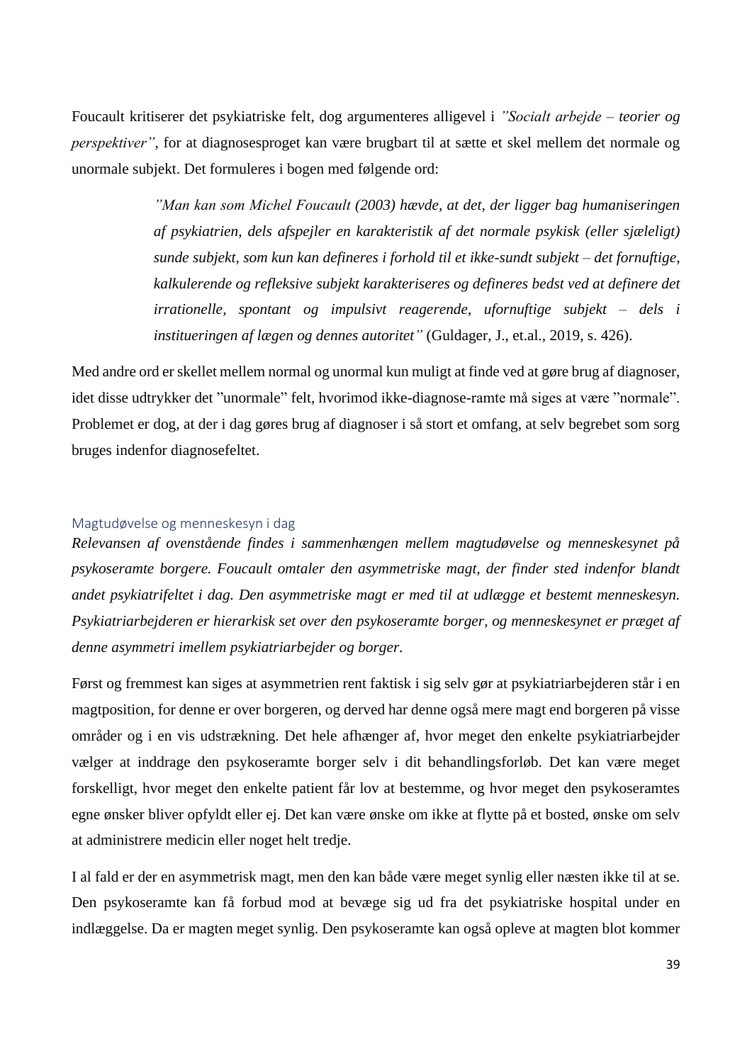Foucault kritiserer det psykiatriske felt, dog argumenteres alligevel i *"Socialt arbejde – teorier og perspektiver"*, for at diagnosesproget kan være brugbart til at sætte et skel mellem det normale og unormale subjekt. Det formuleres i bogen med følgende ord:

> *"Man kan som Michel Foucault (2003) hævde, at det, der ligger bag humaniseringen af psykiatrien, dels afspejler en karakteristik af det normale psykisk (eller sjæleligt) sunde subjekt, som kun kan defineres i forhold til et ikke-sundt subjekt – det fornuftige, kalkulerende og refleksive subjekt karakteriseres og defineres bedst ved at definere det irrationelle, spontant og impulsivt reagerende, ufornuftige subjekt – dels i institueringen af lægen og dennes autoritet"* (Guldager, J., et.al., 2019, s. 426).

Med andre ord er skellet mellem normal og unormal kun muligt at finde ved at gøre brug af diagnoser, idet disse udtrykker det "unormale" felt, hvorimod ikke-diagnose-ramte må siges at være "normale". Problemet er dog, at der i dag gøres brug af diagnoser i så stort et omfang, at selv begrebet som sorg bruges indenfor diagnosefeltet.

### Magtudøvelse og menneskesyn i dag

*Relevansen af ovenstående findes i sammenhængen mellem magtudøvelse og menneskesynet på psykoseramte borgere. Foucault omtaler den asymmetriske magt, der finder sted indenfor blandt andet psykiatrifeltet i dag. Den asymmetriske magt er med til at udlægge et bestemt menneskesyn. Psykiatriarbejderen er hierarkisk set over den psykoseramte borger, og menneskesynet er præget af denne asymmetri imellem psykiatriarbejder og borger.*

Først og fremmest kan siges at asymmetrien rent faktisk i sig selv gør at psykiatriarbejderen står i en magtposition, for denne er over borgeren, og derved har denne også mere magt end borgeren på visse områder og i en vis udstrækning. Det hele afhænger af, hvor meget den enkelte psykiatriarbejder vælger at inddrage den psykoseramte borger selv i dit behandlingsforløb. Det kan være meget forskelligt, hvor meget den enkelte patient får lov at bestemme, og hvor meget den psykoseramtes egne ønsker bliver opfyldt eller ej. Det kan være ønske om ikke at flytte på et bosted, ønske om selv at administrere medicin eller noget helt tredje.

I al fald er der en asymmetrisk magt, men den kan både være meget synlig eller næsten ikke til at se. Den psykoseramte kan få forbud mod at bevæge sig ud fra det psykiatriske hospital under en indlæggelse. Da er magten meget synlig. Den psykoseramte kan også opleve at magten blot kommer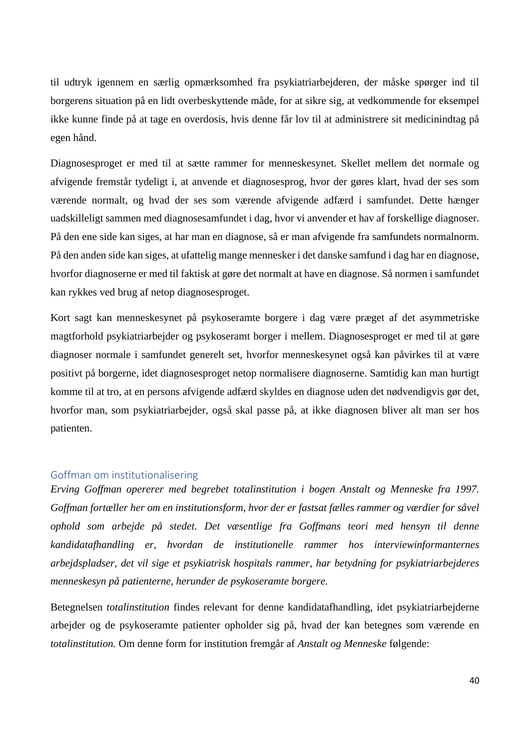til udtryk igennem en særlig opmærksomhed fra psykiatriarbejderen, der måske spørger ind til borgerens situation på en lidt overbeskyttende måde, for at sikre sig, at vedkommende for eksempel ikke kunne finde på at tage en overdosis, hvis denne får lov til at administrere sit medicinindtag på egen hånd.

Diagnosesproget er med til at sætte rammer for menneskesynet. Skellet mellem det normale og afvigende fremstår tydeligt i, at anvende et diagnosesprog, hvor der gøres klart, hvad der ses som værende normalt, og hvad der ses som værende afvigende adfærd i samfundet. Dette hænger uadskilleligt sammen med diagnosesamfundet i dag, hvor vi anvender et hav af forskellige diagnoser. På den ene side kan siges, at har man en diagnose, så er man afvigende fra samfundets normalnorm. På den anden side kan siges, at ufattelig mange mennesker i det danske samfund i dag har en diagnose, hvorfor diagnoserne er med til faktisk at gøre det normalt at have en diagnose. Så normen i samfundet kan rykkes ved brug af netop diagnosesproget.

Kort sagt kan menneskesynet på psykoseramte borgere i dag være præget af det asymmetriske magtforhold psykiatriarbejder og psykoseramt borger i mellem. Diagnosesproget er med til at gøre diagnoser normale i samfundet generelt set, hvorfor menneskesynet også kan påvirkes til at være positivt på borgerne, idet diagnosesproget netop normalisere diagnoserne. Samtidig kan man hurtigt komme til at tro, at en persons afvigende adfærd skyldes en diagnose uden det nødvendigvis gør det, hvorfor man, som psykiatriarbejder, også skal passe på, at ikke diagnosen bliver alt man ser hos patienten.

## Goffman om institutionalisering

*Erving Goffman opererer med begrebet totalinstitution i bogen Anstalt og Menneske fra 1997. Goffman fortæller her om en institutionsform, hvor der er fastsat fælles rammer og værdier for såvel ophold som arbejde på stedet. Det væsentlige fra Goffmans teori med hensyn til denne kandidatafhandling er, hvordan de institutionelle rammer hos interviewinformanternes arbejdspladser, det vil sige et psykiatrisk hospitals rammer, har betydning for psykiatriarbejderes menneskesyn på patienterne, herunder de psykoseramte borgere.*

Betegnelsen *totalinstitution* findes relevant for denne kandidatafhandling, idet psykiatriarbejderne arbejder og de psykoseramte patienter opholder sig på, hvad der kan betegnes som værende en *totalinstitution.* Om denne form for institution fremgår af *Anstalt og Menneske* følgende: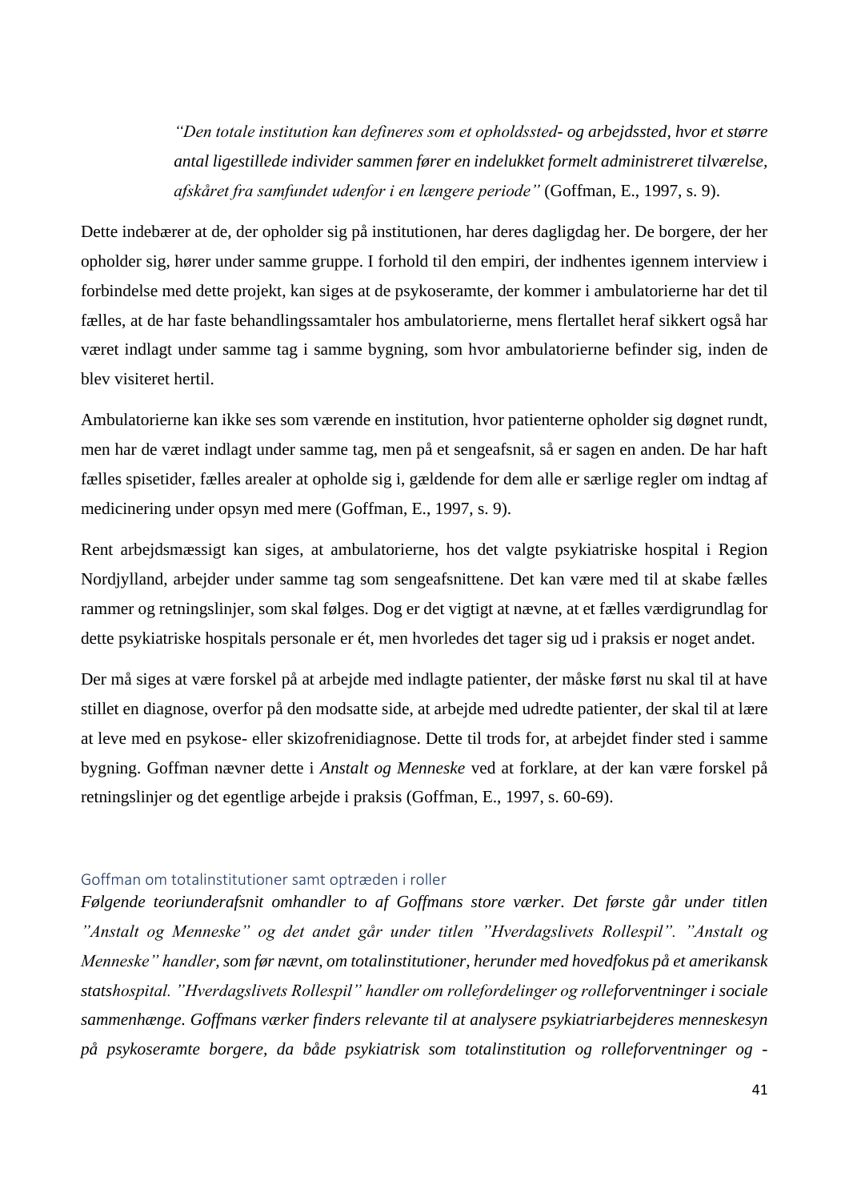> *"Den totale institution kan defineres som et opholdssted- og arbejdssted, hvor et større antal ligestillede individer sammen fører en indelukket formelt administreret tilværelse, afskåret fra samfundet udenfor i en længere periode"* (Goffman, E., 1997, s. 9).

Dette indebærer at de, der opholder sig på institutionen, har deres dagligdag her. De borgere, der her opholder sig, hører under samme gruppe. I forhold til den empiri, der indhentes igennem interview i forbindelse med dette projekt, kan siges at de psykoseramte, der kommer i ambulatorierne har det til fælles, at de har faste behandlingssamtaler hos ambulatorierne, mens flertallet heraf sikkert også har været indlagt under samme tag i samme bygning, som hvor ambulatorierne befinder sig, inden de blev visiteret hertil.

Ambulatorierne kan ikke ses som værende en institution, hvor patienterne opholder sig døgnet rundt, men har de været indlagt under samme tag, men på et sengeafsnit, så er sagen en anden. De har haft fælles spisetider, fælles arealer at opholde sig i, gældende for dem alle er særlige regler om indtag af medicinering under opsyn med mere (Goffman, E., 1997, s. 9).

Rent arbejdsmæssigt kan siges, at ambulatorierne, hos det valgte psykiatriske hospital i Region Nordjylland, arbejder under samme tag som sengeafsnittene. Det kan være med til at skabe fælles rammer og retningslinjer, som skal følges. Dog er det vigtigt at nævne, at et fælles værdigrundlag for dette psykiatriske hospitals personale er ét, men hvorledes det tager sig ud i praksis er noget andet.

Der må siges at være forskel på at arbejde med indlagte patienter, der måske først nu skal til at have stillet en diagnose, overfor på den modsatte side, at arbejde med udredte patienter, der skal til at lære at leve med en psykose- eller skizofrenidiagnose. Dette til trods for, at arbejdet finder sted i samme bygning. Goffman nævner dette i *Anstalt og Menneske* ved at forklare, at der kan være forskel på retningslinjer og det egentlige arbejde i praksis (Goffman, E., 1997, s. 60-69).

### Goffman om totalinstitutioner samt optræden i roller

*Følgende teoriunderafsnit omhandler to af Goffmans store værker. Det første går under titlen "Anstalt og Menneske" og det andet går under titlen "Hverdagslivets Rollespil". "Anstalt og Menneske" handler, som før nævnt, om totalinstitutioner, herunder med hovedfokus på et amerikansk statshospital. "Hverdagslivets Rollespil" handler om rollefordelinger og rolleforventninger i sociale sammenhænge. Goffmans værker finders relevante til at analysere psykiatriarbejderes menneskesyn på psykoseramte borgere, da både psykiatrisk som totalinstitution og rolleforventninger og -*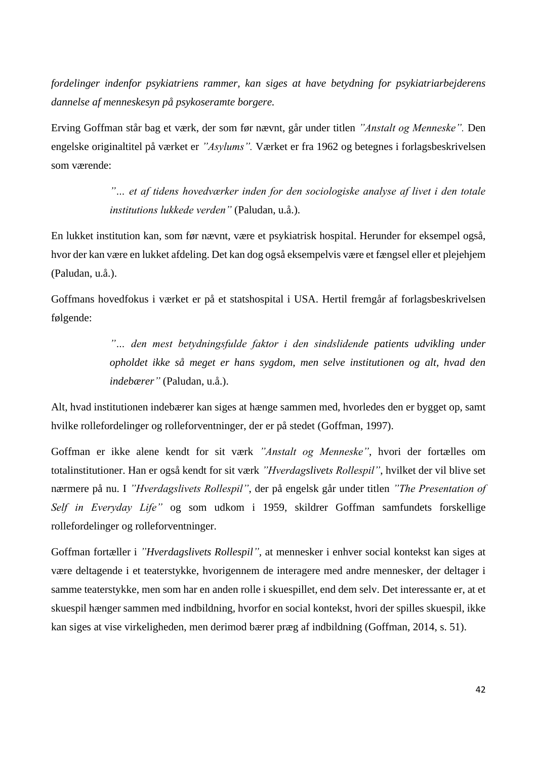*fordelinger indenfor psykiatriens rammer, kan siges at have betydning for psykiatriarbejderens dannelse af menneskesyn på psykoseramte borgere.*

Erving Goffman står bag et værk, der som før nævnt, går under titlen *"Anstalt og Menneske".* Den engelske originaltitel på værket er *"Asylums".* Værket er fra 1962 og betegnes i forlagsbeskrivelsen som værende:

> *"… et af tidens hovedværker inden for den sociologiske analyse af livet i den totale institutions lukkede verden"* (Paludan, u.å.).

En lukket institution kan, som før nævnt, være et psykiatrisk hospital. Herunder for eksempel også, hvor der kan være en lukket afdeling. Det kan dog også eksempelvis være et fængsel eller et plejehjem (Paludan, u.å.).

Goffmans hovedfokus i værket er på et statshospital i USA. Hertil fremgår af forlagsbeskrivelsen følgende:

> *"… den mest betydningsfulde faktor i den sindslidende patients udvikling under opholdet ikke så meget er hans sygdom, men selve institutionen og alt, hvad den indebærer"* (Paludan, u.å.).

Alt, hvad institutionen indebærer kan siges at hænge sammen med, hvorledes den er bygget op, samt hvilke rollefordelinger og rolleforventninger, der er på stedet (Goffman, 1997).

Goffman er ikke alene kendt for sit værk *"Anstalt og Menneske"*, hvori der fortælles om totalinstitutioner. Han er også kendt for sit værk *"Hverdagslivets Rollespil"*, hvilket der vil blive set nærmere på nu. I *"Hverdagslivets Rollespil"*, der på engelsk går under titlen *"The Presentation of Self in Everyday Life"* og som udkom i 1959, skildrer Goffman samfundets forskellige rollefordelinger og rolleforventninger.

Goffman fortæller i *"Hverdagslivets Rollespil"*, at mennesker i enhver social kontekst kan siges at være deltagende i et teaterstykke, hvorigennem de interagere med andre mennesker, der deltager i samme teaterstykke, men som har en anden rolle i skuespillet, end dem selv. Det interessante er, at et skuespil hænger sammen med indbildning, hvorfor en social kontekst, hvori der spilles skuespil, ikke kan siges at vise virkeligheden, men derimod bærer præg af indbildning (Goffman, 2014, s. 51).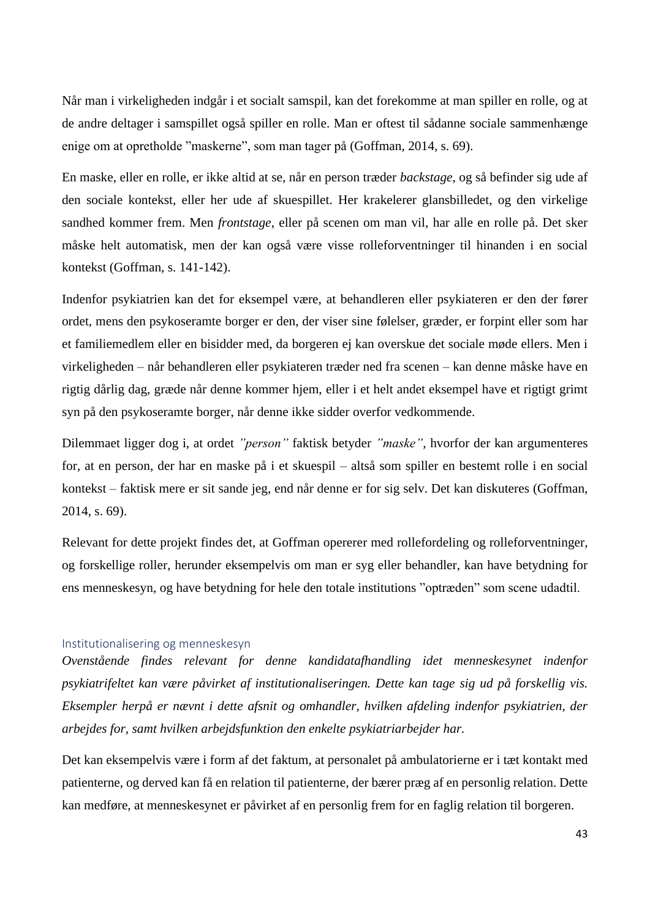Når man i virkeligheden indgår i et socialt samspil, kan det forekomme at man spiller en rolle, og at de andre deltager i samspillet også spiller en rolle. Man er oftest til sådanne sociale sammenhænge enige om at opretholde ”maskerne”, som man tager på (Goffman, 2014, s. 69).

En maske, eller en rolle, er ikke altid at se, når en person træder *backstage*, og så befinder sig ude af den sociale kontekst, eller her ude af skuespillet. Her krakelerer glansbilledet, og den virkelige sandhed kommer frem. Men *frontstage*, eller på scenen om man vil, har alle en rolle på. Det sker måske helt automatisk, men der kan også være visse rolleforventninger til hinanden i en social kontekst (Goffman, s. 141-142).

Indenfor psykiatrien kan det for eksempel være, at behandleren eller psykiateren er den der fører ordet, mens den psykoseramte borger er den, der viser sine følelser, græder, er forpint eller som har et familiemedlem eller en bisidder med, da borgeren ej kan overskue det sociale møde ellers. Men i virkeligheden – når behandleren eller psykiateren træder ned fra scenen – kan denne måske have en rigtig dårlig dag, græde når denne kommer hjem, eller i et helt andet eksempel have et rigtigt grimt syn på den psykoseramte borger, når denne ikke sidder overfor vedkommende.

Dilemmaet ligger dog i, at ordet *”person”* faktisk betyder *”maske”*, hvorfor der kan argumenteres for, at en person, der har en maske på i et skuespil – altså som spiller en bestemt rolle i en social kontekst – faktisk mere er sit sande jeg, end når denne er for sig selv. Det kan diskuteres (Goffman, 2014, s. 69).

Relevant for dette projekt findes det, at Goffman opererer med rollefordeling og rolleforventninger, og forskellige roller, herunder eksempelvis om man er syg eller behandler, kan have betydning for ens menneskesyn, og have betydning for hele den totale institutions ”optræden” som scene udadtil.

### Institutionalisering og menneskesyn

*Ovenstående findes relevant for denne kandidatafhandling idet menneskesynet indenfor psykiatrifeltet kan være påvirket af institutionaliseringen. Dette kan tage sig ud på forskellig vis. Eksempler herpå er nævnt i dette afsnit og omhandler, hvilken afdeling indenfor psykiatrien, der arbejdes for, samt hvilken arbejdsfunktion den enkelte psykiatriarbejder har.*

Det kan eksempelvis være i form af det faktum, at personalet på ambulatorierne er i tæt kontakt med patienterne, og derved kan få en relation til patienterne, der bærer præg af en personlig relation. Dette kan medføre, at menneskesynet er påvirket af en personlig frem for en faglig relation til borgeren.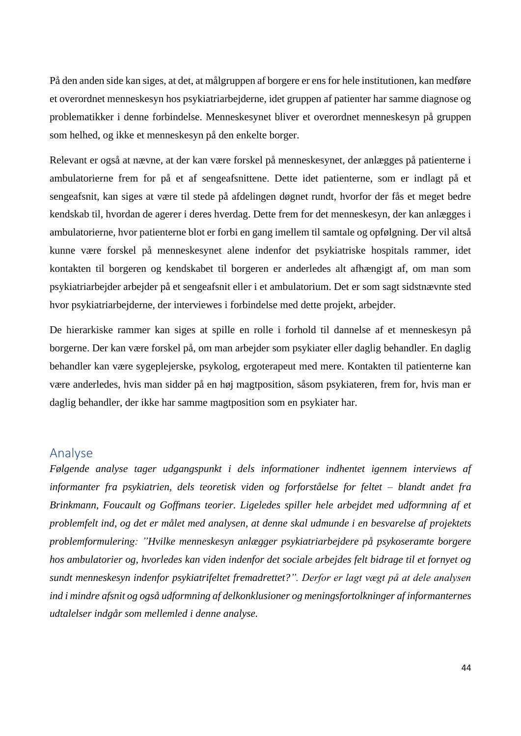På den anden side kan siges, at det, at målgruppen af borgere er ens for hele institutionen, kan medføre et overordnet menneskesyn hos psykiatriarbejderne, idet gruppen af patienter har samme diagnose og problematikker i denne forbindelse. Menneskesynet bliver et overordnet menneskesyn på gruppen som helhed, og ikke et menneskesyn på den enkelte borger.

Relevant er også at nævne, at der kan være forskel på menneskesynet, der anlægges på patienterne i ambulatorierne frem for på et af sengeafsnittene. Dette idet patienterne, som er indlagt på et sengeafsnit, kan siges at være til stede på afdelingen døgnet rundt, hvorfor der fås et meget bedre kendskab til, hvordan de agerer i deres hverdag. Dette frem for det menneskesyn, der kan anlægges i ambulatorierne, hvor patienterne blot er forbi en gang imellem til samtale og opfølgning. Der vil altså kunne være forskel på menneskesynet alene indenfor det psykiatriske hospitals rammer, idet kontakten til borgeren og kendskabet til borgeren er anderledes alt afhængigt af, om man som psykiatriarbejder arbejder på et sengeafsnit eller i et ambulatorium. Det er som sagt sidstnævnte sted hvor psykiatriarbejderne, der interviewes i forbindelse med dette projekt, arbejder.

De hierarkiske rammer kan siges at spille en rolle i forhold til dannelse af et menneskesyn på borgerne. Der kan være forskel på, om man arbejder som psykiater eller daglig behandler. En daglig behandler kan være sygeplejerske, psykolog, ergoterapeut med mere. Kontakten til patienterne kan være anderledes, hvis man sidder på en høj magtposition, såsom psykiateren, frem for, hvis man er daglig behandler, der ikke har samme magtposition som en psykiater har.

# Analyse

*Følgende analyse tager udgangspunkt i dels informationer indhentet igennem interviews af informanter fra psykiatrien, dels teoretisk viden og forforståelse for feltet – blandt andet fra Brinkmann, Foucault og Goffmans teorier. Ligeledes spiller hele arbejdet med udformning af et problemfelt ind, og det er målet med analysen, at denne skal udmunde i en besvarelse af projektets problemformulering: "Hvilke menneskesyn anlægger psykiatriarbejdere på psykoseramte borgere hos ambulatorier og, hvorledes kan viden indenfor det sociale arbejdes felt bidrage til et fornyet og sundt menneskesyn indenfor psykiatrifeltet fremadrettet?". Derfor er lagt vægt på at dele analysen ind i mindre afsnit og også udformning af delkonklusioner og meningsfortolkninger af informanternes udtalelser indgår som mellemled i denne analyse.*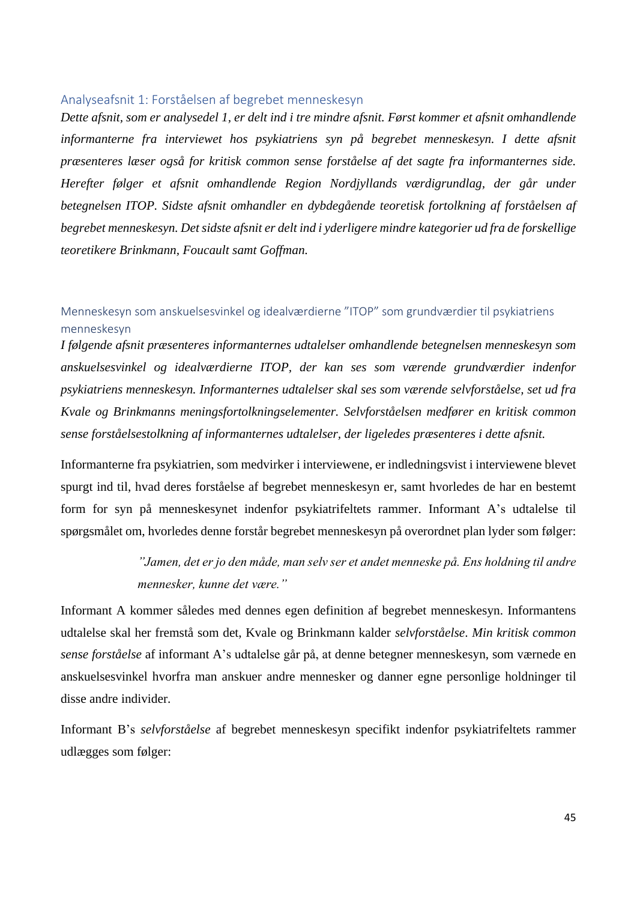## Analyseafsnit 1: Forståelsen af begrebet menneskesyn

*Dette afsnit, som er analysedel 1, er delt ind i tre mindre afsnit. Først kommer et afsnit omhandlende informanterne fra interviewet hos psykiatriens syn på begrebet menneskesyn. I dette afsnit præsenteres læser også for kritisk common sense forståelse af det sagte fra informanternes side. Herefter følger et afsnit omhandlende Region Nordjyllands værdigrundlag, der går under betegnelsen ITOP. Sidste afsnit omhandler en dybdegående teoretisk fortolkning af forståelsen af begrebet menneskesyn. Det sidste afsnit er delt ind i yderligere mindre kategorier ud fra de forskellige teoretikere Brinkmann, Foucault samt Goffman.*

### Menneskesyn som anskuelsesvinkel og idealværdierne "ITOP" som grundværdier til psykiatriens menneskesyn

*I følgende afsnit præsenteres informanternes udtalelser omhandlende betegnelsen menneskesyn som anskuelsesvinkel og idealværdierne ITOP, der kan ses som værende grundværdier indenfor psykiatriens menneskesyn. Informanternes udtalelser skal ses som værende selvforståelse, set ud fra Kvale og Brinkmanns meningsfortolkningselementer. Selvforståelsen medfører en kritisk common sense forståelsestolkning af informanternes udtalelser, der ligeledes præsenteres i dette afsnit.*

Informanterne fra psykiatrien, som medvirker i interviewene, er indledningsvist i interviewene blevet spurgt ind til, hvad deres forståelse af begrebet menneskesyn er, samt hvorledes de har en bestemt form for syn på menneskesynet indenfor psykiatrifeltets rammer. Informant A's udtalelse til spørgsmålet om, hvorledes denne forstår begrebet menneskesyn på overordnet plan lyder som følger:

> *"Jamen, det er jo den måde, man selv ser et andet menneske på. Ens holdning til andre mennesker, kunne det være."*

Informant A kommer således med dennes egen definition af begrebet menneskesyn. Informantens udtalelse skal her fremstå som det, Kvale og Brinkmann kalder *selvforståelse*. *Min kritisk common sense forståelse* af informant A's udtalelse går på, at denne betegner menneskesyn, som værnede en anskuelsesvinkel hvorfra man anskuer andre mennesker og danner egne personlige holdninger til disse andre individer.

Informant B's *selvforståelse* af begrebet menneskesyn specifikt indenfor psykiatrifeltets rammer udlægges som følger: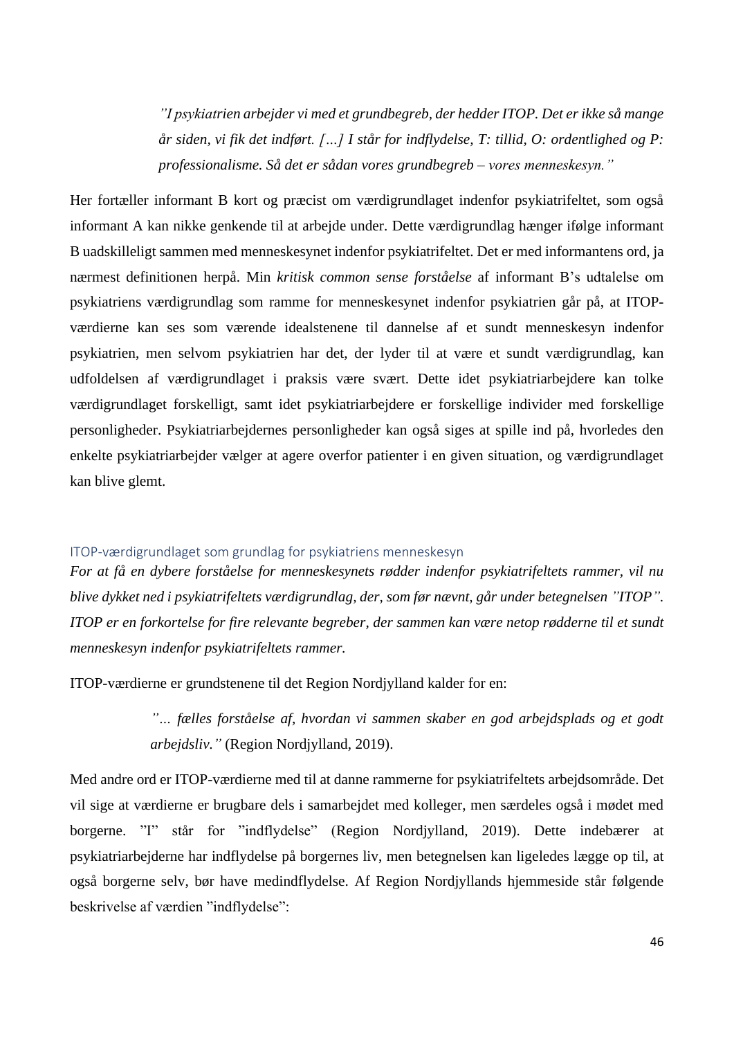> *"I psykiatrien arbejder vi med et grundbegreb, der hedder ITOP. Det er ikke så mange år siden, vi fik det indført. […] I står for indflydelse, T: tillid, O: ordentlighed og P: professionalisme. Så det er sådan vores grundbegreb – vores menneskesyn."*

Her fortæller informant B kort og præcist om værdigrundlaget indenfor psykiatrifeltet, som også informant A kan nikke genkende til at arbejde under. Dette værdigrundlag hænger ifølge informant B uadskilleligt sammen med menneskesynet indenfor psykiatrifeltet. Det er med informantens ord, ja nærmest definitionen herpå. Min *kritisk common sense forståelse* af informant B's udtalelse om psykiatriens værdigrundlag som ramme for menneskesynet indenfor psykiatrien går på, at ITOP-værdierne kan ses som værende idealstenene til dannelse af et sundt menneskesyn indenfor psykiatrien, men selvom psykiatrien har det, der lyder til at være et sundt værdigrundlag, kan udfoldelsen af værdigrundlaget i praksis være svært. Dette idet psykiatriarbejdere kan tolke værdigrundlaget forskelligt, samt idet psykiatriarbejdere er forskellige individer med forskellige personligheder. Psykiatriarbejdernes personligheder kan også siges at spille ind på, hvorledes den enkelte psykiatriarbejder vælger at agere overfor patienter i en given situation, og værdigrundlaget kan blive glemt.

## ITOP-værdigrundlaget som grundlag for psykiatriens menneskesyn

*For at få en dybere forståelse for menneskesynets rødder indenfor psykiatrifeltets rammer, vil nu blive dykket ned i psykiatrifeltets værdigrundlag, der, som før nævnt, går under betegnelsen "ITOP". ITOP er en forkortelse for fire relevante begreber, der sammen kan være netop rødderne til et sundt menneskesyn indenfor psykiatrifeltets rammer.*

ITOP-værdierne er grundstenene til det Region Nordjylland kalder for en:

> *"… fælles forståelse af, hvordan vi sammen skaber en god arbejdsplads og et godt arbejdsliv."* (Region Nordjylland, 2019).

Med andre ord er ITOP-værdierne med til at danne rammerne for psykiatrifeltets arbejdsområde. Det vil sige at værdierne er brugbare dels i samarbejdet med kolleger, men særdeles også i mødet med borgerne. "I" står for "indflydelse" (Region Nordjylland, 2019). Dette indebærer at psykiatriarbejderne har indflydelse på borgernes liv, men betegnelsen kan ligeledes lægge op til, at også borgerne selv, bør have medindflydelse. Af Region Nordjyllands hjemmeside står følgende beskrivelse af værdien "indflydelse":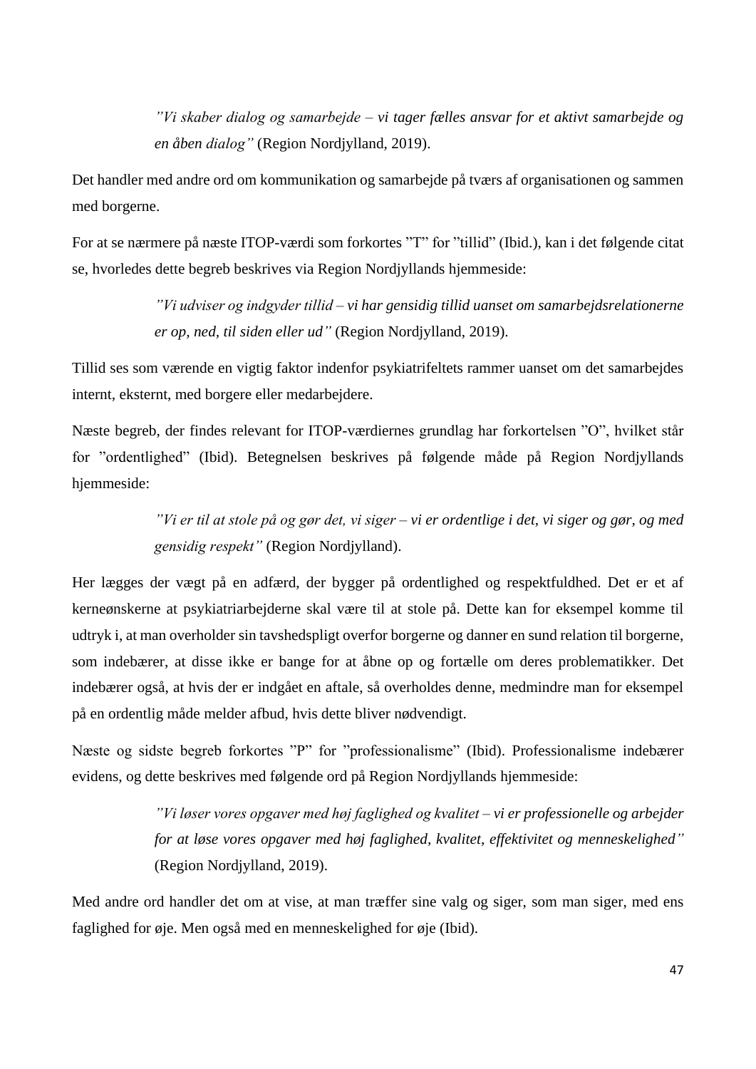> *"Vi skaber dialog og samarbejde – vi tager fælles ansvar for et aktivt samarbejde og en åben dialog"* (Region Nordjylland, 2019).

Det handler med andre ord om kommunikation og samarbejde på tværs af organisationen og sammen med borgerne.

For at se nærmere på næste ITOP-værdi som forkortes "T" for "tillid" (Ibid.), kan i det følgende citat se, hvorledes dette begreb beskrives via Region Nordjyllands hjemmeside:

> *"Vi udviser og indgyder tillid – vi har gensidig tillid uanset om samarbejdsrelationerne er op, ned, til siden eller ud"* (Region Nordjylland, 2019).

Tillid ses som værende en vigtig faktor indenfor psykiatrifeltets rammer uanset om det samarbejdes internt, eksternt, med borgere eller medarbejdere.

Næste begreb, der findes relevant for ITOP-værdiernes grundlag har forkortelsen "O", hvilket står for "ordentlighed" (Ibid). Betegnelsen beskrives på følgende måde på Region Nordjyllands hjemmeside:

> *"Vi er til at stole på og gør det, vi siger – vi er ordentlige i det, vi siger og gør, og med gensidig respekt"* (Region Nordjylland).

Her lægges der vægt på en adfærd, der bygger på ordentlighed og respektfuldhed. Det er et af kerneønskerne at psykiatriarbejderne skal være til at stole på. Dette kan for eksempel komme til udtryk i, at man overholder sin tavshedspligt overfor borgerne og danner en sund relation til borgerne, som indebærer, at disse ikke er bange for at åbne op og fortælle om deres problematikker. Det indebærer også, at hvis der er indgået en aftale, så overholdes denne, medmindre man for eksempel på en ordentlig måde melder afbud, hvis dette bliver nødvendigt.

Næste og sidste begreb forkortes "P" for "professionalisme" (Ibid). Professionalisme indebærer evidens, og dette beskrives med følgende ord på Region Nordjyllands hjemmeside:

> *"Vi løser vores opgaver med høj faglighed og kvalitet – vi er professionelle og arbejder for at løse vores opgaver med høj faglighed, kvalitet, effektivitet og menneskelighed"* (Region Nordjylland, 2019).

Med andre ord handler det om at vise, at man træffer sine valg og siger, som man siger, med ens faglighed for øje. Men også med en menneskelighed for øje (Ibid).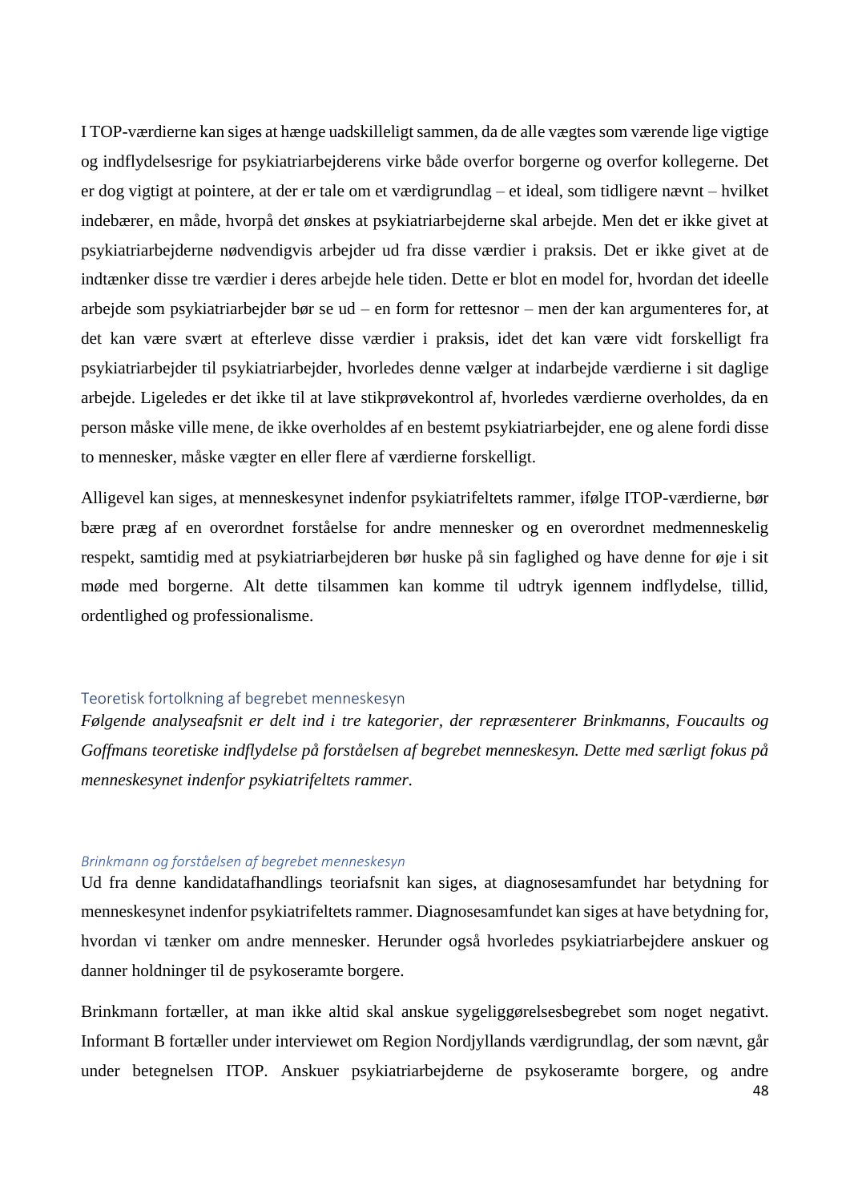I TOP-værdierne kan siges at hænge uadskilleligt sammen, da de alle vægtes som værende lige vigtige og indflydelsesrige for psykiatriarbejderens virke både overfor borgerne og overfor kollegerne. Det er dog vigtigt at pointere, at der er tale om et værdigrundlag – et ideal, som tidligere nævnt – hvilket indebærer, en måde, hvorpå det ønskes at psykiatriarbejderne skal arbejde. Men det er ikke givet at psykiatriarbejderne nødvendigvis arbejder ud fra disse værdier i praksis. Det er ikke givet at de indtænker disse tre værdier i deres arbejde hele tiden. Dette er blot en model for, hvordan det ideelle arbejde som psykiatriarbejder bør se ud – en form for rettesnor – men der kan argumenteres for, at det kan være svært at efterleve disse værdier i praksis, idet det kan være vidt forskelligt fra psykiatriarbejder til psykiatriarbejder, hvorledes denne vælger at indarbejde værdierne i sit daglige arbejde. Ligeledes er det ikke til at lave stikprøvekontrol af, hvorledes værdierne overholdes, da en person måske ville mene, de ikke overholdes af en bestemt psykiatriarbejder, ene og alene fordi disse to mennesker, måske vægter en eller flere af værdierne forskelligt.

Alligevel kan siges, at menneskesynet indenfor psykiatrifeltets rammer, ifølge ITOP-værdierne, bør bære præg af en overordnet forståelse for andre mennesker og en overordnet medmenneskelig respekt, samtidig med at psykiatriarbejderen bør huske på sin faglighed og have denne for øje i sit møde med borgerne. Alt dette tilsammen kan komme til udtryk igennem indflydelse, tillid, ordentlighed og professionalisme.

## Teoretisk fortolkning af begrebet menneskesyn

*Følgende analyseafsnit er delt ind i tre kategorier, der repræsenterer Brinkmanns, Foucaults og Goffmans teoretiske indflydelse på forståelsen af begrebet menneskesyn. Dette med særligt fokus på menneskesynet indenfor psykiatrifeltets rammer.*

### *Brinkmann og forståelsen af begrebet menneskesyn*

Ud fra denne kandidatafhandlings teoriafsnit kan siges, at diagnosesamfundet har betydning for menneskesynet indenfor psykiatrifeltets rammer. Diagnosesamfundet kan siges at have betydning for, hvordan vi tænker om andre mennesker. Herunder også hvorledes psykiatriarbejdere anskuer og danner holdninger til de psykoseramte borgere.

Brinkmann fortæller, at man ikke altid skal anskue sygeliggørelsesbegrebet som noget negativt. Informant B fortæller under interviewet om Region Nordjyllands værdigrundlag, der som nævnt, går under betegnelsen ITOP. Anskuer psykiatriarbejderne de psykoseramte borgere, og andre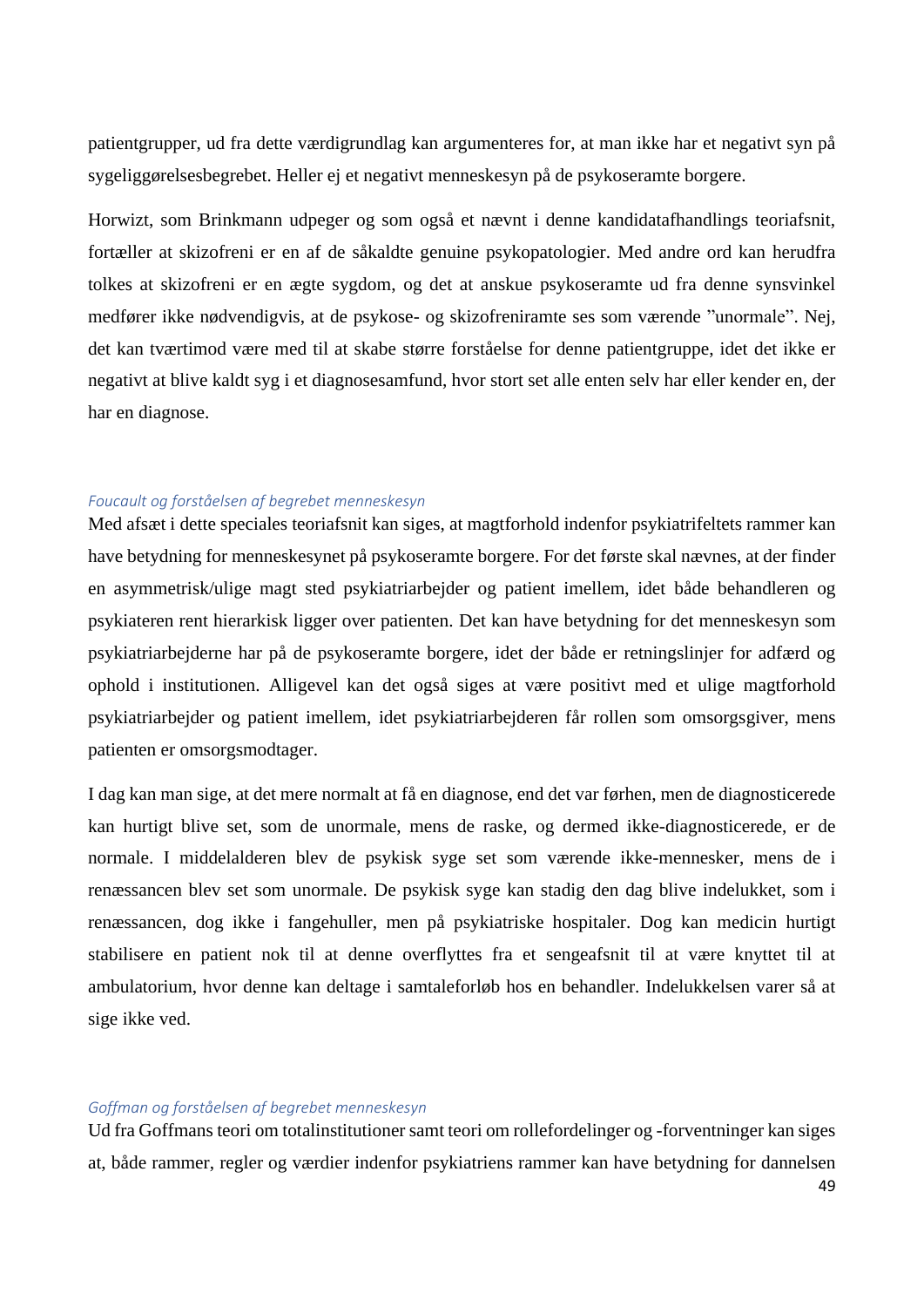patientgrupper, ud fra dette værdigrundlag kan argumenteres for, at man ikke har et negativt syn på sygeliggørelsesbegrebet. Heller ej et negativt menneskesyn på de psykoseramte borgere.

Horwizt, som Brinkmann udpeger og som også et nævnt i denne kandidatafhandlings teoriafsnit, fortæller at skizofreni er en af de såkaldte genuine psykopatologier. Med andre ord kan herudfra tolkes at skizofreni er en ægte sygdom, og det at anskue psykoseramte ud fra denne synsvinkel medfører ikke nødvendigvis, at de psykose- og skizofreniramte ses som værende "unormale". Nej, det kan tværtimod være med til at skabe større forståelse for denne patientgruppe, idet det ikke er negativt at blive kaldt syg i et diagnosesamfund, hvor stort set alle enten selv har eller kender en, der har en diagnose.

### *Foucault og forståelsen af begrebet menneskesyn*

Med afsæt i dette speciales teoriafsnit kan siges, at magtforhold indenfor psykiatrifeltets rammer kan have betydning for menneskesynet på psykoseramte borgere. For det første skal nævnes, at der finder en asymmetrisk/ulige magt sted psykiatriarbejder og patient imellem, idet både behandleren og psykiateren rent hierarkisk ligger over patienten. Det kan have betydning for det menneskesyn som psykiatriarbejderne har på de psykoseramte borgere, idet der både er retningslinjer for adfærd og ophold i institutionen. Alligevel kan det også siges at være positivt med et ulige magtforhold psykiatriarbejder og patient imellem, idet psykiatriarbejderen får rollen som omsorgsgiver, mens patienten er omsorgsmodtager.

I dag kan man sige, at det mere normalt at få en diagnose, end det var førhen, men de diagnosticerede kan hurtigt blive set, som de unormale, mens de raske, og dermed ikke-diagnosticerede, er de normale. I middelalderen blev de psykisk syge set som værende ikke-mennesker, mens de i renæssancen blev set som unormale. De psykisk syge kan stadig den dag blive indelukket, som i renæssancen, dog ikke i fangehuller, men på psykiatriske hospitaler. Dog kan medicin hurtigt stabilisere en patient nok til at denne overflyttes fra et sengeafsnit til at være knyttet til at ambulatorium, hvor denne kan deltage i samtaleforløb hos en behandler. Indelukkelsen varer så at sige ikke ved.

### *Goffman og forståelsen af begrebet menneskesyn*

Ud fra Goffmans teori om totalinstitutioner samt teori om rollefordelinger og -forventninger kan siges at, både rammer, regler og værdier indenfor psykiatriens rammer kan have betydning for dannelsen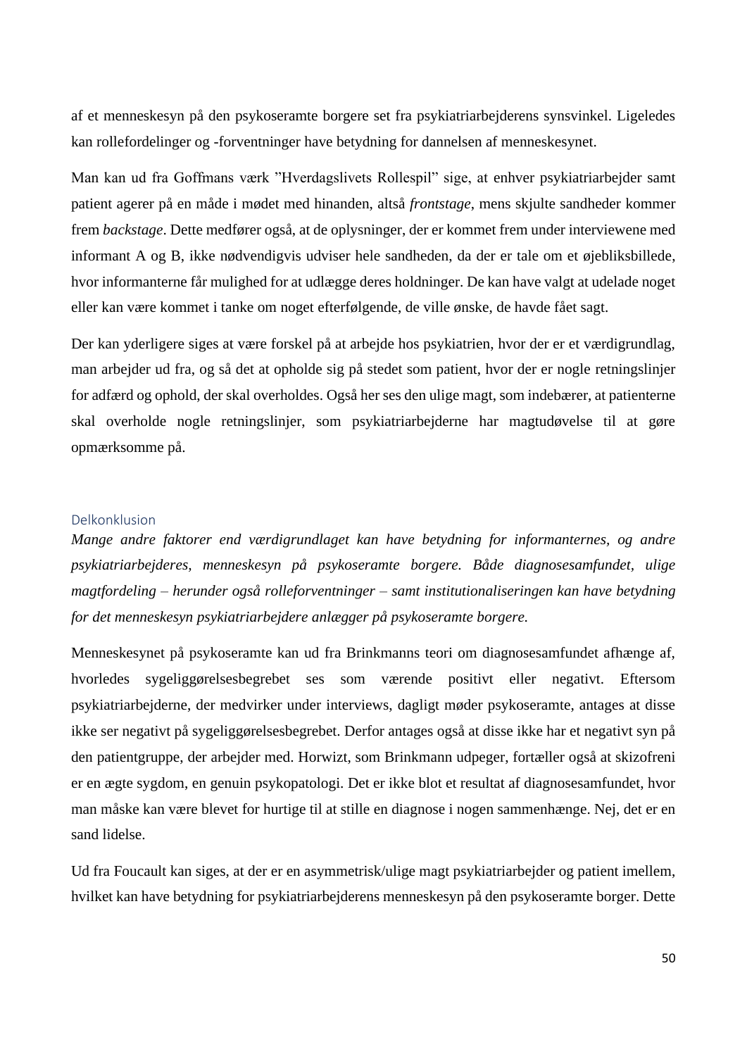af et menneskesyn på den psykoseramte borgere set fra psykiatriarbejderens synsvinkel. Ligeledes kan rollefordelinger og -forventninger have betydning for dannelsen af menneskesynet.

Man kan ud fra Goffmans værk "Hverdagslivets Rollespil" sige, at enhver psykiatriarbejder samt patient agerer på en måde i mødet med hinanden, altså *frontstage*, mens skjulte sandheder kommer frem *backstage*. Dette medfører også, at de oplysninger, der er kommet frem under interviewene med informant A og B, ikke nødvendigvis udviser hele sandheden, da der er tale om et øjebliksbillede, hvor informanterne får mulighed for at udlægge deres holdninger. De kan have valgt at udelade noget eller kan være kommet i tanke om noget efterfølgende, de ville ønske, de havde fået sagt.

Der kan yderligere siges at være forskel på at arbejde hos psykiatrien, hvor der er et værdigrundlag, man arbejder ud fra, og så det at opholde sig på stedet som patient, hvor der er nogle retningslinjer for adfærd og ophold, der skal overholdes. Også her ses den ulige magt, som indebærer, at patienterne skal overholde nogle retningslinjer, som psykiatriarbejderne har magtudøvelse til at gøre opmærksomme på.

### Delkonklusion

*Mange andre faktorer end værdigrundlaget kan have betydning for informanternes, og andre psykiatriarbejderes, menneskesyn på psykoseramte borgere. Både diagnosesamfundet, ulige magtfordeling – herunder også rolleforventninger – samt institutionaliseringen kan have betydning for det menneskesyn psykiatriarbejdere anlægger på psykoseramte borgere.*

Menneskesynet på psykoseramte kan ud fra Brinkmanns teori om diagnosesamfundet afhænge af, hvorledes sygeliggørelsesbegrebet ses som værende positivt eller negativt. Eftersom psykiatriarbejderne, der medvirker under interviews, dagligt møder psykoseramte, antages at disse ikke ser negativt på sygeliggørelsesbegrebet. Derfor antages også at disse ikke har et negativt syn på den patientgruppe, der arbejder med. Horwizt, som Brinkmann udpeger, fortæller også at skizofreni er en ægte sygdom, en genuin psykopatologi. Det er ikke blot et resultat af diagnosesamfundet, hvor man måske kan være blevet for hurtige til at stille en diagnose i nogen sammenhænge. Nej, det er en sand lidelse.

Ud fra Foucault kan siges, at der er en asymmetrisk/ulige magt psykiatriarbejder og patient imellem, hvilket kan have betydning for psykiatriarbejderens menneskesyn på den psykoseramte borger. Dette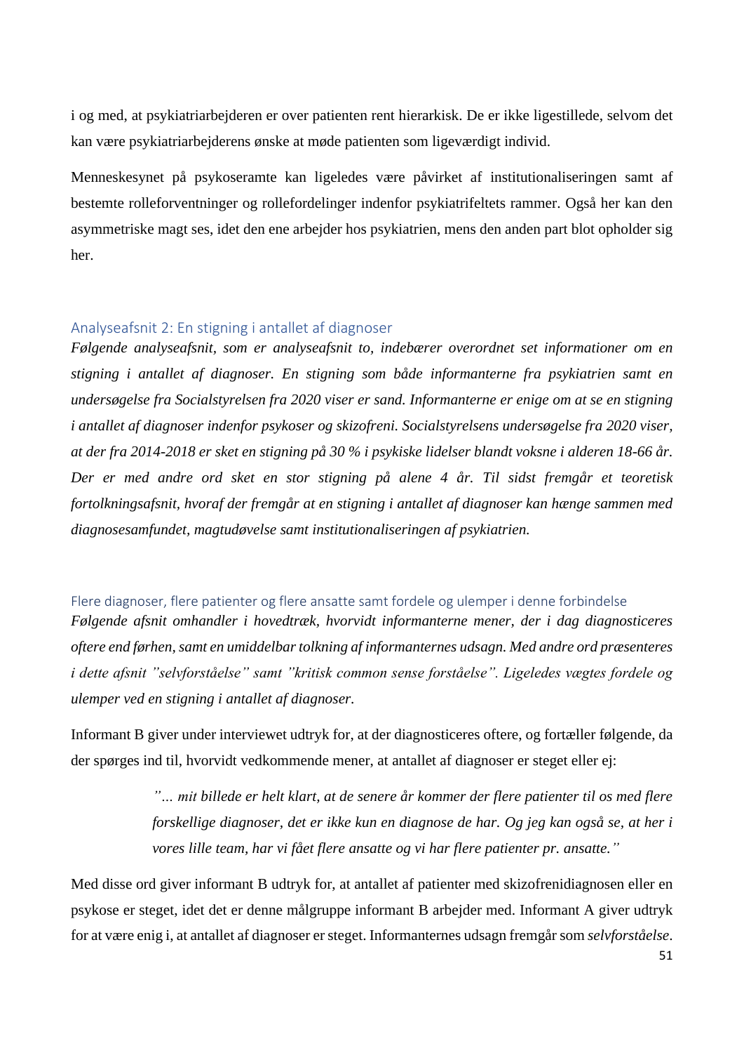i og med, at psykiatriarbejderen er over patienten rent hierarkisk. De er ikke ligestillede, selvom det kan være psykiatriarbejderens ønske at møde patienten som ligeværdigt individ.

Menneskesynet på psykoseramte kan ligeledes være påvirket af institutionaliseringen samt af bestemte rolleforventninger og rollefordelinger indenfor psykiatrifeltets rammer. Også her kan den asymmetriske magt ses, idet den ene arbejder hos psykiatrien, mens den anden part blot opholder sig her.

## Analyseafsnit 2: En stigning i antallet af diagnoser

*Følgende analyseafsnit, som er analyseafsnit to, indebærer overordnet set informationer om en stigning i antallet af diagnoser. En stigning som både informanterne fra psykiatrien samt en undersøgelse fra Socialstyrelsen fra 2020 viser er sand. Informanterne er enige om at se en stigning i antallet af diagnoser indenfor psykoser og skizofreni. Socialstyrelsens undersøgelse fra 2020 viser, at der fra 2014-2018 er sket en stigning på 30 % i psykiske lidelser blandt voksne i alderen 18-66 år. Der er med andre ord sket en stor stigning på alene 4 år. Til sidst fremgår et teoretisk fortolkningsafsnit, hvoraf der fremgår at en stigning i antallet af diagnoser kan hænge sammen med diagnosesamfundet, magtudøvelse samt institutionaliseringen af psykiatrien.*

### Flere diagnoser, flere patienter og flere ansatte samt fordele og ulemper i denne forbindelse

*Følgende afsnit omhandler i hovedtræk, hvorvidt informanterne mener, der i dag diagnosticeres oftere end førhen, samt en umiddelbar tolkning af informanternes udsagn. Med andre ord præsenteres i dette afsnit "selvforståelse" samt "kritisk common sense forståelse". Ligeledes vægtes fordele og ulemper ved en stigning i antallet af diagnoser.*

Informant B giver under interviewet udtryk for, at der diagnosticeres oftere, og fortæller følgende, da der spørges ind til, hvorvidt vedkommende mener, at antallet af diagnoser er steget eller ej:

> *"… mit billede er helt klart, at de senere år kommer der flere patienter til os med flere forskellige diagnoser, det er ikke kun en diagnose de har. Og jeg kan også se, at her i vores lille team, har vi fået flere ansatte og vi har flere patienter pr. ansatte."*

Med disse ord giver informant B udtryk for, at antallet af patienter med skizofrenidiagnosen eller en psykose er steget, idet det er denne målgruppe informant B arbejder med. Informant A giver udtryk for at være enig i, at antallet af diagnoser er steget. Informanternes udsagn fremgår som *selvforståelse*.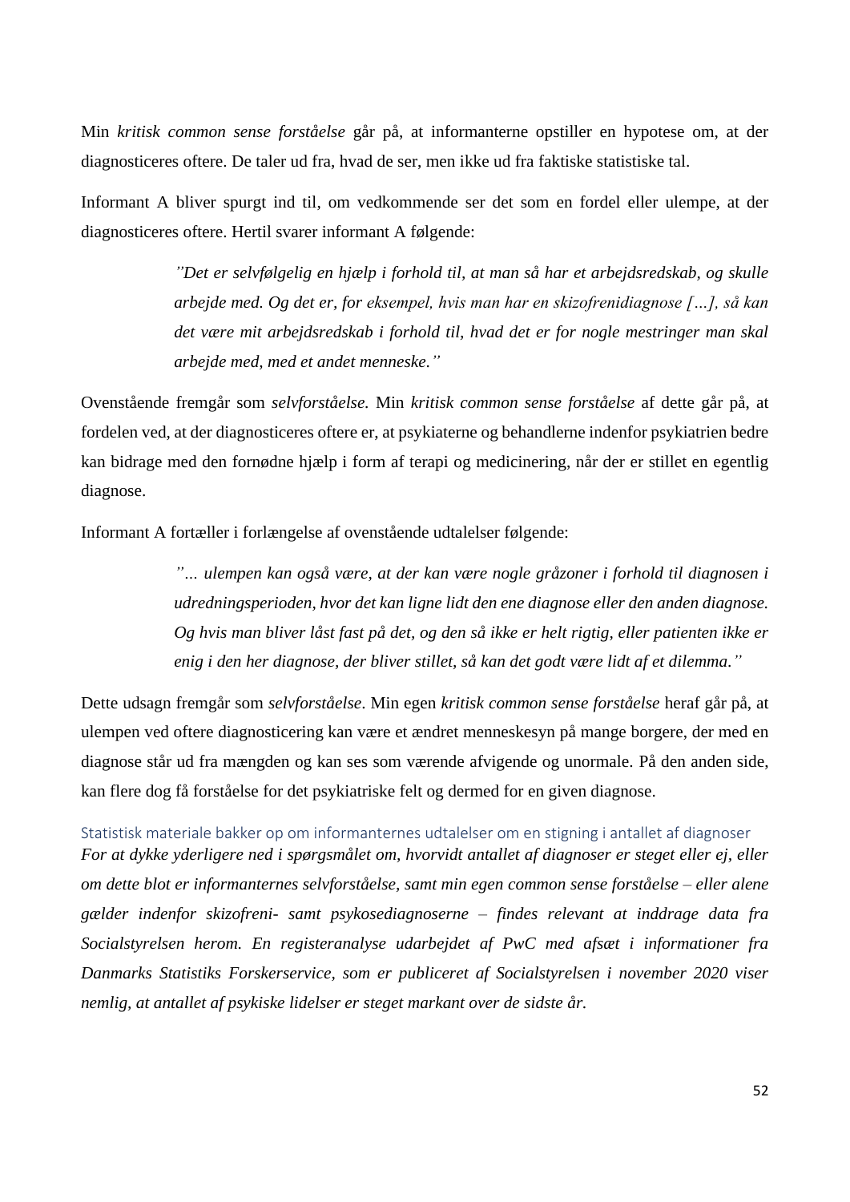Min *kritisk common sense forståelse* går på, at informanterne opstiller en hypotese om, at der diagnosticeres oftere. De taler ud fra, hvad de ser, men ikke ud fra faktiske statistiske tal.

Informant A bliver spurgt ind til, om vedkommende ser det som en fordel eller ulempe, at der diagnosticeres oftere. Hertil svarer informant A følgende:

> *"Det er selvfølgelig en hjælp i forhold til, at man så har et arbejdsredskab, og skulle arbejde med. Og det er, for eksempel, hvis man har en skizofrenidiagnose […], så kan det være mit arbejdsredskab i forhold til, hvad det er for nogle mestringer man skal arbejde med, med et andet menneske."*

Ovenstående fremgår som *selvforståelse.* Min *kritisk common sense forståelse* af dette går på, at fordelen ved, at der diagnosticeres oftere er, at psykiaterne og behandlerne indenfor psykiatrien bedre kan bidrage med den fornødne hjælp i form af terapi og medicinering, når der er stillet en egentlig diagnose.

Informant A fortæller i forlængelse af ovenstående udtalelser følgende:

> *"… ulempen kan også være, at der kan være nogle gråzoner i forhold til diagnosen i udredningsperioden, hvor det kan ligne lidt den ene diagnose eller den anden diagnose. Og hvis man bliver låst fast på det, og den så ikke er helt rigtig, eller patienten ikke er enig i den her diagnose, der bliver stillet, så kan det godt være lidt af et dilemma."*

Dette udsagn fremgår som *selvforståelse*. Min egen *kritisk common sense forståelse* heraf går på, at ulempen ved oftere diagnosticering kan være et ændret menneskesyn på mange borgere, der med en diagnose står ud fra mængden og kan ses som værende afvigende og unormale. På den anden side, kan flere dog få forståelse for det psykiatriske felt og dermed for en given diagnose.

### Statistisk materiale bakker op om informanternes udtalelser om en stigning i antallet af diagnoser

*For at dykke yderligere ned i spørgsmålet om, hvorvidt antallet af diagnoser er steget eller ej, eller om dette blot er informanternes selvforståelse, samt min egen common sense forståelse – eller alene gælder indenfor skizofreni- samt psykosediagnoserne – findes relevant at inddrage data fra Socialstyrelsen herom. En registeranalyse udarbejdet af PwC med afsæt i informationer fra Danmarks Statistiks Forskerservice, som er publiceret af Socialstyrelsen i november 2020 viser nemlig, at antallet af psykiske lidelser er steget markant over de sidste år.*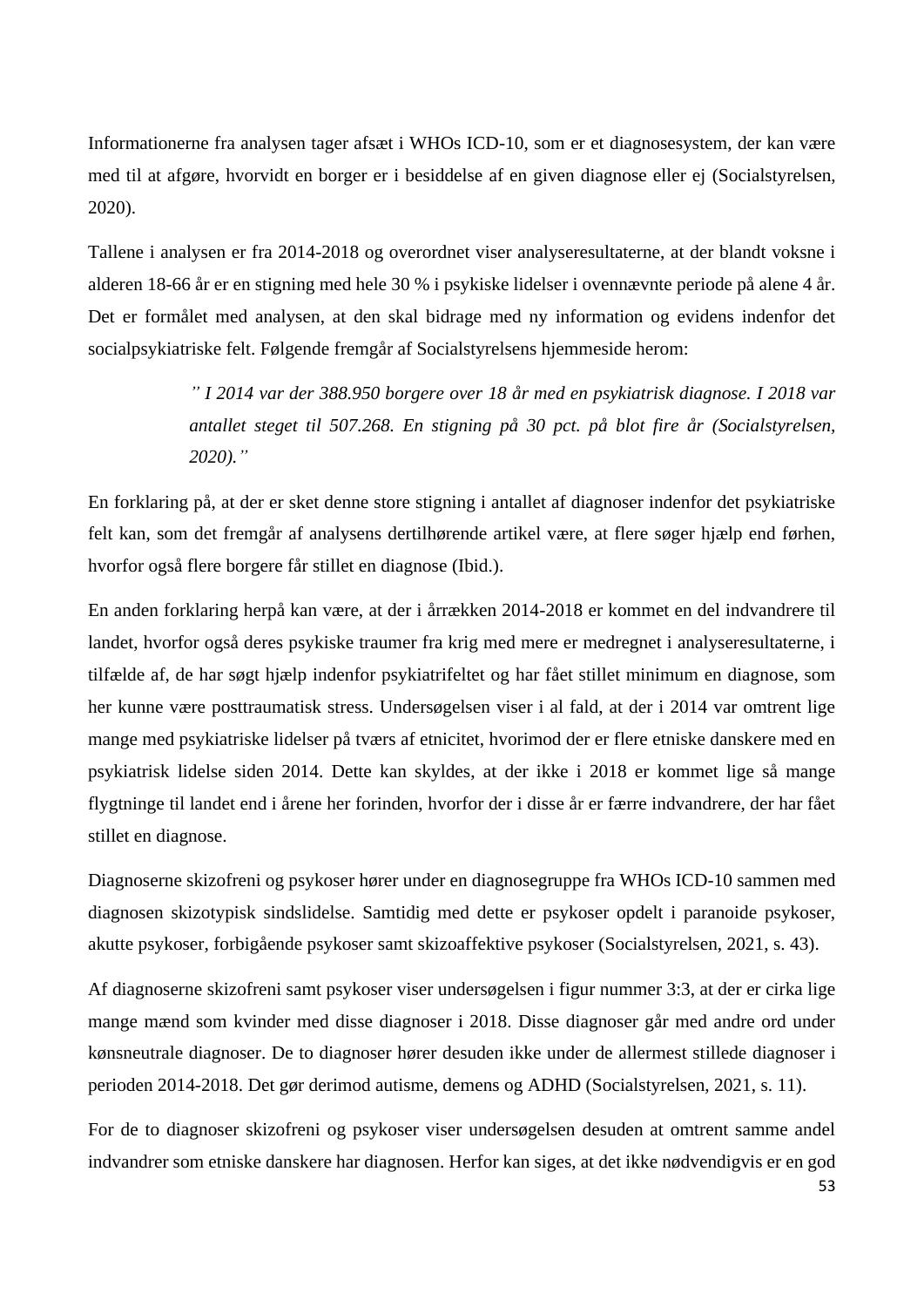Informationerne fra analysen tager afsæt i WHOs ICD-10, som er et diagnosesystem, der kan være med til at afgøre, hvorvidt en borger er i besiddelse af en given diagnose eller ej (Socialstyrelsen, 2020).

Tallene i analysen er fra 2014-2018 og overordnet viser analyseresultaterne, at der blandt voksne i alderen 18-66 år er en stigning med hele 30 % i psykiske lidelser i ovennævnte periode på alene 4 år. Det er formålet med analysen, at den skal bidrage med ny information og evidens indenfor det socialpsykiatriske felt. Følgende fremgår af Socialstyrelsens hjemmeside herom:

> *" I 2014 var der 388.950 borgere over 18 år med en psykiatrisk diagnose. I 2018 var antallet steget til 507.268. En stigning på 30 pct. på blot fire år (Socialstyrelsen, 2020)."*

En forklaring på, at der er sket denne store stigning i antallet af diagnoser indenfor det psykiatriske felt kan, som det fremgår af analysens dertilhørende artikel være, at flere søger hjælp end førhen, hvorfor også flere borgere får stillet en diagnose (Ibid.).

En anden forklaring herpå kan være, at der i årrækken 2014-2018 er kommet en del indvandrere til landet, hvorfor også deres psykiske traumer fra krig med mere er medregnet i analyseresultaterne, i tilfælde af, de har søgt hjælp indenfor psykiatrifeltet og har fået stillet minimum en diagnose, som her kunne være posttraumatisk stress. Undersøgelsen viser i al fald, at der i 2014 var omtrent lige mange med psykiatriske lidelser på tværs af etnicitet, hvorimod der er flere etniske danskere med en psykiatrisk lidelse siden 2014. Dette kan skyldes, at der ikke i 2018 er kommet lige så mange flygtninge til landet end i årene her forinden, hvorfor der i disse år er færre indvandrere, der har fået stillet en diagnose.

Diagnoserne skizofreni og psykoser hører under en diagnosegruppe fra WHOs ICD-10 sammen med diagnosen skizotypisk sindslidelse. Samtidig med dette er psykoser opdelt i paranoide psykoser, akutte psykoser, forbigående psykoser samt skizoaffektive psykoser (Socialstyrelsen, 2021, s. 43).

Af diagnoserne skizofreni samt psykoser viser undersøgelsen i figur nummer 3:3, at der er cirka lige mange mænd som kvinder med disse diagnoser i 2018. Disse diagnoser går med andre ord under kønsneutrale diagnoser. De to diagnoser hører desuden ikke under de allermest stillede diagnoser i perioden 2014-2018. Det gør derimod autisme, demens og ADHD (Socialstyrelsen, 2021, s. 11).

For de to diagnoser skizofreni og psykoser viser undersøgelsen desuden at omtrent samme andel indvandrer som etniske danskere har diagnosen. Herfor kan siges, at det ikke nødvendigvis er en god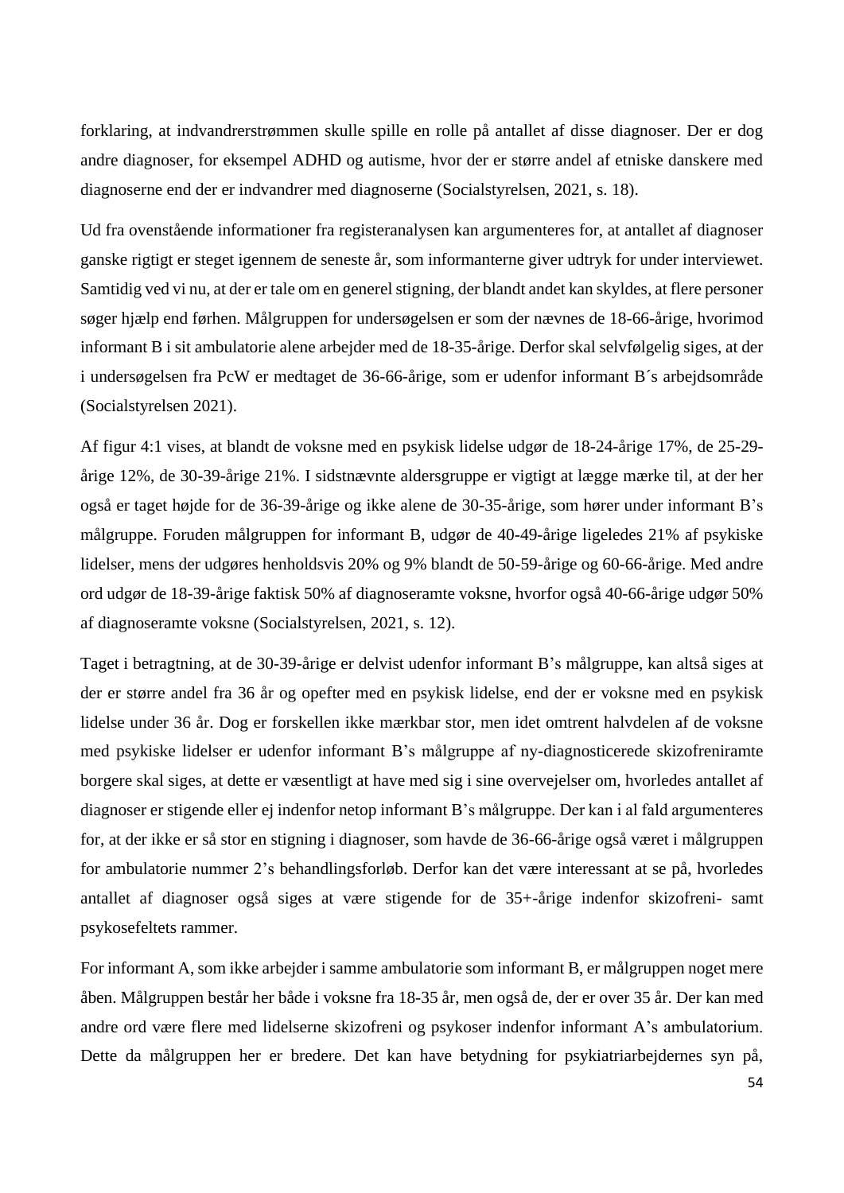forklaring, at indvandrerstrømmen skulle spille en rolle på antallet af disse diagnoser. Der er dog andre diagnoser, for eksempel ADHD og autisme, hvor der er større andel af etniske danskere med diagnoserne end der er indvandrer med diagnoserne (Socialstyrelsen, 2021, s. 18).

Ud fra ovenstående informationer fra registeranalysen kan argumenteres for, at antallet af diagnoser ganske rigtigt er steget igennem de seneste år, som informanterne giver udtryk for under interviewet. Samtidig ved vi nu, at der er tale om en generel stigning, der blandt andet kan skyldes, at flere personer søger hjælp end førhen. Målgruppen for undersøgelsen er som der nævnes de 18-66-årige, hvorimod informant B i sit ambulatorie alene arbejder med de 18-35-årige. Derfor skal selvfølgelig siges, at der i undersøgelsen fra PcW er medtaget de 36-66-årige, som er udenfor informant B´s arbejdsområde (Socialstyrelsen 2021).

Af figur 4:1 vises, at blandt de voksne med en psykisk lidelse udgør de 18-24-årige 17%, de 25-29-årige 12%, de 30-39-årige 21%. I sidstnævnte aldersgruppe er vigtigt at lægge mærke til, at der her også er taget højde for de 36-39-årige og ikke alene de 30-35-årige, som hører under informant B's målgruppe. Foruden målgruppen for informant B, udgør de 40-49-årige ligeledes 21% af psykiske lidelser, mens der udgøres henholdsvis 20% og 9% blandt de 50-59-årige og 60-66-årige. Med andre ord udgør de 18-39-årige faktisk 50% af diagnoseramte voksne, hvorfor også 40-66-årige udgør 50% af diagnoseramte voksne (Socialstyrelsen, 2021, s. 12).

Taget i betragtning, at de 30-39-årige er delvist udenfor informant B's målgruppe, kan altså siges at der er større andel fra 36 år og opefter med en psykisk lidelse, end der er voksne med en psykisk lidelse under 36 år. Dog er forskellen ikke mærkbar stor, men idet omtrent halvdelen af de voksne med psykiske lidelser er udenfor informant B's målgruppe af ny-diagnosticerede skizofreniramte borgere skal siges, at dette er væsentligt at have med sig i sine overvejelser om, hvorledes antallet af diagnoser er stigende eller ej indenfor netop informant B's målgruppe. Der kan i al fald argumenteres for, at der ikke er så stor en stigning i diagnoser, som havde de 36-66-årige også været i målgruppen for ambulatorie nummer 2's behandlingsforløb. Derfor kan det være interessant at se på, hvorledes antallet af diagnoser også siges at være stigende for de 35+-årige indenfor skizofreni- samt psykosefeltets rammer.

For informant A, som ikke arbejder i samme ambulatorie som informant B, er målgruppen noget mere åben. Målgruppen består her både i voksne fra 18-35 år, men også de, der er over 35 år. Der kan med andre ord være flere med lidelserne skizofreni og psykoser indenfor informant A's ambulatorium. Dette da målgruppen her er bredere. Det kan have betydning for psykiatriarbejdernes syn på,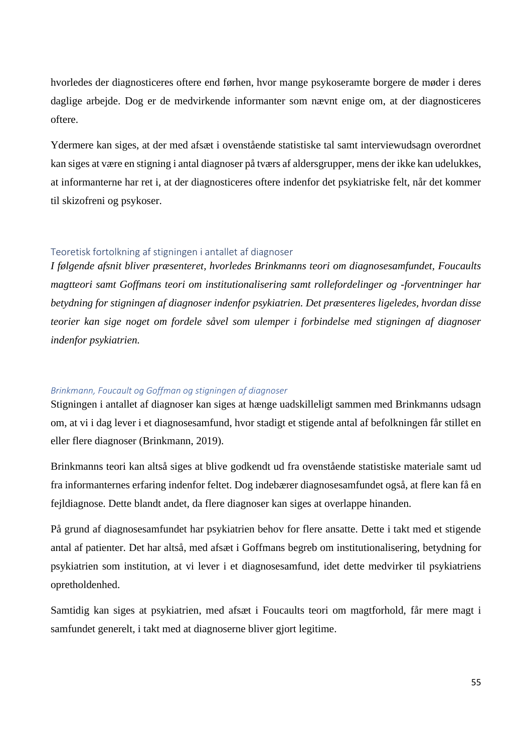hvorledes der diagnosticeres oftere end førhen, hvor mange psykoseramte borgere de møder i deres daglige arbejde. Dog er de medvirkende informanter som nævnt enige om, at der diagnosticeres oftere.

Ydermere kan siges, at der med afsæt i ovenstående statistiske tal samt interviewudsagn overordnet kan siges at være en stigning i antal diagnoser på tværs af aldersgrupper, mens der ikke kan udelukkes, at informanterne har ret i, at der diagnosticeres oftere indenfor det psykiatriske felt, når det kommer til skizofreni og psykoser.

## Teoretisk fortolkning af stigningen i antallet af diagnoser

*I følgende afsnit bliver præsenteret, hvorledes Brinkmanns teori om diagnosesamfundet, Foucaults magtteori samt Goffmans teori om institutionalisering samt rollefordelinger og -forventninger har betydning for stigningen af diagnoser indenfor psykiatrien. Det præsenteres ligeledes, hvordan disse teorier kan sige noget om fordele såvel som ulemper i forbindelse med stigningen af diagnoser indenfor psykiatrien.*

### *Brinkmann, Foucault og Goffman og stigningen af diagnoser*

Stigningen i antallet af diagnoser kan siges at hænge uadskilleligt sammen med Brinkmanns udsagn om, at vi i dag lever i et diagnosesamfund, hvor stadigt et stigende antal af befolkningen får stillet en eller flere diagnoser (Brinkmann, 2019).

Brinkmanns teori kan altså siges at blive godkendt ud fra ovenstående statistiske materiale samt ud fra informanternes erfaring indenfor feltet. Dog indebærer diagnosesamfundet også, at flere kan få en fejldiagnose. Dette blandt andet, da flere diagnoser kan siges at overlappe hinanden.

På grund af diagnosesamfundet har psykiatrien behov for flere ansatte. Dette i takt med et stigende antal af patienter. Det har altså, med afsæt i Goffmans begreb om institutionalisering, betydning for psykiatrien som institution, at vi lever i et diagnosesamfund, idet dette medvirker til psykiatriens opretholdenhed.

Samtidig kan siges at psykiatrien, med afsæt i Foucaults teori om magtforhold, får mere magt i samfundet generelt, i takt med at diagnoserne bliver gjort legitime.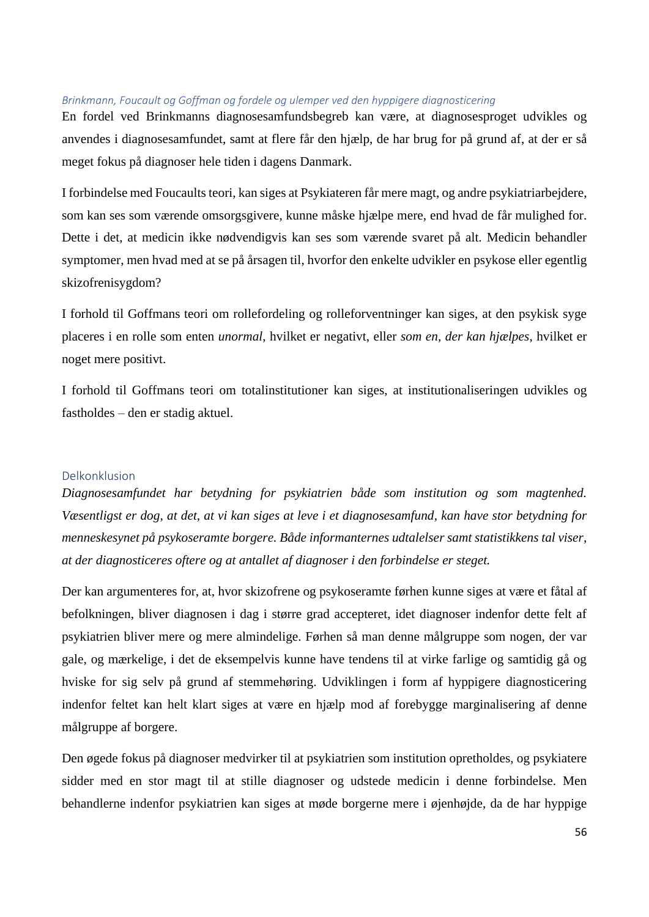### *Brinkmann, Foucault og Goffman og fordele og ulemper ved den hyppigere diagnosticering*

En fordel ved Brinkmanns diagnosesamfundsbegreb kan være, at diagnosesproget udvikles og anvendes i diagnosesamfundet, samt at flere får den hjælp, de har brug for på grund af, at der er så meget fokus på diagnoser hele tiden i dagens Danmark.

I forbindelse med Foucaults teori, kan siges at Psykiateren får mere magt, og andre psykiatriarbejdere, som kan ses som værende omsorgsgivere, kunne måske hjælpe mere, end hvad de får mulighed for. Dette i det, at medicin ikke nødvendigvis kan ses som værende svaret på alt. Medicin behandler symptomer, men hvad med at se på årsagen til, hvorfor den enkelte udvikler en psykose eller egentlig skizofrenisygdom?

I forhold til Goffmans teori om rollefordeling og rolleforventninger kan siges, at den psykisk syge placeres i en rolle som enten *unormal*, hvilket er negativt, eller *som en, der kan hjælpes*, hvilket er noget mere positivt.

I forhold til Goffmans teori om totalinstitutioner kan siges, at institutionaliseringen udvikles og fastholdes – den er stadig aktuel.

### Delkonklusion

*Diagnosesamfundet har betydning for psykiatrien både som institution og som magtenhed. Væsentligst er dog, at det, at vi kan siges at leve i et diagnosesamfund, kan have stor betydning for menneskesynet på psykoseramte borgere. Både informanternes udtalelser samt statistikkens tal viser, at der diagnosticeres oftere og at antallet af diagnoser i den forbindelse er steget.*

Der kan argumenteres for, at, hvor skizofrene og psykoseramte førhen kunne siges at være et fåtal af befolkningen, bliver diagnosen i dag i større grad accepteret, idet diagnoser indenfor dette felt af psykiatrien bliver mere og mere almindelige. Førhen så man denne målgruppe som nogen, der var gale, og mærkelige, i det de eksempelvis kunne have tendens til at virke farlige og samtidig gå og hviske for sig selv på grund af stemmehøring. Udviklingen i form af hyppigere diagnosticering indenfor feltet kan helt klart siges at være en hjælp mod af forebygge marginalisering af denne målgruppe af borgere.

Den øgede fokus på diagnoser medvirker til at psykiatrien som institution opretholdes, og psykiatere sidder med en stor magt til at stille diagnoser og udstede medicin i denne forbindelse. Men behandlerne indenfor psykiatrien kan siges at møde borgerne mere i øjenhøjde, da de har hyppige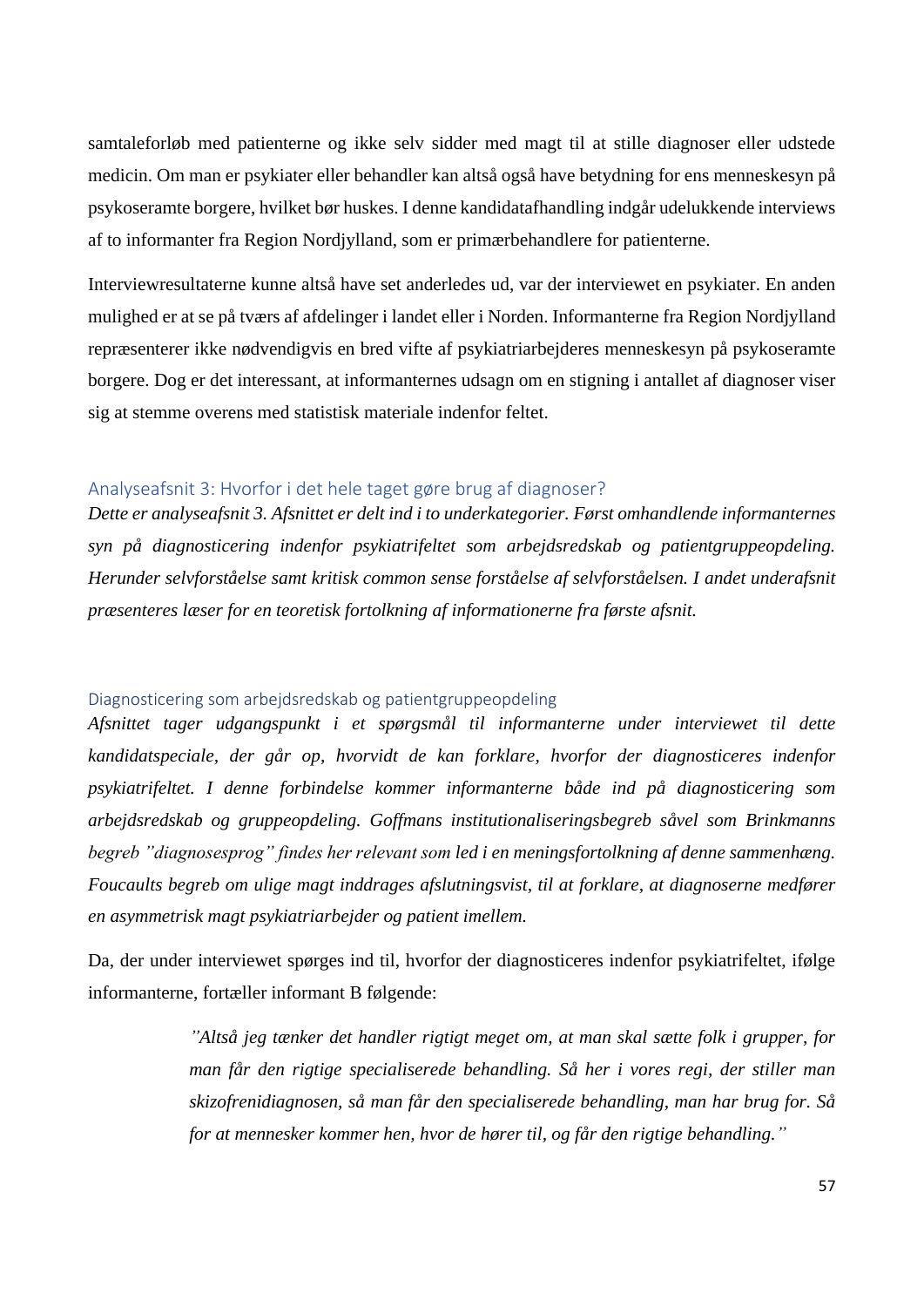samtaleforløb med patienterne og ikke selv sidder med magt til at stille diagnoser eller udstede medicin. Om man er psykiater eller behandler kan altså også have betydning for ens menneskesyn på psykoseramte borgere, hvilket bør huskes. I denne kandidatafhandling indgår udelukkende interviews af to informanter fra Region Nordjylland, som er primærbehandlere for patienterne.

Interviewresultaterne kunne altså have set anderledes ud, var der interviewet en psykiater. En anden mulighed er at se på tværs af afdelinger i landet eller i Norden. Informanterne fra Region Nordjylland repræsenterer ikke nødvendigvis en bred vifte af psykiatriarbejderes menneskesyn på psykoseramte borgere. Dog er det interessant, at informanternes udsagn om en stigning i antallet af diagnoser viser sig at stemme overens med statistisk materiale indenfor feltet.

## Analyseafsnit 3: Hvorfor i det hele taget gøre brug af diagnoser?

*Dette er analyseafsnit 3. Afsnittet er delt ind i to underkategorier. Først omhandlende informanternes syn på diagnosticering indenfor psykiatrifeltet som arbejdsredskab og patientgruppeopdeling. Herunder selvforståelse samt kritisk common sense forståelse af selvforståelsen. I andet underafsnit præsenteres læser for en teoretisk fortolkning af informationerne fra første afsnit.*

### Diagnosticering som arbejdsredskab og patientgruppeopdeling

*Afsnittet tager udgangspunkt i et spørgsmål til informanterne under interviewet til dette kandidatspeciale, der går op, hvorvidt de kan forklare, hvorfor der diagnosticeres indenfor psykiatrifeltet. I denne forbindelse kommer informanterne både ind på diagnosticering som arbejdsredskab og gruppeopdeling. Goffmans institutionaliseringsbegreb såvel som Brinkmanns begreb "diagnosesprog" findes her relevant som led i en meningsfortolkning af denne sammenhæng. Foucaults begreb om ulige magt inddrages afslutningsvist, til at forklare, at diagnoserne medfører en asymmetrisk magt psykiatriarbejder og patient imellem.*

Da, der under interviewet spørges ind til, hvorfor der diagnosticeres indenfor psykiatrifeltet, ifølge informanterne, fortæller informant B følgende:

> *"Altså jeg tænker det handler rigtigt meget om, at man skal sætte folk i grupper, for man får den rigtige specialiserede behandling. Så her i vores regi, der stiller man skizofrenidiagnosen, så man får den specialiserede behandling, man har brug for. Så for at mennesker kommer hen, hvor de hører til, og får den rigtige behandling."*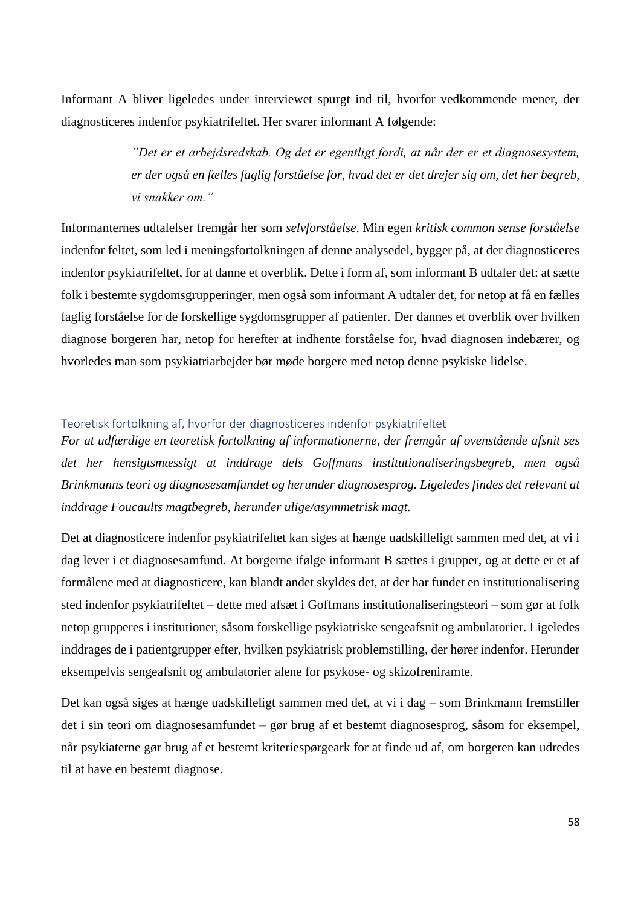Informant A bliver ligeledes under interviewet spurgt ind til, hvorfor vedkommende mener, der diagnosticeres indenfor psykiatrifeltet. Her svarer informant A følgende:

> *"Det er et arbejdsredskab. Og det er egentligt fordi, at når der er et diagnosesystem, er der også en fælles faglig forståelse for, hvad det er det drejer sig om, det her begreb, vi snakker om."*

Informanternes udtalelser fremgår her som *selvforståelse*. Min egen *kritisk common sense forståelse* indenfor feltet, som led i meningsfortolkningen af denne analysedel, bygger på, at der diagnosticeres indenfor psykiatrifeltet, for at danne et overblik. Dette i form af, som informant B udtaler det: at sætte folk i bestemte sygdomsgrupperinger, men også som informant A udtaler det, for netop at få en fælles faglig forståelse for de forskellige sygdomsgrupper af patienter. Der dannes et overblik over hvilken diagnose borgeren har, netop for herefter at indhente forståelse for, hvad diagnosen indebærer, og hvorledes man som psykiatriarbejder bør møde borgere med netop denne psykiske lidelse.

### Teoretisk fortolkning af, hvorfor der diagnosticeres indenfor psykiatrifeltet

*For at udfærdige en teoretisk fortolkning af informationerne, der fremgår af ovenstående afsnit ses det her hensigtsmæssigt at inddrage dels Goffmans institutionaliseringsbegreb, men også Brinkmanns teori og diagnosesamfundet og herunder diagnosesprog. Ligeledes findes det relevant at inddrage Foucaults magtbegreb, herunder ulige/asymmetrisk magt.*

Det at diagnosticere indenfor psykiatrifeltet kan siges at hænge uadskilleligt sammen med det, at vi i dag lever i et diagnosesamfund. At borgerne ifølge informant B sættes i grupper, og at dette er et af formålene med at diagnosticere, kan blandt andet skyldes det, at der har fundet en institutionalisering sted indenfor psykiatrifeltet – dette med afsæt i Goffmans institutionaliseringsteori – som gør at folk netop grupperes i institutioner, såsom forskellige psykiatriske sengeafsnit og ambulatorier. Ligeledes inddrages de i patientgrupper efter, hvilken psykiatrisk problemstilling, der hører indenfor. Herunder eksempelvis sengeafsnit og ambulatorier alene for psykose- og skizofreniramte.

Det kan også siges at hænge uadskilleligt sammen med det, at vi i dag – som Brinkmann fremstiller det i sin teori om diagnosesamfundet – gør brug af et bestemt diagnosesprog, såsom for eksempel, når psykiaterne gør brug af et bestemt kriteriespørgeark for at finde ud af, om borgeren kan udredes til at have en bestemt diagnose.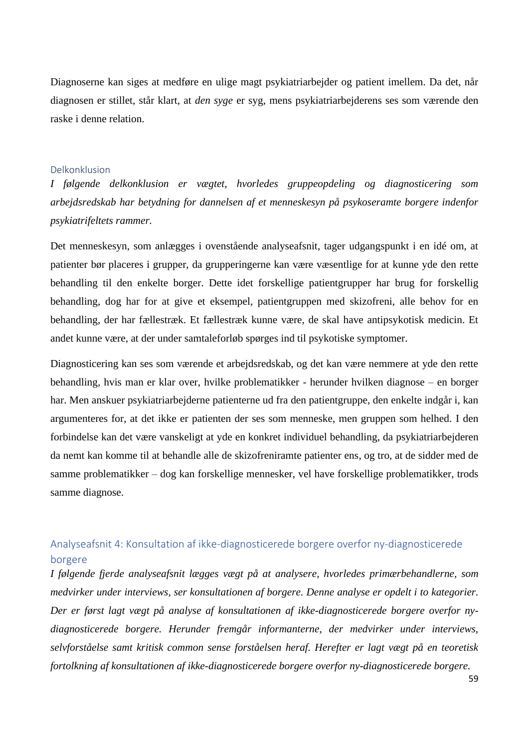Diagnoserne kan siges at medføre en ulige magt psykiatriarbejder og patient imellem. Da det, når diagnosen er stillet, står klart, at *den syge* er syg, mens psykiatriarbejderens ses som værende den raske i denne relation.

### Delkonklusion

*I følgende delkonklusion er vægtet, hvorledes gruppeopdeling og diagnosticering som arbejdsredskab har betydning for dannelsen af et menneskesyn på psykoseramte borgere indenfor psykiatrifeltets rammer.*

Det menneskesyn, som anlægges i ovenstående analyseafsnit, tager udgangspunkt i en idé om, at patienter bør placeres i grupper, da grupperingerne kan være væsentlige for at kunne yde den rette behandling til den enkelte borger. Dette idet forskellige patientgrupper har brug for forskellig behandling, dog har for at give et eksempel, patientgruppen med skizofreni, alle behov for en behandling, der har fællestræk. Et fællestræk kunne være, de skal have antipsykotisk medicin. Et andet kunne være, at der under samtaleforløb spørges ind til psykotiske symptomer.

Diagnosticering kan ses som værende et arbejdsredskab, og det kan være nemmere at yde den rette behandling, hvis man er klar over, hvilke problematikker - herunder hvilken diagnose – en borger har. Men anskuer psykiatriarbejderne patienterne ud fra den patientgruppe, den enkelte indgår i, kan argumenteres for, at det ikke er patienten der ses som menneske, men gruppen som helhed. I den forbindelse kan det være vanskeligt at yde en konkret individuel behandling, da psykiatriarbejderen da nemt kan komme til at behandle alle de skizofreniramte patienter ens, og tro, at de sidder med de samme problematikker – dog kan forskellige mennesker, vel have forskellige problematikker, trods samme diagnose.

## Analyseafsnit 4: Konsultation af ikke-diagnosticerede borgere overfor ny-diagnosticerede borgere

*I følgende fjerde analyseafsnit lægges vægt på at analysere, hvorledes primærbehandlerne, som medvirker under interviews, ser konsultationen af borgere. Denne analyse er opdelt i to kategorier. Der er først lagt vægt på analyse af konsultationen af ikke-diagnosticerede borgere overfor ny-diagnosticerede borgere. Herunder fremgår informanterne, der medvirker under interviews, selvforståelse samt kritisk common sense forståelsen heraf. Herefter er lagt vægt på en teoretisk fortolkning af konsultationen af ikke-diagnosticerede borgere overfor ny-diagnosticerede borgere.*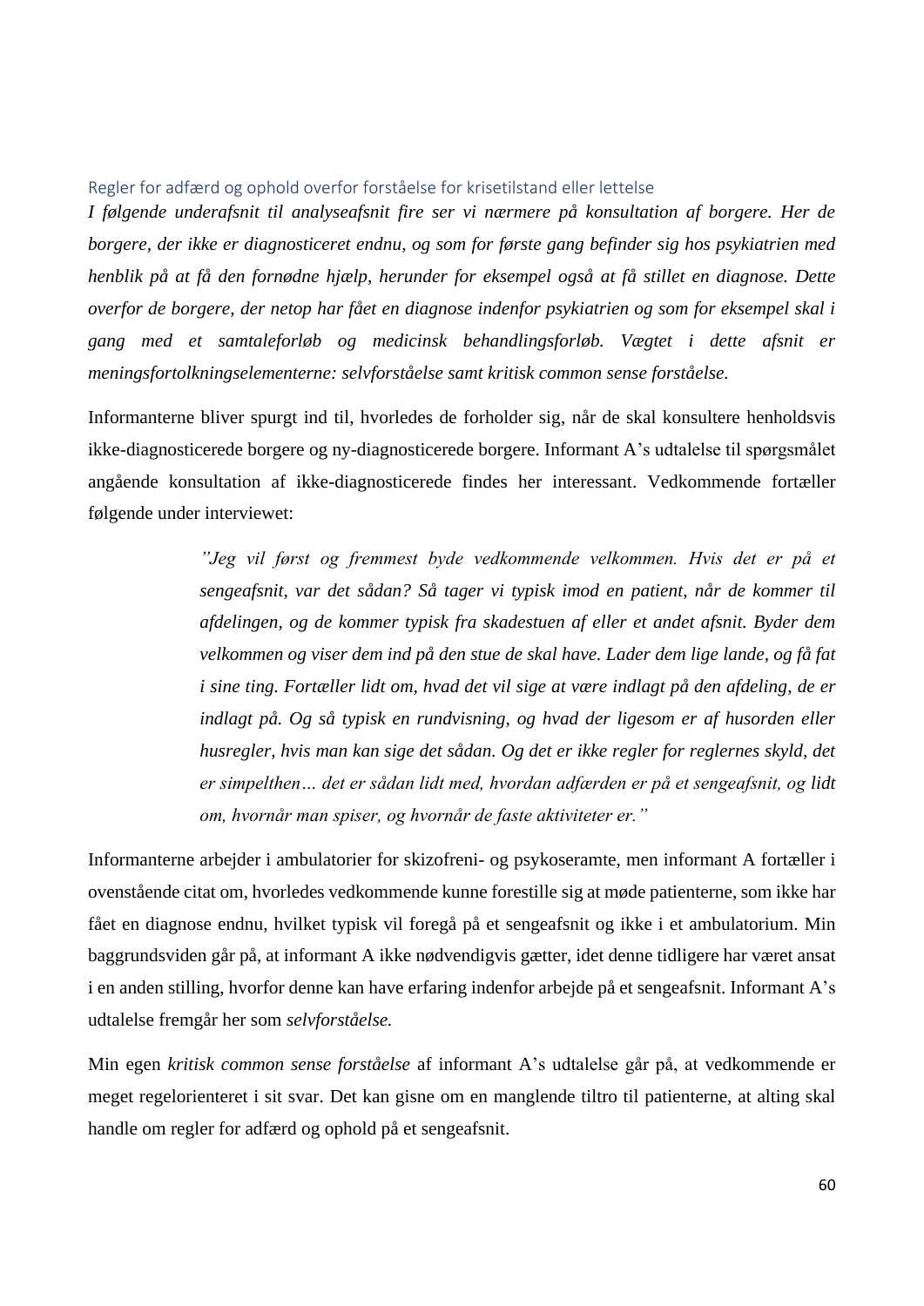### Regler for adfærd og ophold overfor forståelse for krisetilstand eller lettelse

*I følgende underafsnit til analyseafsnit fire ser vi nærmere på konsultation af borgere. Her de borgere, der ikke er diagnosticeret endnu, og som for første gang befinder sig hos psykiatrien med henblik på at få den fornødne hjælp, herunder for eksempel også at få stillet en diagnose. Dette overfor de borgere, der netop har fået en diagnose indenfor psykiatrien og som for eksempel skal i gang med et samtaleforløb og medicinsk behandlingsforløb. Vægtet i dette afsnit er meningsfortolkningselementerne: selvforståelse samt kritisk common sense forståelse.*

Informanterne bliver spurgt ind til, hvorledes de forholder sig, når de skal konsultere henholdsvis ikke-diagnosticerede borgere og ny-diagnosticerede borgere. Informant A's udtalelse til spørgsmålet angående konsultation af ikke-diagnosticerede findes her interessant. Vedkommende fortæller følgende under interviewet:

> *"Jeg vil først og fremmest byde vedkommende velkommen. Hvis det er på et sengeafsnit, var det sådan? Så tager vi typisk imod en patient, når de kommer til afdelingen, og de kommer typisk fra skadestuen af eller et andet afsnit. Byder dem velkommen og viser dem ind på den stue de skal have. Lader dem lige lande, og få fat i sine ting. Fortæller lidt om, hvad det vil sige at være indlagt på den afdeling, de er indlagt på. Og så typisk en rundvisning, og hvad der ligesom er af husorden eller husregler, hvis man kan sige det sådan. Og det er ikke regler for reglernes skyld, det er simpelthen… det er sådan lidt med, hvordan adfærden er på et sengeafsnit, og lidt om, hvornår man spiser, og hvornår de faste aktiviteter er."*

Informanterne arbejder i ambulatorier for skizofreni- og psykoseramte, men informant A fortæller i ovenstående citat om, hvorledes vedkommende kunne forestille sig at møde patienterne, som ikke har fået en diagnose endnu, hvilket typisk vil foregå på et sengeafsnit og ikke i et ambulatorium. Min baggrundsviden går på, at informant A ikke nødvendigvis gætter, idet denne tidligere har været ansat i en anden stilling, hvorfor denne kan have erfaring indenfor arbejde på et sengeafsnit. Informant A's udtalelse fremgår her som *selvforståelse.*

Min egen *kritisk common sense forståelse* af informant A's udtalelse går på, at vedkommende er meget regelorienteret i sit svar. Det kan gisne om en manglende tiltro til patienterne, at alting skal handle om regler for adfærd og ophold på et sengeafsnit.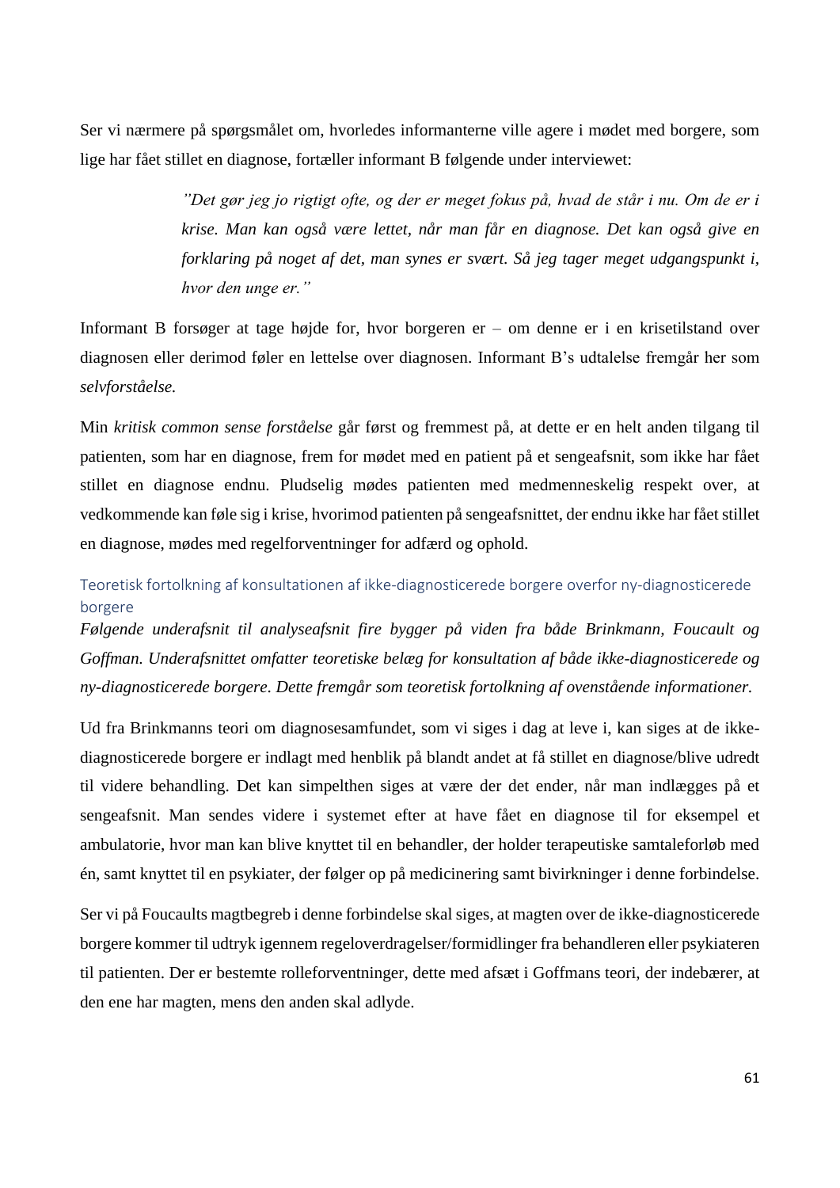Ser vi nærmere på spørgsmålet om, hvorledes informanterne ville agere i mødet med borgere, som lige har fået stillet en diagnose, fortæller informant B følgende under interviewet:

> *"Det gør jeg jo rigtigt ofte, og der er meget fokus på, hvad de står i nu. Om de er i krise. Man kan også være lettet, når man får en diagnose. Det kan også give en forklaring på noget af det, man synes er svært. Så jeg tager meget udgangspunkt i, hvor den unge er."*

Informant B forsøger at tage højde for, hvor borgeren er – om denne er i en krisetilstand over diagnosen eller derimod føler en lettelse over diagnosen. Informant B's udtalelse fremgår her som *selvforståelse.*

Min *kritisk common sense forståelse* går først og fremmest på, at dette er en helt anden tilgang til patienten, som har en diagnose, frem for mødet med en patient på et sengeafsnit, som ikke har fået stillet en diagnose endnu. Pludselig mødes patienten med medmenneskelig respekt over, at vedkommende kan føle sig i krise, hvorimod patienten på sengeafsnittet, der endnu ikke har fået stillet en diagnose, mødes med regelforventninger for adfærd og ophold.

### Teoretisk fortolkning af konsultationen af ikke-diagnosticerede borgere overfor ny-diagnosticerede borgere

***Følgende underafsnit til analyseafsnit fire bygger på viden fra både Brinkmann, Foucault og Goffman. Underafsnittet omfatter teoretiske belæg for konsultation af både ikke-diagnosticerede og ny-diagnosticerede borgere. Dette fremgår som teoretisk fortolkning af ovenstående informationer.***

Ud fra Brinkmanns teori om diagnosesamfundet, som vi siges i dag at leve i, kan siges at de ikke-diagnosticerede borgere er indlagt med henblik på blandt andet at få stillet en diagnose/blive udredt til videre behandling. Det kan simpelthen siges at være der det ender, når man indlægges på et sengeafsnit. Man sendes videre i systemet efter at have fået en diagnose til for eksempel et ambulatorie, hvor man kan blive knyttet til en behandler, der holder terapeutiske samtaleforløb med én, samt knyttet til en psykiater, der følger op på medicinering samt bivirkninger i denne forbindelse.

Ser vi på Foucaults magtbegreb i denne forbindelse skal siges, at magten over de ikke-diagnosticerede borgere kommer til udtryk igennem regeloverdragelser/formidlinger fra behandleren eller psykiateren til patienten. Der er bestemte rolleforventninger, dette med afsæt i Goffmans teori, der indebærer, at den ene har magten, mens den anden skal adlyde.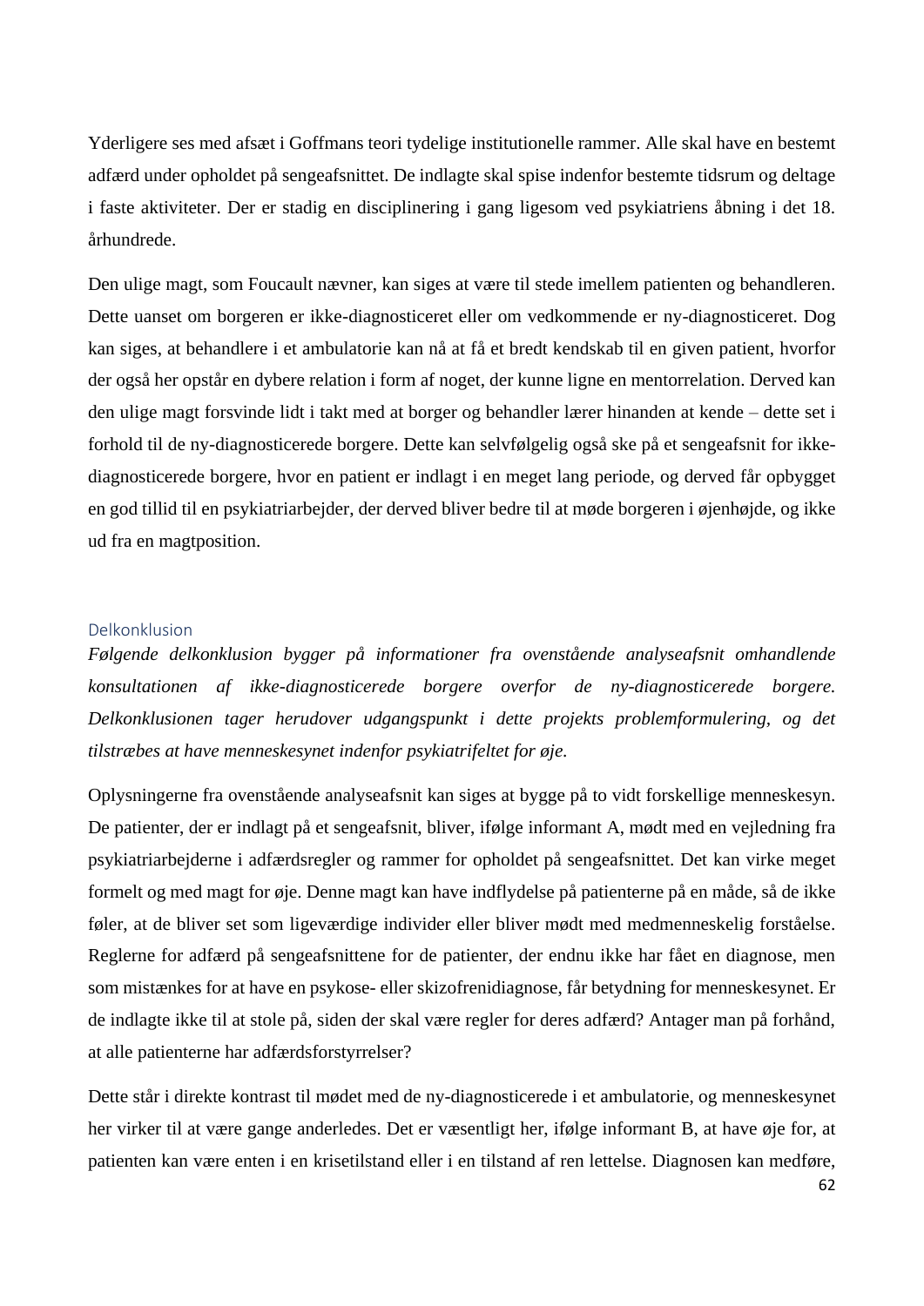Yderligere ses med afsæt i Goffmans teori tydelige institutionelle rammer. Alle skal have en bestemt adfærd under opholdet på sengeafsnittet. De indlagte skal spise indenfor bestemte tidsrum og deltage i faste aktiviteter. Der er stadig en disciplinering i gang ligesom ved psykiatriens åbning i det 18. århundrede.

Den ulige magt, som Foucault nævner, kan siges at være til stede imellem patienten og behandleren. Dette uanset om borgeren er ikke-diagnosticeret eller om vedkommende er ny-diagnosticeret. Dog kan siges, at behandlere i et ambulatorie kan nå at få et bredt kendskab til en given patient, hvorfor der også her opstår en dybere relation i form af noget, der kunne ligne en mentorrelation. Derved kan den ulige magt forsvinde lidt i takt med at borger og behandler lærer hinanden at kende – dette set i forhold til de ny-diagnosticerede borgere. Dette kan selvfølgelig også ske på et sengeafsnit for ikke-diagnosticerede borgere, hvor en patient er indlagt i en meget lang periode, og derved får opbygget en god tillid til en psykiatriarbejder, der derved bliver bedre til at møde borgeren i øjenhøjde, og ikke ud fra en magtposition.

### Delkonklusion

*Følgende delkonklusion bygger på informationer fra ovenstående analyseafsnit omhandlende konsultationen af ikke-diagnosticerede borgere overfor de ny-diagnosticerede borgere. Delkonklusionen tager herudover udgangspunkt i dette projekts problemformulering, og det tilstræbes at have menneskesynet indenfor psykiatrifeltet for øje.*

Oplysningerne fra ovenstående analyseafsnit kan siges at bygge på to vidt forskellige menneskesyn. De patienter, der er indlagt på et sengeafsnit, bliver, ifølge informant A, mødt med en vejledning fra psykiatriarbejderne i adfærdsregler og rammer for opholdet på sengeafsnittet. Det kan virke meget formelt og med magt for øje. Denne magt kan have indflydelse på patienterne på en måde, så de ikke føler, at de bliver set som ligeværdige individer eller bliver mødt med medmenneskelig forståelse. Reglerne for adfærd på sengeafsnittene for de patienter, der endnu ikke har fået en diagnose, men som mistænkes for at have en psykose- eller skizofrenidiagnose, får betydning for menneskesynet. Er de indlagte ikke til at stole på, siden der skal være regler for deres adfærd? Antager man på forhånd, at alle patienterne har adfærdsforstyrrelser?

Dette står i direkte kontrast til mødet med de ny-diagnosticerede i et ambulatorie, og menneskesynet her virker til at være gange anderledes. Det er væsentligt her, ifølge informant B, at have øje for, at patienten kan være enten i en krisetilstand eller i en tilstand af ren lettelse. Diagnosen kan medføre,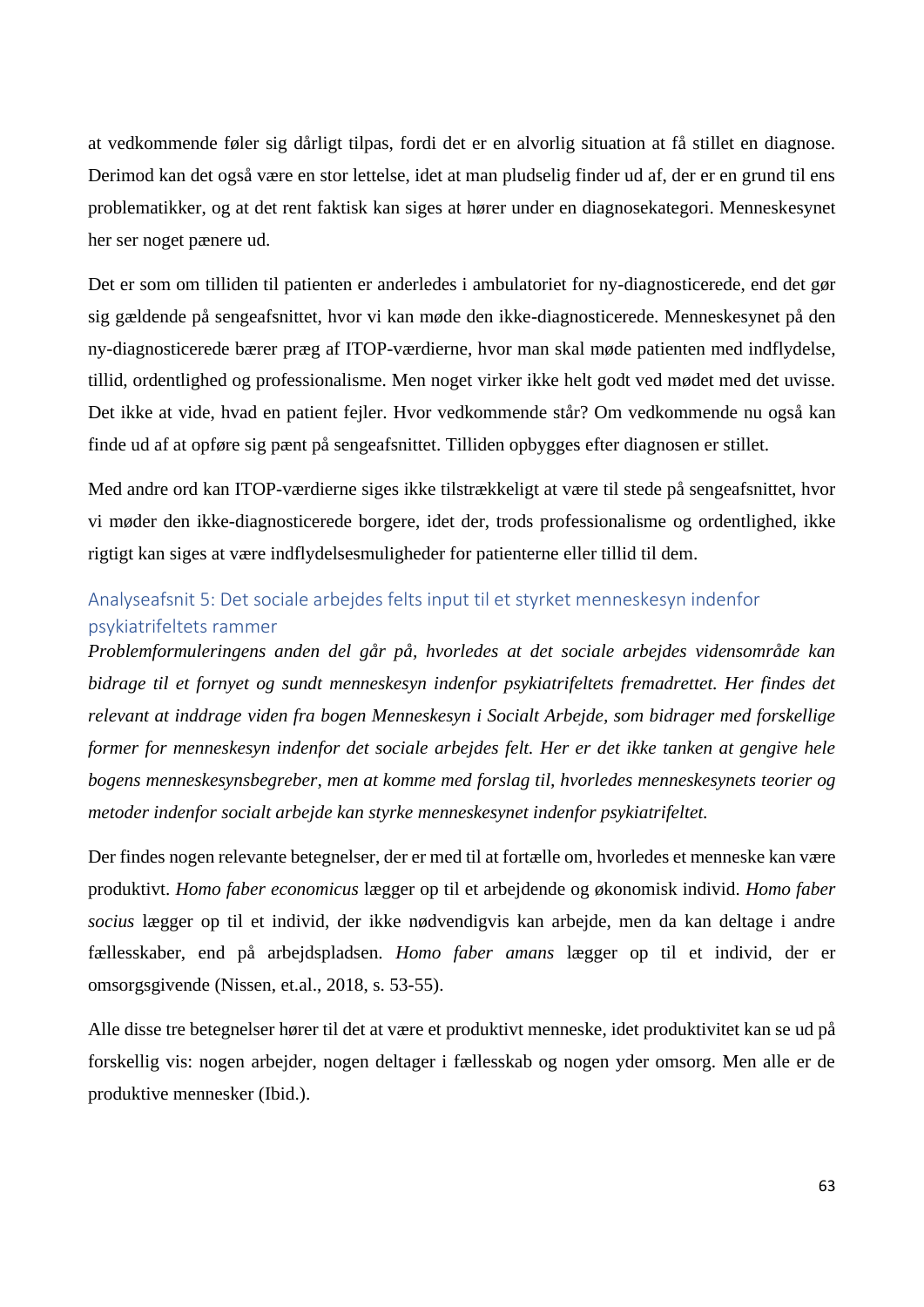at vedkommende føler sig dårligt tilpas, fordi det er en alvorlig situation at få stillet en diagnose. Derimod kan det også være en stor lettelse, idet at man pludselig finder ud af, der er en grund til ens problematikker, og at det rent faktisk kan siges at hører under en diagnosekategori. Menneskesynet her ser noget pænere ud.

Det er som om tilliden til patienten er anderledes i ambulatoriet for ny-diagnosticerede, end det gør sig gældende på sengeafsnittet, hvor vi kan møde den ikke-diagnosticerede. Menneskesynet på den ny-diagnosticerede bærer præg af ITOP-værdierne, hvor man skal møde patienten med indflydelse, tillid, ordentlighed og professionalisme. Men noget virker ikke helt godt ved mødet med det uvisse. Det ikke at vide, hvad en patient fejler. Hvor vedkommende står? Om vedkommende nu også kan finde ud af at opføre sig pænt på sengeafsnittet. Tilliden opbygges efter diagnosen er stillet.

Med andre ord kan ITOP-værdierne siges ikke tilstrækkeligt at være til stede på sengeafsnittet, hvor vi møder den ikke-diagnosticerede borgere, idet der, trods professionalisme og ordentlighed, ikke rigtigt kan siges at være indflydelsesmuligheder for patienterne eller tillid til dem.

## Analyseafsnit 5: Det sociale arbejdes felts input til et styrket menneskesyn indenfor psykiatrifeltets rammer

*Problemformuleringens anden del går på, hvorledes at det sociale arbejdes vidensområde kan bidrage til et fornyet og sundt menneskesyn indenfor psykiatrifeltets fremadrettet. Her findes det relevant at inddrage viden fra bogen Menneskesyn i Socialt Arbejde, som bidrager med forskellige former for menneskesyn indenfor det sociale arbejdes felt. Her er det ikke tanken at gengive hele bogens menneskesynsbegreber, men at komme med forslag til, hvorledes menneskesynets teorier og metoder indenfor socialt arbejde kan styrke menneskesynet indenfor psykiatrifeltet.*

Der findes nogen relevante betegnelser, der er med til at fortælle om, hvorledes et menneske kan være produktivt. *Homo faber economicus* lægger op til et arbejdende og økonomisk individ. *Homo faber socius* lægger op til et individ, der ikke nødvendigvis kan arbejde, men da kan deltage i andre fællesskaber, end på arbejdspladsen. *Homo faber amans* lægger op til et individ, der er omsorgsgivende (Nissen, et.al., 2018, s. 53-55).

Alle disse tre betegnelser hører til det at være et produktivt menneske, idet produktivitet kan se ud på forskellig vis: nogen arbejder, nogen deltager i fællesskab og nogen yder omsorg. Men alle er de produktive mennesker (Ibid.).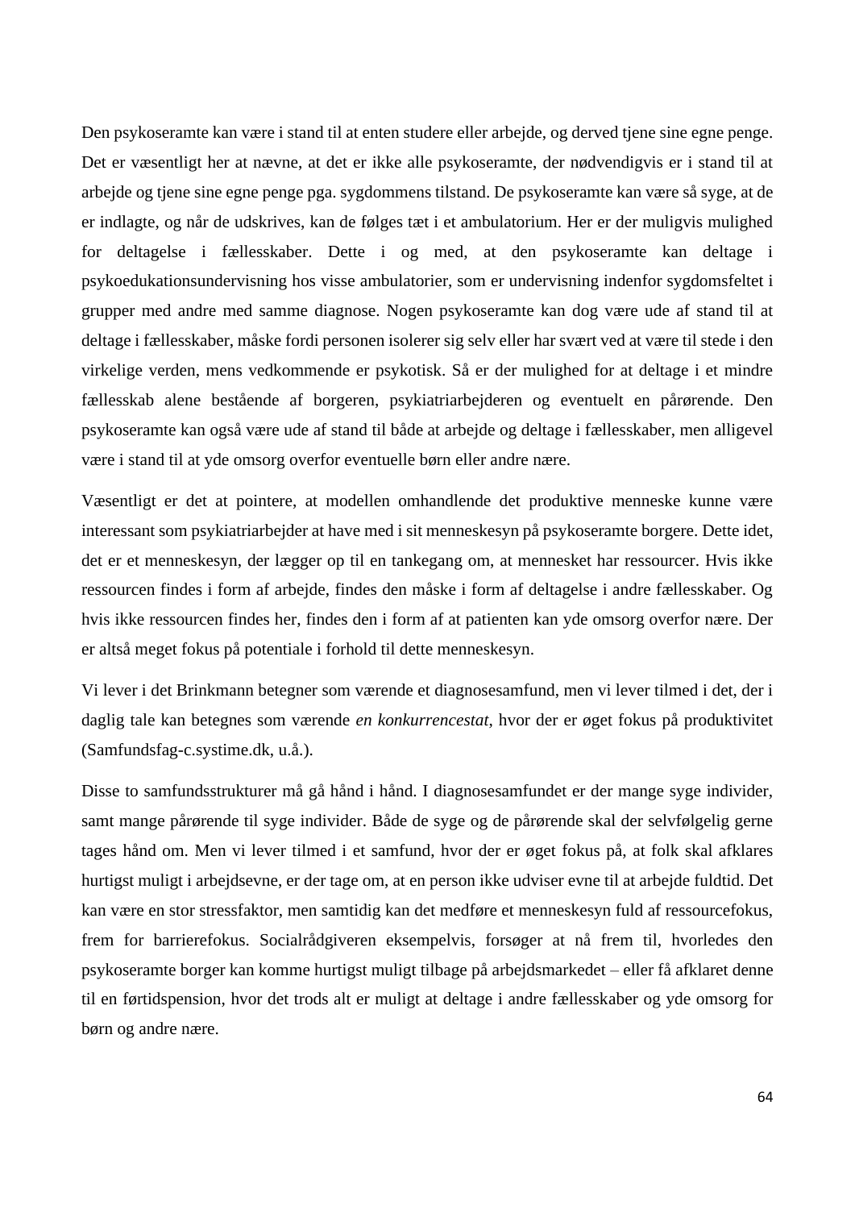Den psykoseramte kan være i stand til at enten studere eller arbejde, og derved tjene sine egne penge. Det er væsentligt her at nævne, at det er ikke alle psykoseramte, der nødvendigvis er i stand til at arbejde og tjene sine egne penge pga. sygdommens tilstand. De psykoseramte kan være så syge, at de er indlagte, og når de udskrives, kan de følges tæt i et ambulatorium. Her er der muligvis mulighed for deltagelse i fællesskaber. Dette i og med, at den psykoseramte kan deltage i psykoedukationsundervisning hos visse ambulatorier, som er undervisning indenfor sygdomsfeltet i grupper med andre med samme diagnose. Nogen psykoseramte kan dog være ude af stand til at deltage i fællesskaber, måske fordi personen isolerer sig selv eller har svært ved at være til stede i den virkelige verden, mens vedkommende er psykotisk. Så er der mulighed for at deltage i et mindre fællesskab alene bestående af borgeren, psykiatriarbejderen og eventuelt en pårørende. Den psykoseramte kan også være ude af stand til både at arbejde og deltage i fællesskaber, men alligevel være i stand til at yde omsorg overfor eventuelle børn eller andre nære.

Væsentligt er det at pointere, at modellen omhandlende det produktive menneske kunne være interessant som psykiatriarbejder at have med i sit menneskesyn på psykoseramte borgere. Dette idet, det er et menneskesyn, der lægger op til en tankegang om, at mennesket har ressourcer. Hvis ikke ressourcen findes i form af arbejde, findes den måske i form af deltagelse i andre fællesskaber. Og hvis ikke ressourcen findes her, findes den i form af at patienten kan yde omsorg overfor nære. Der er altså meget fokus på potentiale i forhold til dette menneskesyn.

Vi lever i det Brinkmann betegner som værende et diagnosesamfund, men vi lever tilmed i det, der i daglig tale kan betegnes som værende *en konkurrencestat*, hvor der er øget fokus på produktivitet (Samfundsfag-c.systime.dk, u.å.).

Disse to samfundsstrukturer må gå hånd i hånd. I diagnosesamfundet er der mange syge individer, samt mange pårørende til syge individer. Både de syge og de pårørende skal der selvfølgelig gerne tages hånd om. Men vi lever tilmed i et samfund, hvor der er øget fokus på, at folk skal afklares hurtigst muligt i arbejdsevne, er der tage om, at en person ikke udviser evne til at arbejde fuldtid. Det kan være en stor stressfaktor, men samtidig kan det medføre et menneskesyn fuld af ressourcefokus, frem for barrierefokus. Socialrådgiveren eksempelvis, forsøger at nå frem til, hvorledes den psykoseramte borger kan komme hurtigst muligt tilbage på arbejdsmarkedet – eller få afklaret denne til en førtidspension, hvor det trods alt er muligt at deltage i andre fællesskaber og yde omsorg for børn og andre nære.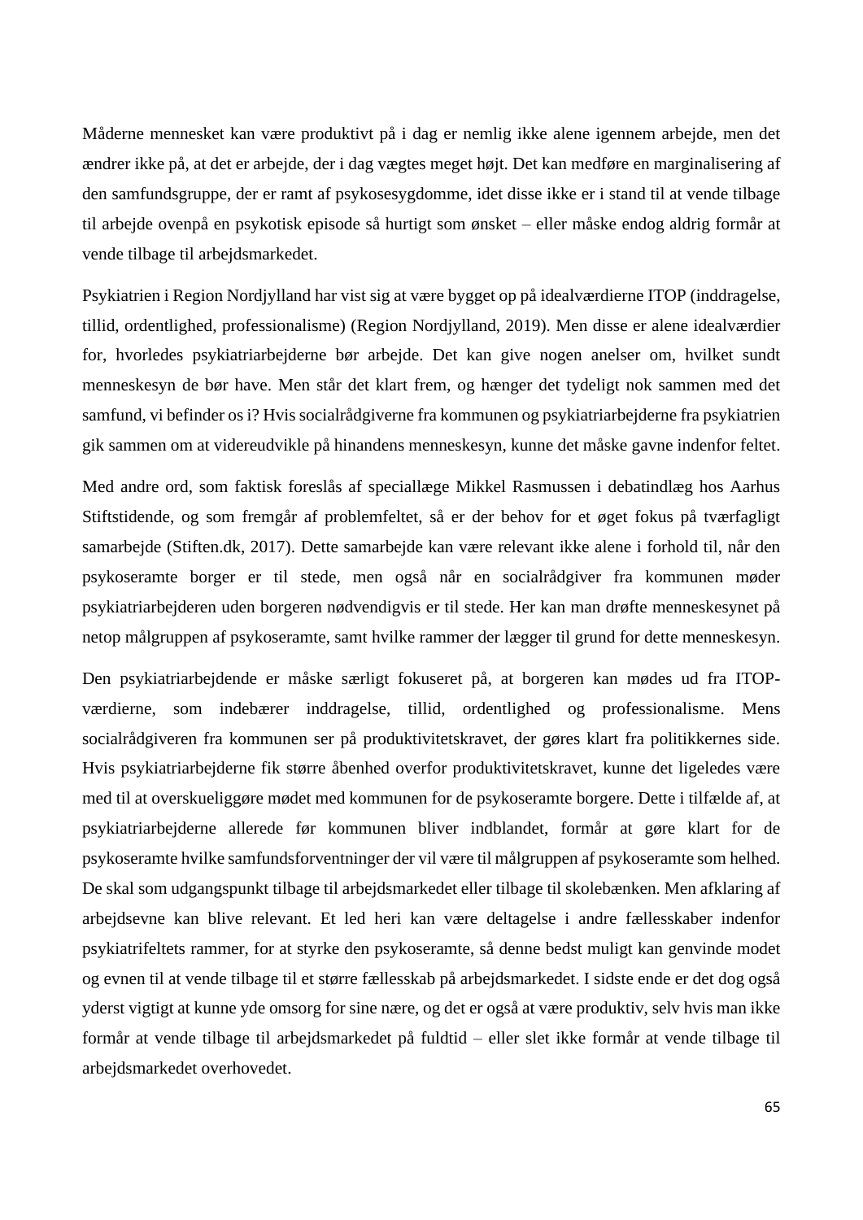Måderne mennesket kan være produktivt på i dag er nemlig ikke alene igennem arbejde, men det ændrer ikke på, at det er arbejde, der i dag vægtes meget højt. Det kan medføre en marginalisering af den samfundsgruppe, der er ramt af psykosesygdomme, idet disse ikke er i stand til at vende tilbage til arbejde ovenpå en psykotisk episode så hurtigt som ønsket – eller måske endog aldrig formår at vende tilbage til arbejdsmarkedet.

Psykiatrien i Region Nordjylland har vist sig at være bygget op på idealværdierne ITOP (inddragelse, tillid, ordentlighed, professionalisme) (Region Nordjylland, 2019). Men disse er alene idealværdier for, hvorledes psykiatriarbejderne bør arbejde. Det kan give nogen anelser om, hvilket sundt menneskesyn de bør have. Men står det klart frem, og hænger det tydeligt nok sammen med det samfund, vi befinder os i? Hvis socialrådgiverne fra kommunen og psykiatriarbejderne fra psykiatrien gik sammen om at videreudvikle på hinandens menneskesyn, kunne det måske gavne indenfor feltet.

Med andre ord, som faktisk foreslås af speciallæge Mikkel Rasmussen i debatindlæg hos Aarhus Stiftstidende, og som fremgår af problemfeltet, så er der behov for et øget fokus på tværfagligt samarbejde (Stiften.dk, 2017). Dette samarbejde kan være relevant ikke alene i forhold til, når den psykoseramte borger er til stede, men også når en socialrådgiver fra kommunen møder psykiatriarbejderen uden borgeren nødvendigvis er til stede. Her kan man drøfte menneskesynet på netop målgruppen af psykoseramte, samt hvilke rammer der lægger til grund for dette menneskesyn.

Den psykiatriarbejdende er måske særligt fokuseret på, at borgeren kan mødes ud fra ITOP-værdierne, som indebærer inddragelse, tillid, ordentlighed og professionalisme. Mens socialrådgiveren fra kommunen ser på produktivitetskravet, der gøres klart fra politikkernes side. Hvis psykiatriarbejderne fik større åbenhed overfor produktivitetskravet, kunne det ligeledes være med til at overskueliggøre mødet med kommunen for de psykoseramte borgere. Dette i tilfælde af, at psykiatriarbejderne allerede før kommunen bliver indblandet, formår at gøre klart for de psykoseramte hvilke samfundsforventninger der vil være til målgruppen af psykoseramte som helhed. De skal som udgangspunkt tilbage til arbejdsmarkedet eller tilbage til skolebænken. Men afklaring af arbejdsevne kan blive relevant. Et led heri kan være deltagelse i andre fællesskaber indenfor psykiatrifeltets rammer, for at styrke den psykoseramte, så denne bedst muligt kan genvinde modet og evnen til at vende tilbage til et større fællesskab på arbejdsmarkedet. I sidste ende er det dog også yderst vigtigt at kunne yde omsorg for sine nære, og det er også at være produktiv, selv hvis man ikke formår at vende tilbage til arbejdsmarkedet på fuldtid – eller slet ikke formår at vende tilbage til arbejdsmarkedet overhovedet.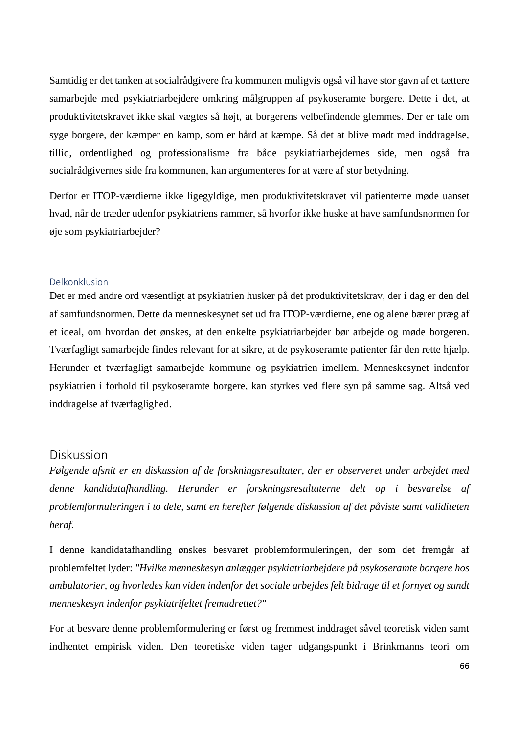Samtidig er det tanken at socialrådgivere fra kommunen muligvis også vil have stor gavn af et tættere samarbejde med psykiatriarbejdere omkring målgruppen af psykoseramte borgere. Dette i det, at produktivitetskravet ikke skal vægtes så højt, at borgerens velbefindende glemmes. Der er tale om syge borgere, der kæmper en kamp, som er hård at kæmpe. Så det at blive mødt med inddragelse, tillid, ordentlighed og professionalisme fra både psykiatriarbejdernes side, men også fra socialrådgivernes side fra kommunen, kan argumenteres for at være af stor betydning.

Derfor er ITOP-værdierne ikke ligegyldige, men produktivitetskravet vil patienterne møde uanset hvad, når de træder udenfor psykiatriens rammer, så hvorfor ikke huske at have samfundsnormen for øje som psykiatriarbejder?

### Delkonklusion

Det er med andre ord væsentligt at psykiatrien husker på det produktivitetskrav, der i dag er den del af samfundsnormen. Dette da menneskesynet set ud fra ITOP-værdierne, ene og alene bærer præg af et ideal, om hvordan det ønskes, at den enkelte psykiatriarbejder bør arbejde og møde borgeren. Tværfagligt samarbejde findes relevant for at sikre, at de psykoseramte patienter får den rette hjælp. Herunder et tværfagligt samarbejde kommune og psykiatrien imellem. Menneskesynet indenfor psykiatrien i forhold til psykoseramte borgere, kan styrkes ved flere syn på samme sag. Altså ved inddragelse af tværfaglighed.

## Diskussion

*Følgende afsnit er en diskussion af de forskningsresultater, der er observeret under arbejdet med denne kandidatafhandling. Herunder er forskningsresultaterne delt op i besvarelse af problemformuleringen i to dele, samt en herefter følgende diskussion af det påviste samt validiteten heraf.*

I denne kandidatafhandling ønskes besvaret problemformuleringen, der som det fremgår af problemfeltet lyder: *"Hvilke menneskesyn anlægger psykiatriarbejdere på psykoseramte borgere hos ambulatorier, og hvorledes kan viden indenfor det sociale arbejdes felt bidrage til et fornyet og sundt menneskesyn indenfor psykiatrifeltet fremadrettet?"*

For at besvare denne problemformulering er først og fremmest inddraget såvel teoretisk viden samt indhentet empirisk viden. Den teoretiske viden tager udgangspunkt i Brinkmanns teori om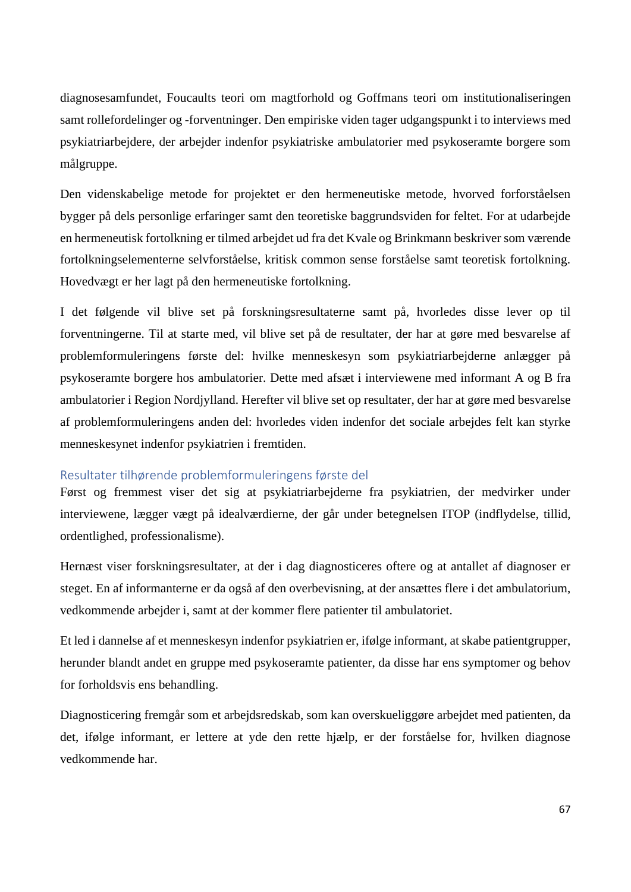diagnosesamfundet, Foucaults teori om magtforhold og Goffmans teori om institutionaliseringen samt rollefordelinger og -forventninger. Den empiriske viden tager udgangspunkt i to interviews med psykiatriarbejdere, der arbejder indenfor psykiatriske ambulatorier med psykoseramte borgere som målgruppe.

Den videnskabelige metode for projektet er den hermeneutiske metode, hvorved forforståelsen bygger på dels personlige erfaringer samt den teoretiske baggrundsviden for feltet. For at udarbejde en hermeneutisk fortolkning er tilmed arbejdet ud fra det Kvale og Brinkmann beskriver som værende fortolkningselementerne selvforståelse, kritisk common sense forståelse samt teoretisk fortolkning. Hovedvægt er her lagt på den hermeneutiske fortolkning.

I det følgende vil blive set på forskningsresultaterne samt på, hvorledes disse lever op til forventningerne. Til at starte med, vil blive set på de resultater, der har at gøre med besvarelse af problemformuleringens første del: hvilke menneskesyn som psykiatriarbejderne anlægger på psykoseramte borgere hos ambulatorier. Dette med afsæt i interviewene med informant A og B fra ambulatorier i Region Nordjylland. Herefter vil blive set op resultater, der har at gøre med besvarelse af problemformuleringens anden del: hvorledes viden indenfor det sociale arbejdes felt kan styrke menneskesynet indenfor psykiatrien i fremtiden.

## Resultater tilhørende problemformuleringens første del

Først og fremmest viser det sig at psykiatriarbejderne fra psykiatrien, der medvirker under interviewene, lægger vægt på idealværdierne, der går under betegnelsen ITOP (indflydelse, tillid, ordentlighed, professionalisme).

Hernæst viser forskningsresultater, at der i dag diagnosticeres oftere og at antallet af diagnoser er steget. En af informanterne er da også af den overbevisning, at der ansættes flere i det ambulatorium, vedkommende arbejder i, samt at der kommer flere patienter til ambulatoriet.

Et led i dannelse af et menneskesyn indenfor psykiatrien er, ifølge informant, at skabe patientgrupper, herunder blandt andet en gruppe med psykoseramte patienter, da disse har ens symptomer og behov for forholdsvis ens behandling.

Diagnosticering fremgår som et arbejdsredskab, som kan overskueliggøre arbejdet med patienten, da det, ifølge informant, er lettere at yde den rette hjælp, er der forståelse for, hvilken diagnose vedkommende har.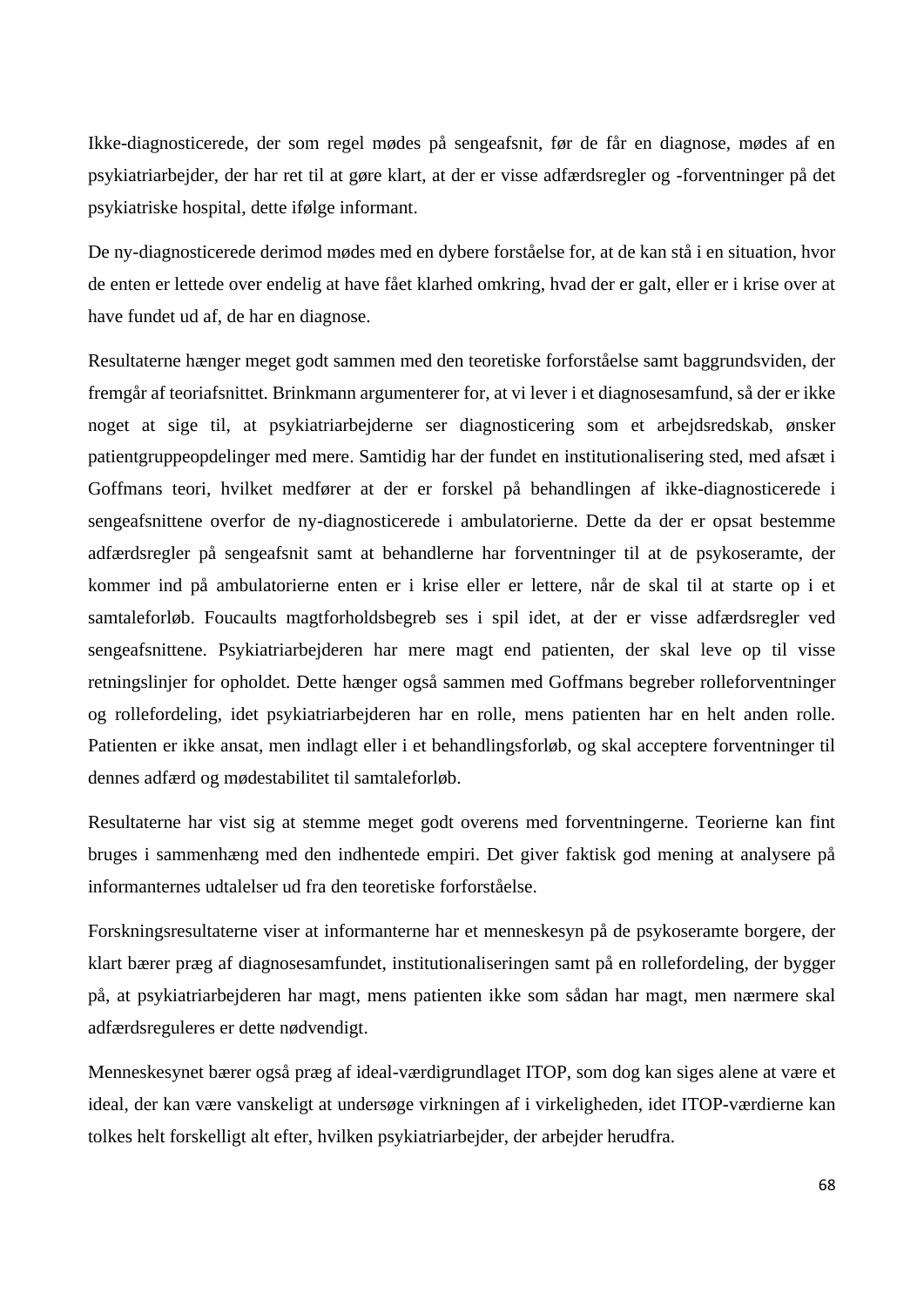Ikke-diagnosticerede, der som regel mødes på sengeafsnit, før de får en diagnose, mødes af en psykiatriarbejder, der har ret til at gøre klart, at der er visse adfærdsregler og -forventninger på det psykiatriske hospital, dette ifølge informant.

De ny-diagnosticerede derimod mødes med en dybere forståelse for, at de kan stå i en situation, hvor de enten er lettede over endelig at have fået klarhed omkring, hvad der er galt, eller er i krise over at have fundet ud af, de har en diagnose.

Resultaterne hænger meget godt sammen med den teoretiske forforståelse samt baggrundsviden, der fremgår af teoriafsnittet. Brinkmann argumenterer for, at vi lever i et diagnosesamfund, så der er ikke noget at sige til, at psykiatriarbejderne ser diagnosticering som et arbejdsredskab, ønsker patientgruppeopdelinger med mere. Samtidig har der fundet en institutionalisering sted, med afsæt i Goffmans teori, hvilket medfører at der er forskel på behandlingen af ikke-diagnosticerede i sengeafsnittene overfor de ny-diagnosticerede i ambulatorierne. Dette da der er opsat bestemme adfærdsregler på sengeafsnit samt at behandlerne har forventninger til at de psykoseramte, der kommer ind på ambulatorierne enten er i krise eller er lettere, når de skal til at starte op i et samtaleforløb. Foucaults magtforholdsbegreb ses i spil idet, at der er visse adfærdsregler ved sengeafsnittene. Psykiatriarbejderen har mere magt end patienten, der skal leve op til visse retningslinjer for opholdet. Dette hænger også sammen med Goffmans begreber rolleforventninger og rollefordeling, idet psykiatriarbejderen har en rolle, mens patienten har en helt anden rolle. Patienten er ikke ansat, men indlagt eller i et behandlingsforløb, og skal acceptere forventninger til dennes adfærd og mødestabilitet til samtaleforløb.

Resultaterne har vist sig at stemme meget godt overens med forventningerne. Teorierne kan fint bruges i sammenhæng med den indhentede empiri. Det giver faktisk god mening at analysere på informanternes udtalelser ud fra den teoretiske forforståelse.

Forskningsresultaterne viser at informanterne har et menneskesyn på de psykoseramte borgere, der klart bærer præg af diagnosesamfundet, institutionaliseringen samt på en rollefordeling, der bygger på, at psykiatriarbejderen har magt, mens patienten ikke som sådan har magt, men nærmere skal adfærdsreguleres er dette nødvendigt.

Menneskesynet bærer også præg af ideal-værdigrundlaget ITOP, som dog kan siges alene at være et ideal, der kan være vanskeligt at undersøge virkningen af i virkeligheden, idet ITOP-værdierne kan tolkes helt forskelligt alt efter, hvilken psykiatriarbejder, der arbejder herudfra.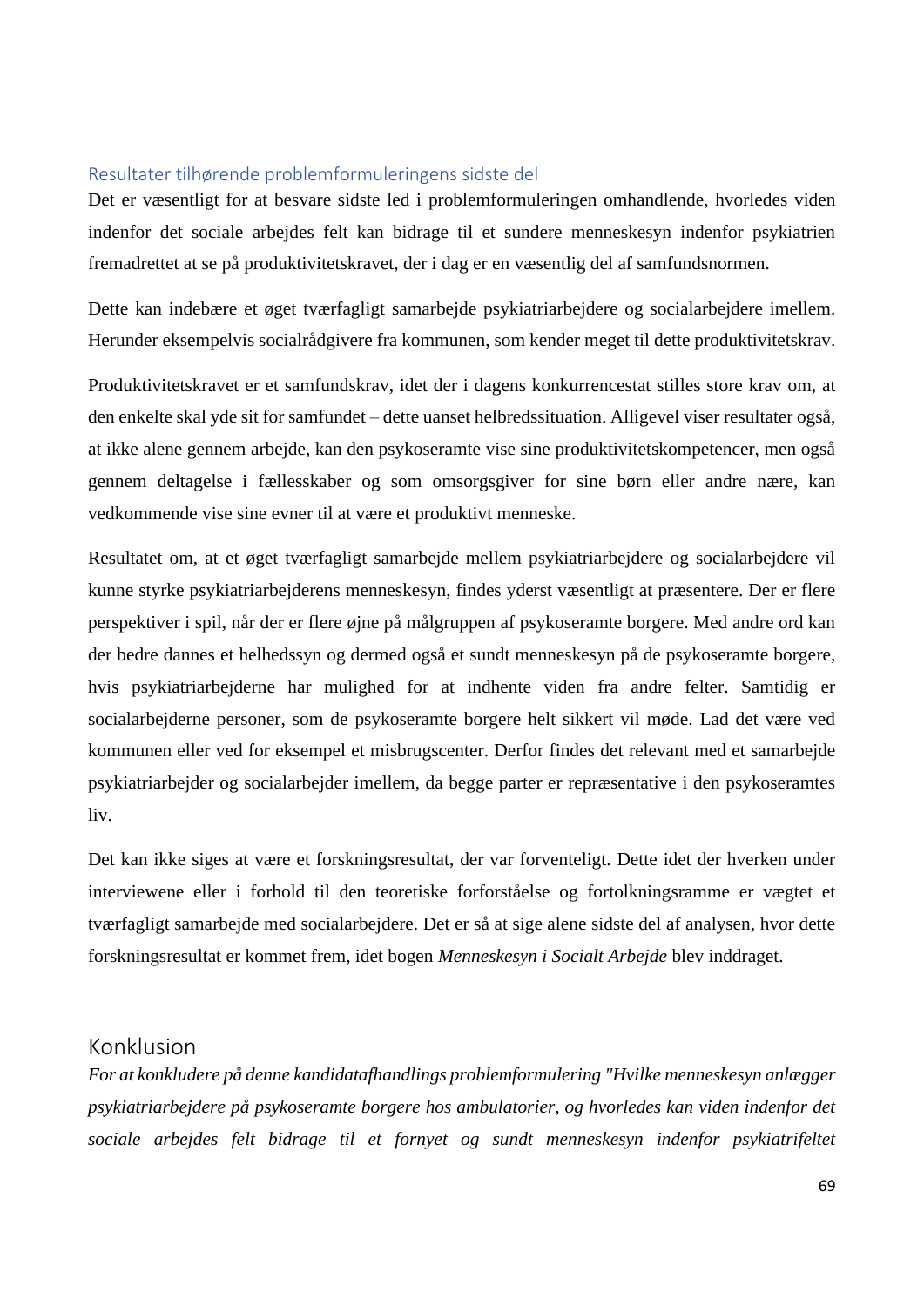## Resultater tilhørende problemformuleringens sidste del

Det er væsentligt for at besvare sidste led i problemformuleringen omhandlende, hvorledes viden indenfor det sociale arbejdes felt kan bidrage til et sundere menneskesyn indenfor psykiatrien fremadrettet at se på produktivitetskravet, der i dag er en væsentlig del af samfundsnormen.

Dette kan indebære et øget tværfagligt samarbejde psykiatriarbejdere og socialarbejdere imellem. Herunder eksempelvis socialrådgivere fra kommunen, som kender meget til dette produktivitetskrav.

Produktivitetskravet er et samfundskrav, idet der i dagens konkurrencestat stilles store krav om, at den enkelte skal yde sit for samfundet – dette uanset helbredssituation. Alligevel viser resultater også, at ikke alene gennem arbejde, kan den psykoseramte vise sine produktivitetskompetencer, men også gennem deltagelse i fællesskaber og som omsorgsgiver for sine børn eller andre nære, kan vedkommende vise sine evner til at være et produktivt menneske.

Resultatet om, at et øget tværfagligt samarbejde mellem psykiatriarbejdere og socialarbejdere vil kunne styrke psykiatriarbejderens menneskesyn, findes yderst væsentligt at præsentere. Der er flere perspektiver i spil, når der er flere øjne på målgruppen af psykoseramte borgere. Med andre ord kan der bedre dannes et helhedssyn og dermed også et sundt menneskesyn på de psykoseramte borgere, hvis psykiatriarbejderne har mulighed for at indhente viden fra andre felter. Samtidig er socialarbejderne personer, som de psykoseramte borgere helt sikkert vil møde. Lad det være ved kommunen eller ved for eksempel et misbrugscenter. Derfor findes det relevant med et samarbejde psykiatriarbejder og socialarbejder imellem, da begge parter er repræsentative i den psykoseramtes liv.

Det kan ikke siges at være et forskningsresultat, der var forventeligt. Dette idet der hverken under interviewene eller i forhold til den teoretiske forforståelse og fortolkningsramme er vægtet et tværfagligt samarbejde med socialarbejdere. Det er så at sige alene sidste del af analysen, hvor dette forskningsresultat er kommet frem, idet bogen *Menneskesyn i Socialt Arbejde* blev inddraget.

# Konklusion

*For at konkludere på denne kandidatafhandlings problemformulering "Hvilke menneskesyn anlægger psykiatriarbejdere på psykoseramte borgere hos ambulatorier, og hvorledes kan viden indenfor det sociale arbejdes felt bidrage til et fornyet og sundt menneskesyn indenfor psykiatrifeltet*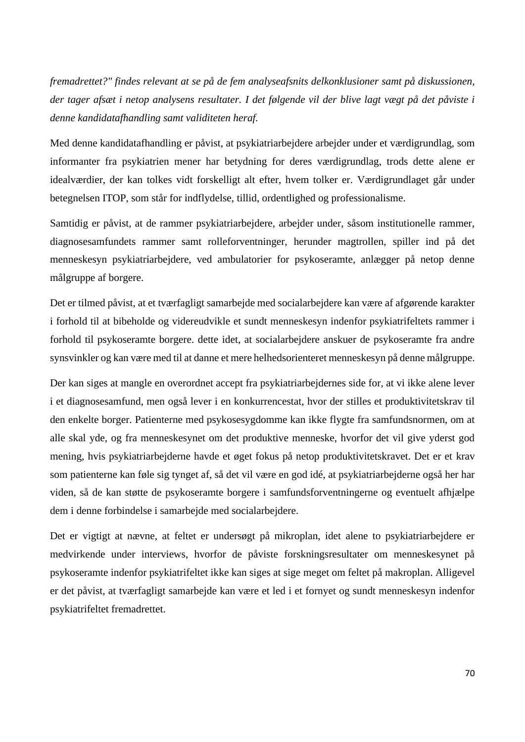*fremadrettet?" findes relevant at se på de fem analyseafsnits delkonklusioner samt på diskussionen, der tager afsæt i netop analysens resultater. I det følgende vil der blive lagt vægt på det påviste i denne kandidatafhandling samt validiteten heraf.*

Med denne kandidatafhandling er påvist, at psykiatriarbejdere arbejder under et værdigrundlag, som informanter fra psykiatrien mener har betydning for deres værdigrundlag, trods dette alene er idealværdier, der kan tolkes vidt forskelligt alt efter, hvem tolker er. Værdigrundlaget går under betegnelsen ITOP, som står for indflydelse, tillid, ordentlighed og professionalisme.

Samtidig er påvist, at de rammer psykiatriarbejdere, arbejder under, såsom institutionelle rammer, diagnosesamfundets rammer samt rolleforventninger, herunder magtrollen, spiller ind på det menneskesyn psykiatriarbejdere, ved ambulatorier for psykoseramte, anlægger på netop denne målgruppe af borgere.

Det er tilmed påvist, at et tværfagligt samarbejde med socialarbejdere kan være af afgørende karakter i forhold til at bibeholde og videreudvikle et sundt menneskesyn indenfor psykiatrifeltets rammer i forhold til psykoseramte borgere. dette idet, at socialarbejdere anskuer de psykoseramte fra andre synsvinkler og kan være med til at danne et mere helhedsorienteret menneskesyn på denne målgruppe.

Der kan siges at mangle en overordnet accept fra psykiatriarbejdernes side for, at vi ikke alene lever i et diagnosesamfund, men også lever i en konkurrencestat, hvor der stilles et produktivitetskrav til den enkelte borger. Patienterne med psykosesygdomme kan ikke flygte fra samfundsnormen, om at alle skal yde, og fra menneskesynet om det produktive menneske, hvorfor det vil give yderst god mening, hvis psykiatriarbejderne havde et øget fokus på netop produktivitetskravet. Det er et krav som patienterne kan føle sig tynget af, så det vil være en god idé, at psykiatriarbejderne også her har viden, så de kan støtte de psykoseramte borgere i samfundsforventningerne og eventuelt afhjælpe dem i denne forbindelse i samarbejde med socialarbejdere.

Det er vigtigt at nævne, at feltet er undersøgt på mikroplan, idet alene to psykiatriarbejdere er medvirkende under interviews, hvorfor de påviste forskningsresultater om menneskesynet på psykoseramte indenfor psykiatrifeltet ikke kan siges at sige meget om feltet på makroplan. Alligevel er det påvist, at tværfagligt samarbejde kan være et led i et fornyet og sundt menneskesyn indenfor psykiatrifeltet fremadrettet.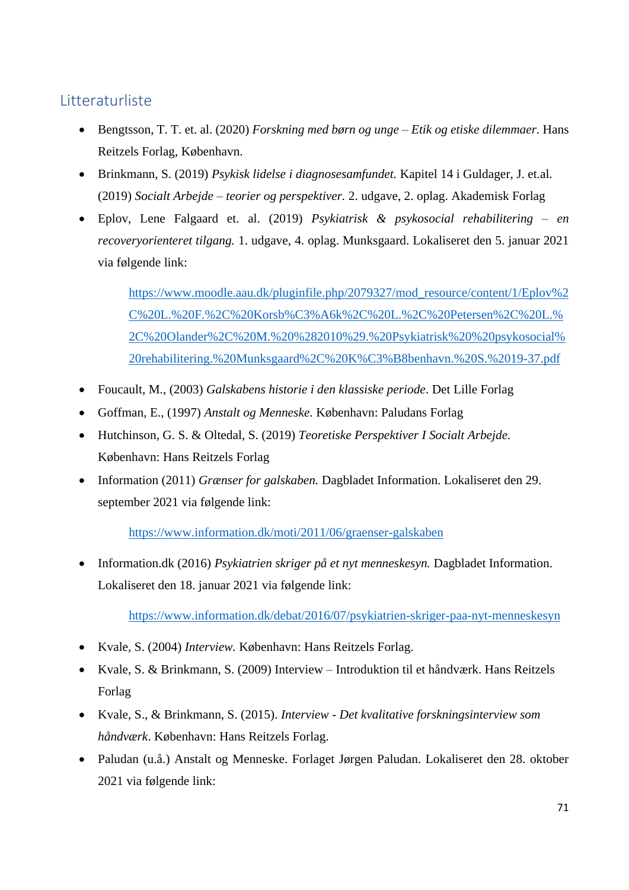## Litteraturliste

- Bengtsson, T. T. et. al. (2020) *Forskning med børn og unge – Etik og etiske dilemmaer.* Hans Reitzels Forlag, København.
- Brinkmann, S. (2019) *Psykisk lidelse i diagnosesamfundet.* Kapitel 14 i Guldager, J. et.al. (2019) *Socialt Arbejde – teorier og perspektiver.* 2. udgave, 2. oplag. Akademisk Forlag
- Eplov, Lene Falgaard et. al. (2019) *Psykiatrisk & psykosocial rehabilitering – en recoveryorienteret tilgang.* 1. udgave, 4. oplag. Munksgaard. Lokaliseret den 5. januar 2021 via følgende link:

  https://www.moodle.aau.dk/pluginfile.php/2079327/mod_resource/content/1/Eplov%2C%20L.%20F.%2C%20Korsb%C3%A6k%2C%20L.%2C%20Petersen%2C%20L.%2C%20Olander%2C%20M.%20%282010%29.%20Psykiatrisk%20%20psykosocial%20rehabilitering.%20Munksgaard%2C%20K%C3%B8benhavn.%20S.%2019-37.pdf

- Foucault, M., (2003) *Galskabens historie i den klassiske periode*. Det Lille Forlag
- Goffman, E., (1997) *Anstalt og Menneske.* København: Paludans Forlag
- Hutchinson, G. S. & Oltedal, S. (2019) *Teoretiske Perspektiver I Socialt Arbejde.* København: Hans Reitzels Forlag
- Information (2011) *Grænser for galskaben.* Dagbladet Information. Lokaliseret den 29. september 2021 via følgende link:

  https://www.information.dk/moti/2011/06/graenser-galskaben

- Information.dk (2016) *Psykiatrien skriger på et nyt menneskesyn.* Dagbladet Information. Lokaliseret den 18. januar 2021 via følgende link:

  https://www.information.dk/debat/2016/07/psykiatrien-skriger-paa-nyt-menneskesyn

- Kvale, S. (2004) *Interview.* København: Hans Reitzels Forlag.
- Kvale, S. & Brinkmann, S. (2009) Interview – Introduktion til et håndværk. Hans Reitzels Forlag
- Kvale, S., & Brinkmann, S. (2015). *Interview - Det kvalitative forskningsinterview som håndværk*. København: Hans Reitzels Forlag.
- Paludan (u.å.) Anstalt og Menneske. Forlaget Jørgen Paludan. Lokaliseret den 28. oktober 2021 via følgende link: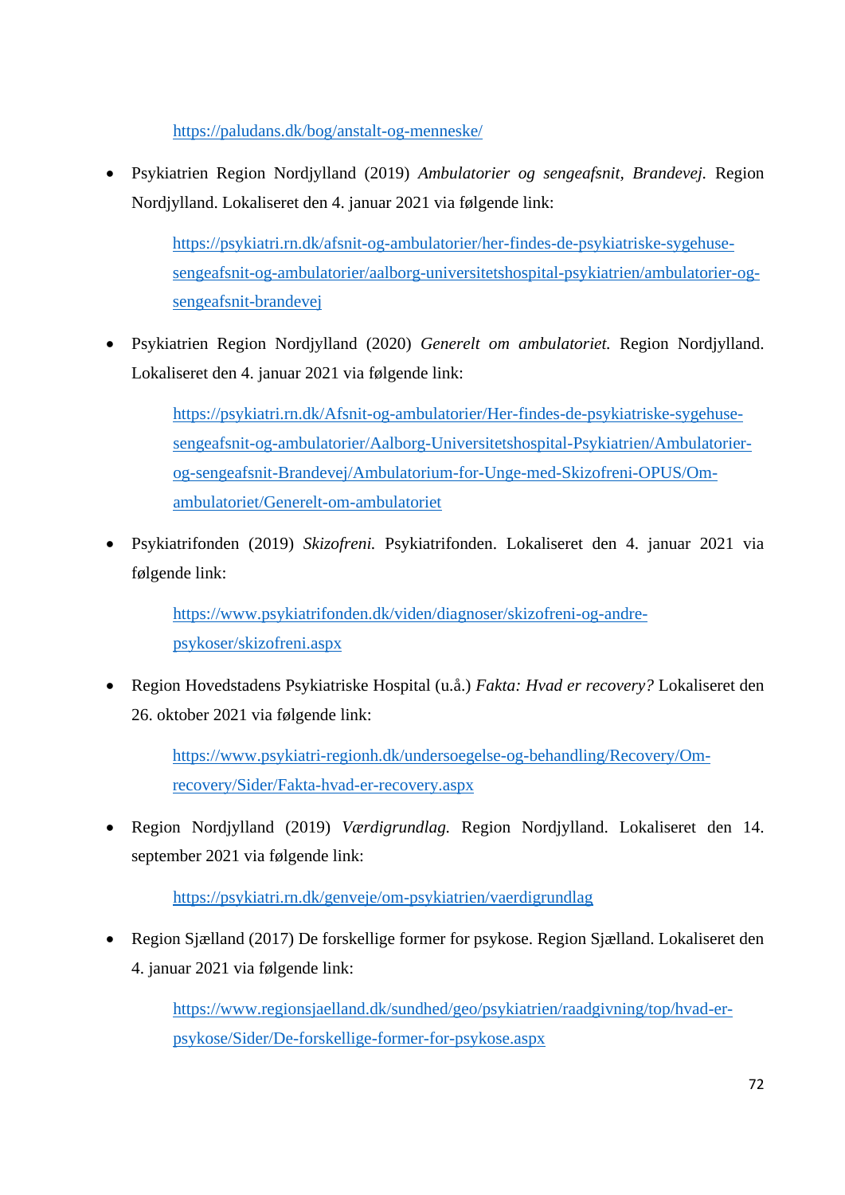https://paludans.dk/bog/anstalt-og-menneske/

- Psykiatrien Region Nordjylland (2019) *Ambulatorier og sengeafsnit, Brandevej.* Region Nordjylland. Lokaliseret den 4. januar 2021 via følgende link:

  https://psykiatri.rn.dk/afsnit-og-ambulatorier/her-findes-de-psykiatriske-sygehuse-sengeafsnit-og-ambulatorier/aalborg-universitetshospital-psykiatrien/ambulatorier-og-sengeafsnit-brandevej

- Psykiatrien Region Nordjylland (2020) *Generelt om ambulatoriet.* Region Nordjylland. Lokaliseret den 4. januar 2021 via følgende link:

  https://psykiatri.rn.dk/Afsnit-og-ambulatorier/Her-findes-de-psykiatriske-sygehuse-sengeafsnit-og-ambulatorier/Aalborg-Universitetshospital-Psykiatrien/Ambulatorier-og-sengeafsnit-Brandevej/Ambulatorium-for-Unge-med-Skizofreni-OPUS/Om-ambulatoriet/Generelt-om-ambulatoriet

- Psykiatrifonden (2019) *Skizofreni.* Psykiatrifonden. Lokaliseret den 4. januar 2021 via følgende link:

  https://www.psykiatrifonden.dk/viden/diagnoser/skizofreni-og-andre-psykoser/skizofreni.aspx

- Region Hovedstadens Psykiatriske Hospital (u.å.) *Fakta: Hvad er recovery?* Lokaliseret den 26. oktober 2021 via følgende link:

  https://www.psykiatri-regionh.dk/undersoegelse-og-behandling/Recovery/Om-recovery/Sider/Fakta-hvad-er-recovery.aspx

- Region Nordjylland (2019) *Værdigrundlag.* Region Nordjylland. Lokaliseret den 14. september 2021 via følgende link:

  https://psykiatri.rn.dk/genveje/om-psykiatrien/vaerdigrundlag

- Region Sjælland (2017) De forskellige former for psykose. Region Sjælland. Lokaliseret den 4. januar 2021 via følgende link:

  https://www.regionsjaelland.dk/sundhed/geo/psykiatrien/raadgivning/top/hvad-er-psykose/Sider/De-forskellige-former-for-psykose.aspx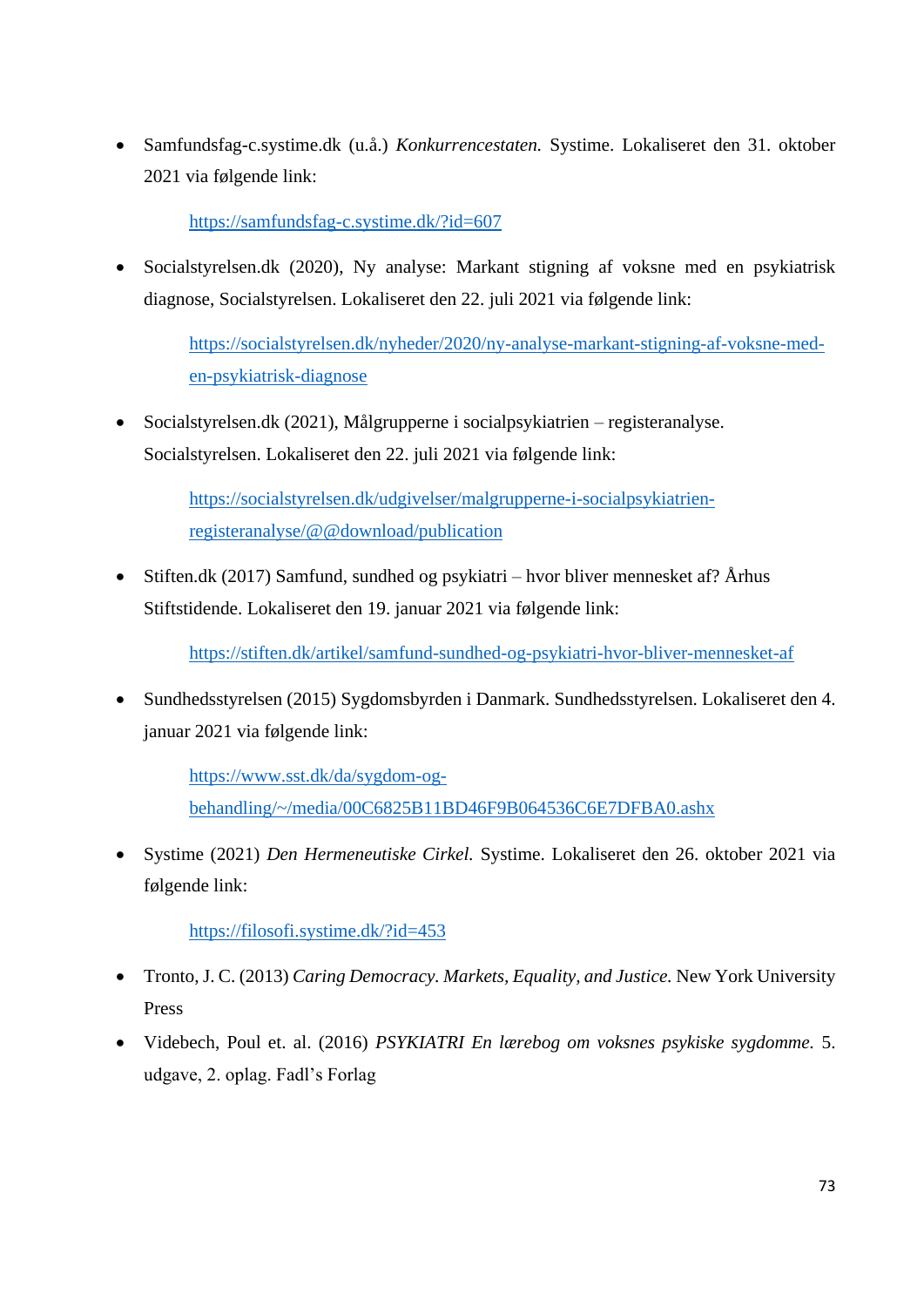- Samfundsfag-c.systime.dk (u.å.) *Konkurrencestaten.* Systime. Lokaliseret den 31. oktober 2021 via følgende link:

  https://samfundsfag-c.systime.dk/?id=607

- Socialstyrelsen.dk (2020), Ny analyse: Markant stigning af voksne med en psykiatrisk diagnose, Socialstyrelsen. Lokaliseret den 22. juli 2021 via følgende link:

  https://socialstyrelsen.dk/nyheder/2020/ny-analyse-markant-stigning-af-voksne-med-en-psykiatrisk-diagnose

- Socialstyrelsen.dk (2021), Målgrupperne i socialpsykiatrien – registeranalyse. Socialstyrelsen. Lokaliseret den 22. juli 2021 via følgende link:

  https://socialstyrelsen.dk/udgivelser/malgrupperne-i-socialpsykiatrien-registeranalyse/@@download/publication

- Stiften.dk (2017) Samfund, sundhed og psykiatri – hvor bliver mennesket af? Århus Stiftstidende. Lokaliseret den 19. januar 2021 via følgende link:

  https://stiften.dk/artikel/samfund-sundhed-og-psykiatri-hvor-bliver-mennesket-af

- Sundhedsstyrelsen (2015) Sygdomsbyrden i Danmark. Sundhedsstyrelsen. Lokaliseret den 4. januar 2021 via følgende link:

  https://www.sst.dk/da/sygdom-og-behandling/~/media/00C6825B11BD46F9B064536C6E7DFBA0.ashx

- Systime (2021) *Den Hermeneutiske Cirkel.* Systime. Lokaliseret den 26. oktober 2021 via følgende link:

  https://filosofi.systime.dk/?id=453

- Tronto, J. C. (2013) *Caring Democracy. Markets, Equality, and Justice.* New York University Press

- Videbech, Poul et. al. (2016) *PSYKIATRI En lærebog om voksnes psykiske sygdomme.* 5. udgave, 2. oplag. Fadl's Forlag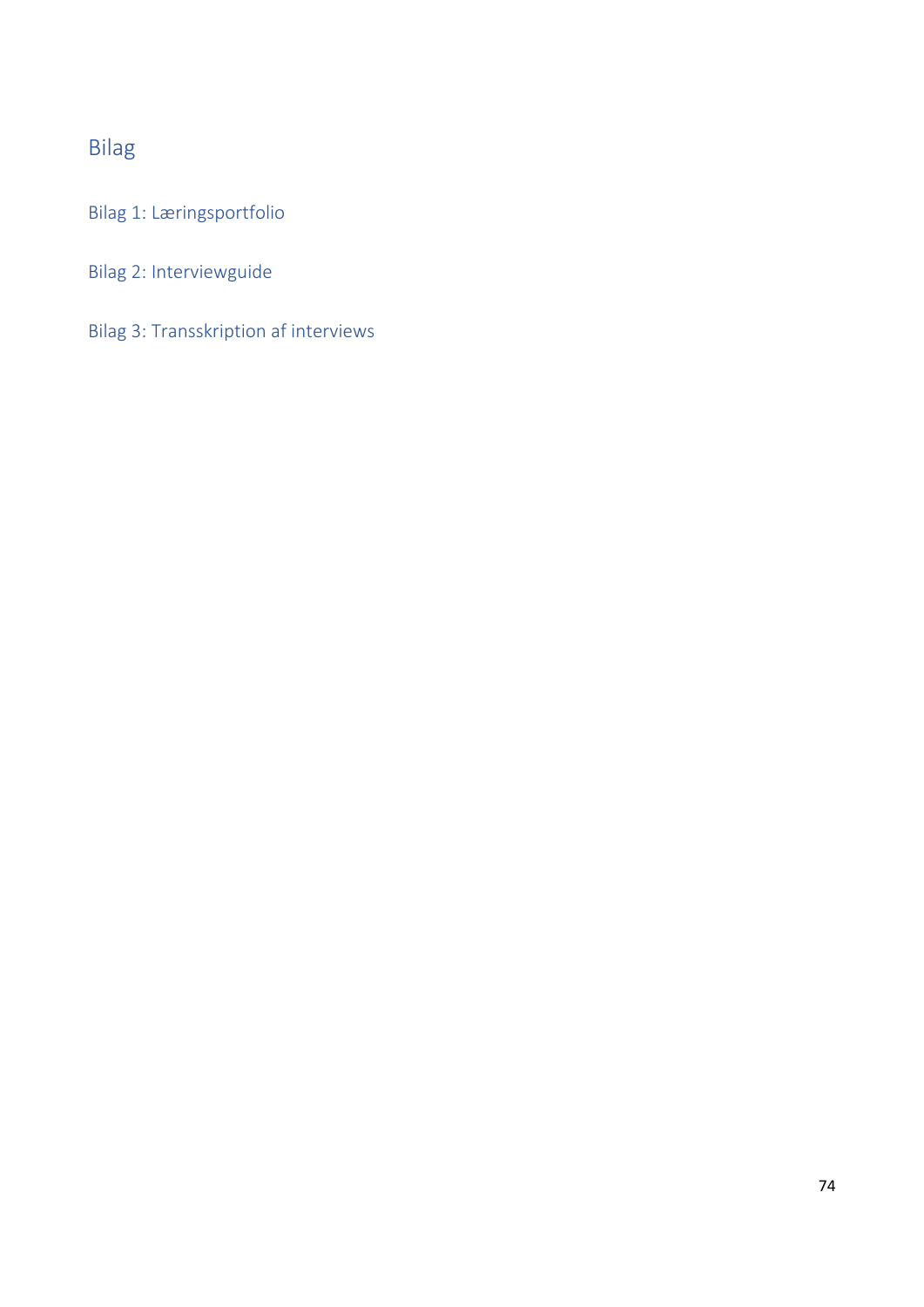# Bilag

Bilag 1: Læringsportfolio

Bilag 2: Interviewguide

Bilag 3: Transskription af interviews